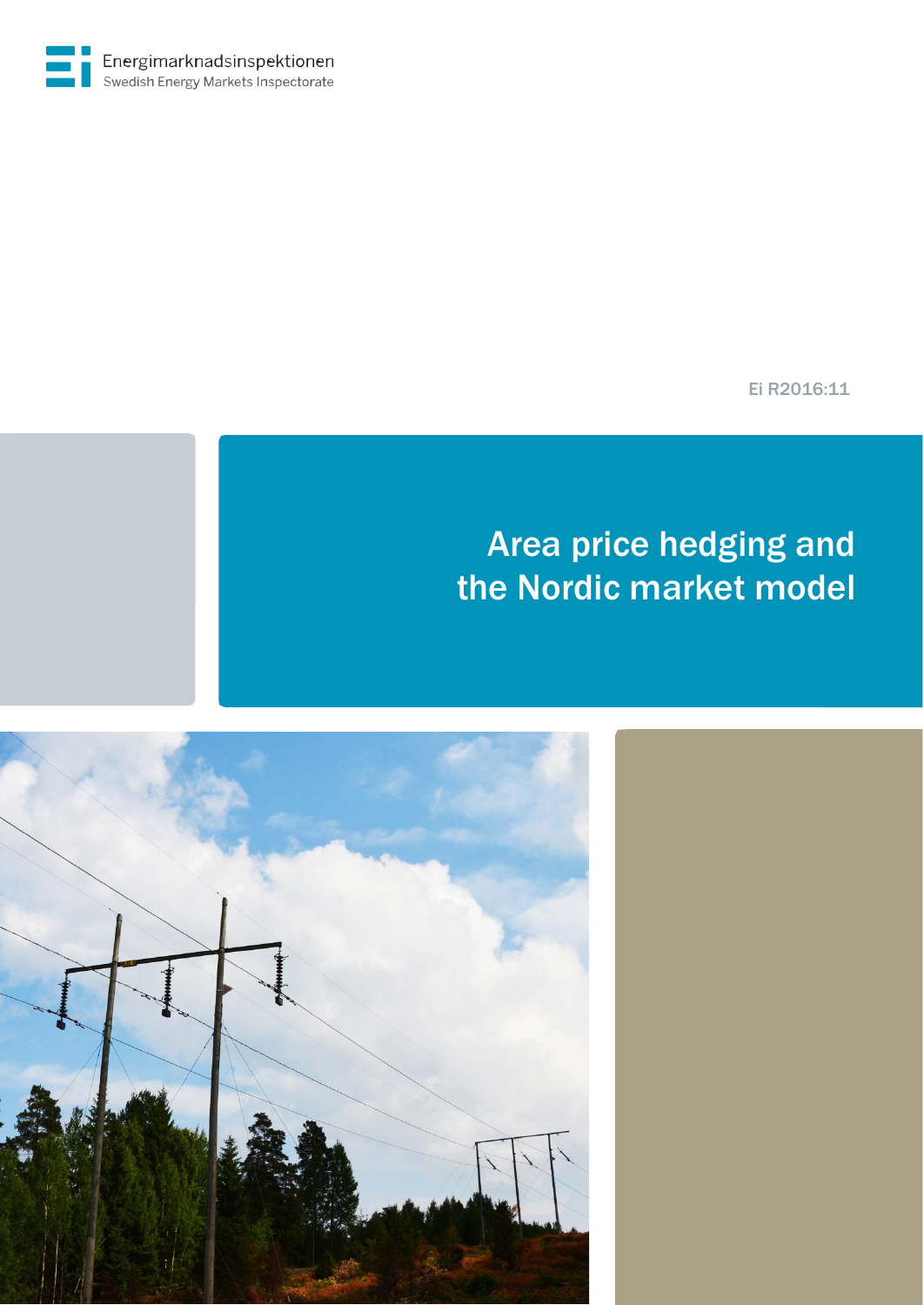Energimarknadsinspektionen
Swedish Energy Markets Inspectorate

Ei R2016:11

# Area price hedging and the Nordic market model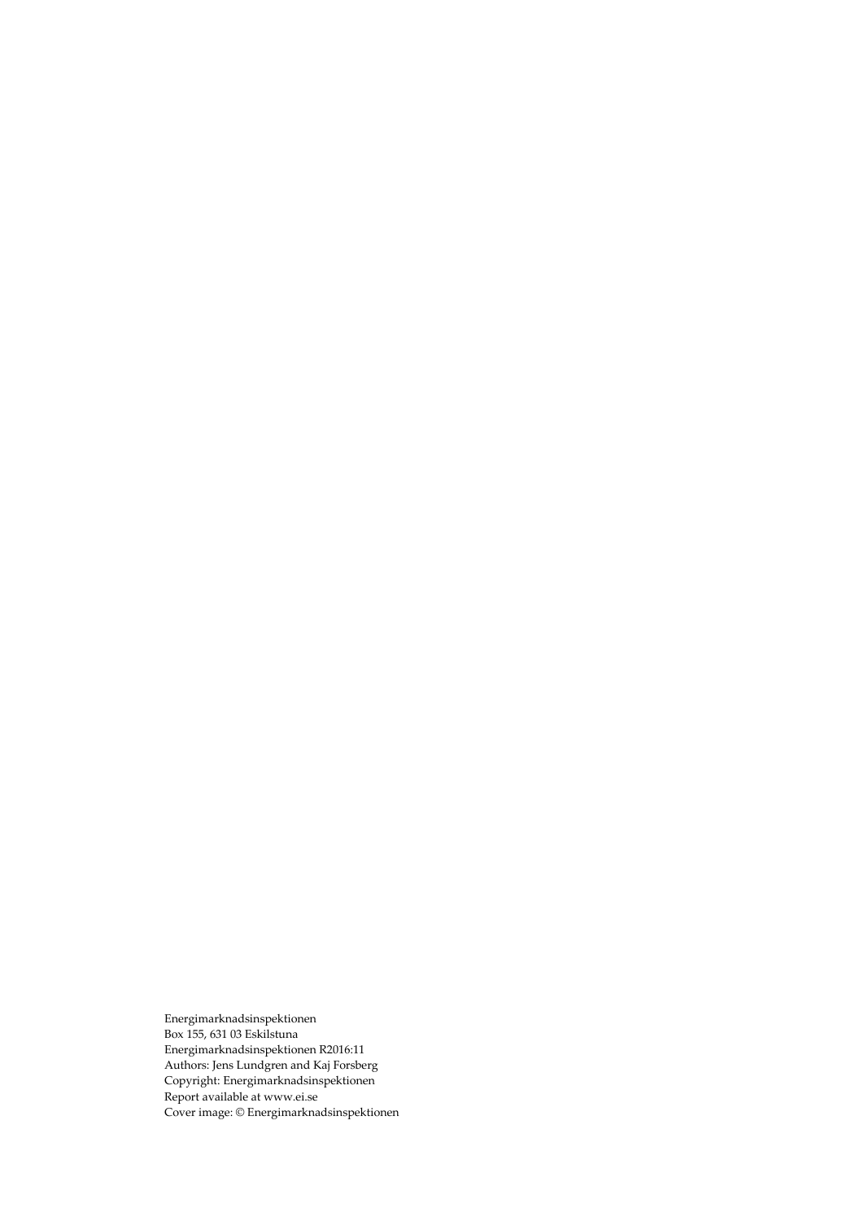Energimarknadsinspektionen
Box 155, 631 03 Eskilstuna
Energimarknadsinspektionen R2016:11
Authors: Jens Lundgren and Kaj Forsberg
Copyright: Energimarknadsinspektionen
Report available at www.ei.se
Cover image: © Energimarknadsinspektionen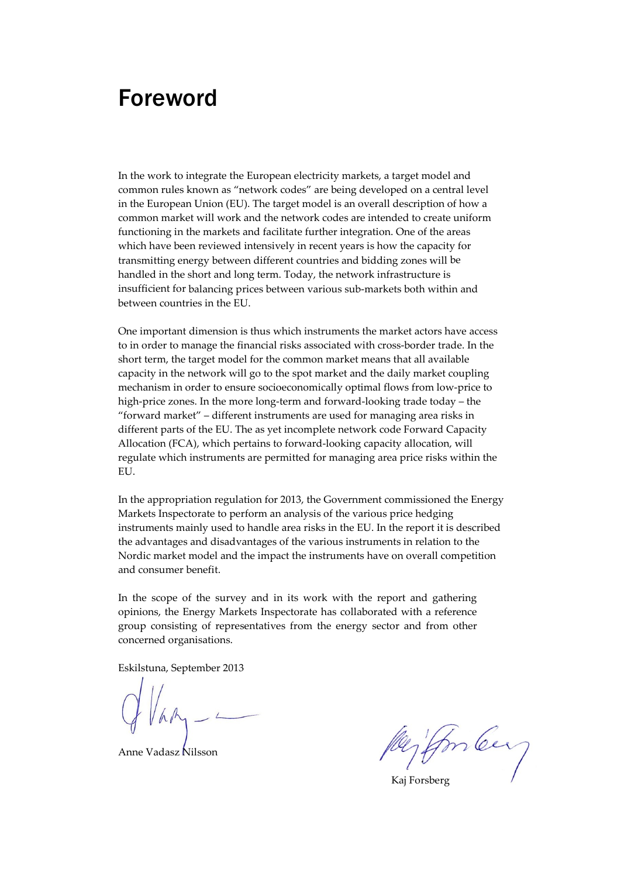# Foreword

In the work to integrate the European electricity markets, a target model and common rules known as "network codes" are being developed on a central level in the European Union (EU). The target model is an overall description of how a common market will work and the network codes are intended to create uniform functioning in the markets and facilitate further integration. One of the areas which have been reviewed intensively in recent years is how the capacity for transmitting energy between different countries and bidding zones will be handled in the short and long term. Today, the network infrastructure is insufficient for balancing prices between various sub-markets both within and between countries in the EU.

One important dimension is thus which instruments the market actors have access to in order to manage the financial risks associated with cross-border trade. In the short term, the target model for the common market means that all available capacity in the network will go to the spot market and the daily market coupling mechanism in order to ensure socioeconomically optimal flows from low-price to high-price zones. In the more long-term and forward-looking trade today – the "forward market" – different instruments are used for managing area risks in different parts of the EU. The as yet incomplete network code Forward Capacity Allocation (FCA), which pertains to forward-looking capacity allocation, will regulate which instruments are permitted for managing area price risks within the EU.

In the appropriation regulation for 2013, the Government commissioned the Energy Markets Inspectorate to perform an analysis of the various price hedging instruments mainly used to handle area risks in the EU. In the report it is described the advantages and disadvantages of the various instruments in relation to the Nordic market model and the impact the instruments have on overall competition and consumer benefit.

In the scope of the survey and in its work with the report and gathering opinions, the Energy Markets Inspectorate has collaborated with a reference group consisting of representatives from the energy sector and from other concerned organisations.

Eskilstuna, September 2013

Anne Vadasz Nilsson

Kaj Forsberg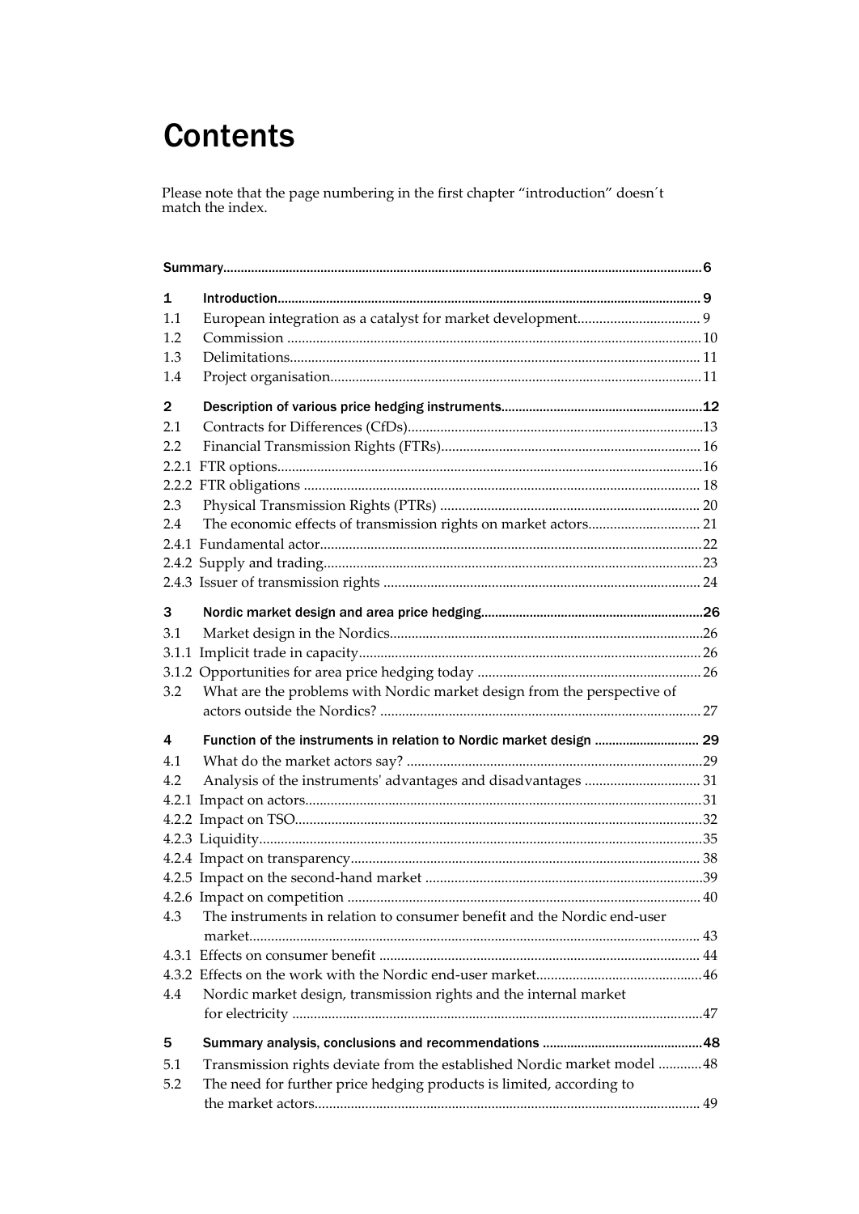# Contents

Please note that the page numbering in the first chapter "introduction" doesn´t match the index.

| | | |
|---|---|---|
| **Summary** | | **6** |
| **1** | **Introduction** | **9** |
| 1.1 | European integration as a catalyst for market development | 9 |
| 1.2 | Commission | 10 |
| 1.3 | Delimitations | 11 |
| 1.4 | Project organisation | 11 |
| **2** | **Description of various price hedging instruments** | **12** |
| 2.1 | Contracts for Differences (CfDs) | 13 |
| 2.2 | Financial Transmission Rights (FTRs) | 16 |
| 2.2.1 | FTR options | 16 |
| 2.2.2 | FTR obligations | 18 |
| 2.3 | Physical Transmission Rights (PTRs) | 20 |
| 2.4 | The economic effects of transmission rights on market actors | 21 |
| 2.4.1 | Fundamental actor | 22 |
| 2.4.2 | Supply and trading | 23 |
| 2.4.3 | Issuer of transmission rights | 24 |
| **3** | **Nordic market design and area price hedging** | **26** |
| 3.1 | Market design in the Nordics | 26 |
| 3.1.1 | Implicit trade in capacity | 26 |
| 3.1.2 | Opportunities for area price hedging today | 26 |
| 3.2 | What are the problems with Nordic market design from the perspective of actors outside the Nordics? | 27 |
| **4** | **Function of the instruments in relation to Nordic market design** | **29** |
| 4.1 | What do the market actors say? | 29 |
| 4.2 | Analysis of the instruments' advantages and disadvantages | 31 |
| 4.2.1 | Impact on actors | 31 |
| 4.2.2 | Impact on TSO | 32 |
| 4.2.3 | Liquidity | 35 |
| 4.2.4 | Impact on transparency | 38 |
| 4.2.5 | Impact on the second-hand market | 39 |
| 4.2.6 | Impact on competition | 40 |
| 4.3 | The instruments in relation to consumer benefit and the Nordic end-user market | 43 |
| 4.3.1 | Effects on consumer benefit | 44 |
| 4.3.2 | Effects on the work with the Nordic end-user market | 46 |
| 4.4 | Nordic market design, transmission rights and the internal market for electricity | 47 |
| **5** | **Summary analysis, conclusions and recommendations** | **48** |
| 5.1 | Transmission rights deviate from the established Nordic market model | 48 |
| 5.2 | The need for further price hedging products is limited, according to the market actors | 49 |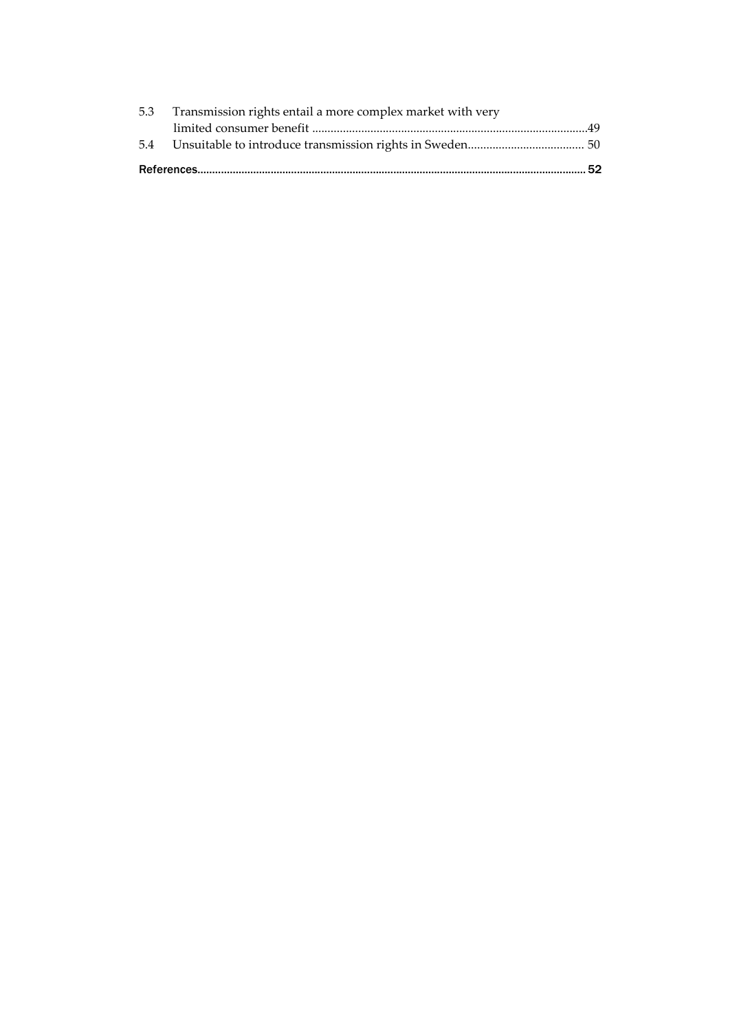5.3 Transmission rights entail a more complex market with very limited consumer benefit ........................................................................................49

5.4 Unsuitable to introduce transmission rights in Sweden..................................... 50

**References**...................................................................................................................................... **52**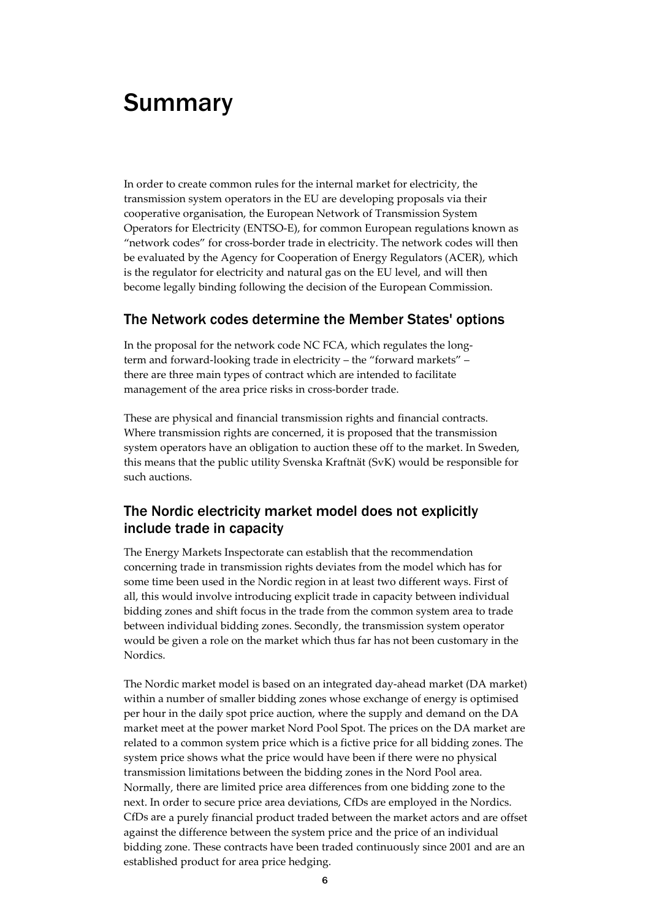# Summary

In order to create common rules for the internal market for electricity, the transmission system operators in the EU are developing proposals via their cooperative organisation, the European Network of Transmission System Operators for Electricity (ENTSO-E), for common European regulations known as "network codes" for cross-border trade in electricity. The network codes will then be evaluated by the Agency for Cooperation of Energy Regulators (ACER), which is the regulator for electricity and natural gas on the EU level, and will then become legally binding following the decision of the European Commission.

## The Network codes determine the Member States' options

In the proposal for the network code NC FCA, which regulates the long-term and forward-looking trade in electricity – the "forward markets" – there are three main types of contract which are intended to facilitate management of the area price risks in cross-border trade.

These are physical and financial transmission rights and financial contracts. Where transmission rights are concerned, it is proposed that the transmission system operators have an obligation to auction these off to the market. In Sweden, this means that the public utility Svenska Kraftnät (SvK) would be responsible for such auctions.

## The Nordic electricity market model does not explicitly include trade in capacity

The Energy Markets Inspectorate can establish that the recommendation concerning trade in transmission rights deviates from the model which has for some time been used in the Nordic region in at least two different ways. First of all, this would involve introducing explicit trade in capacity between individual bidding zones and shift focus in the trade from the common system area to trade between individual bidding zones. Secondly, the transmission system operator would be given a role on the market which thus far has not been customary in the Nordics.

The Nordic market model is based on an integrated day-ahead market (DA market) within a number of smaller bidding zones whose exchange of energy is optimised per hour in the daily spot price auction, where the supply and demand on the DA market meet at the power market Nord Pool Spot. The prices on the DA market are related to a common system price which is a fictive price for all bidding zones. The system price shows what the price would have been if there were no physical transmission limitations between the bidding zones in the Nord Pool area. Normally, there are limited price area differences from one bidding zone to the next. In order to secure price area deviations, CfDs are employed in the Nordics. CfDs are a purely financial product traded between the market actors and are offset against the difference between the system price and the price of an individual bidding zone. These contracts have been traded continuously since 2001 and are an established product for area price hedging.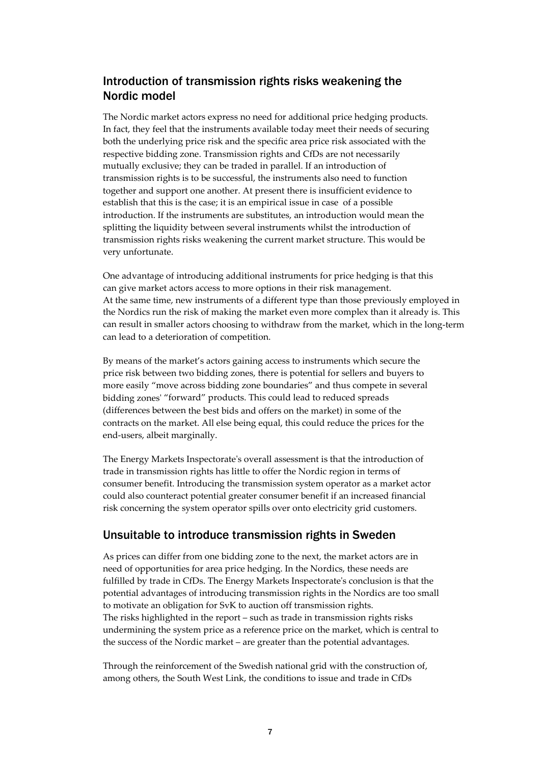## Introduction of transmission rights risks weakening the Nordic model

The Nordic market actors express no need for additional price hedging products. In fact, they feel that the instruments available today meet their needs of securing both the underlying price risk and the specific area price risk associated with the respective bidding zone. Transmission rights and CfDs are not necessarily mutually exclusive; they can be traded in parallel. If an introduction of transmission rights is to be successful, the instruments also need to function together and support one another. At present there is insufficient evidence to establish that this is the case; it is an empirical issue in case of a possible introduction. If the instruments are substitutes, an introduction would mean the splitting the liquidity between several instruments whilst the introduction of transmission rights risks weakening the current market structure. This would be very unfortunate.

One advantage of introducing additional instruments for price hedging is that this can give market actors access to more options in their risk management. At the same time, new instruments of a different type than those previously employed in the Nordics run the risk of making the market even more complex than it already is. This can result in smaller actors choosing to withdraw from the market, which in the long-term can lead to a deterioration of competition.

By means of the market's actors gaining access to instruments which secure the price risk between two bidding zones, there is potential for sellers and buyers to more easily "move across bidding zone boundaries" and thus compete in several bidding zones' "forward" products. This could lead to reduced spreads (differences between the best bids and offers on the market) in some of the contracts on the market. All else being equal, this could reduce the prices for the end-users, albeit marginally.

The Energy Markets Inspectorate's overall assessment is that the introduction of trade in transmission rights has little to offer the Nordic region in terms of consumer benefit. Introducing the transmission system operator as a market actor could also counteract potential greater consumer benefit if an increased financial risk concerning the system operator spills over onto electricity grid customers.

## Unsuitable to introduce transmission rights in Sweden

As prices can differ from one bidding zone to the next, the market actors are in need of opportunities for area price hedging. In the Nordics, these needs are fulfilled by trade in CfDs. The Energy Markets Inspectorate's conclusion is that the potential advantages of introducing transmission rights in the Nordics are too small to motivate an obligation for SvK to auction off transmission rights. The risks highlighted in the report – such as trade in transmission rights risks undermining the system price as a reference price on the market, which is central to the success of the Nordic market – are greater than the potential advantages.

Through the reinforcement of the Swedish national grid with the construction of, among others, the South West Link, the conditions to issue and trade in CfDs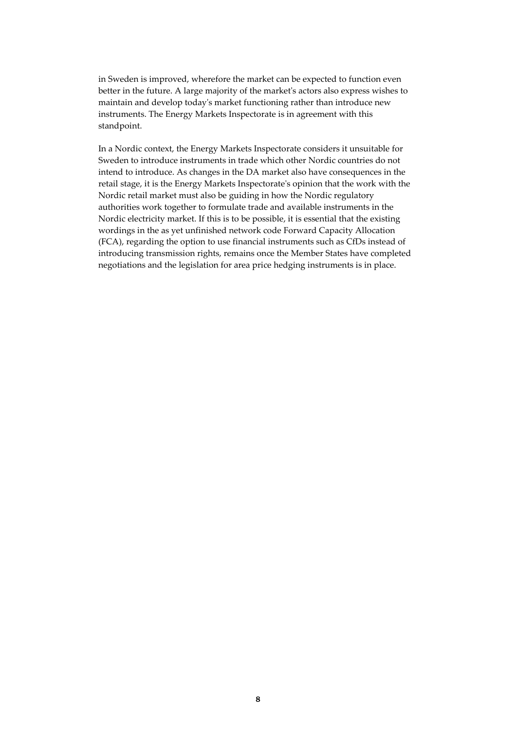in Sweden is improved, wherefore the market can be expected to function even better in the future. A large majority of the market's actors also express wishes to maintain and develop today's market functioning rather than introduce new instruments. The Energy Markets Inspectorate is in agreement with this standpoint.

In a Nordic context, the Energy Markets Inspectorate considers it unsuitable for Sweden to introduce instruments in trade which other Nordic countries do not intend to introduce. As changes in the DA market also have consequences in the retail stage, it is the Energy Markets Inspectorate's opinion that the work with the Nordic retail market must also be guiding in how the Nordic regulatory authorities work together to formulate trade and available instruments in the Nordic electricity market. If this is to be possible, it is essential that the existing wordings in the as yet unfinished network code Forward Capacity Allocation (FCA), regarding the option to use financial instruments such as CfDs instead of introducing transmission rights, remains once the Member States have completed negotiations and the legislation for area price hedging instruments is in place.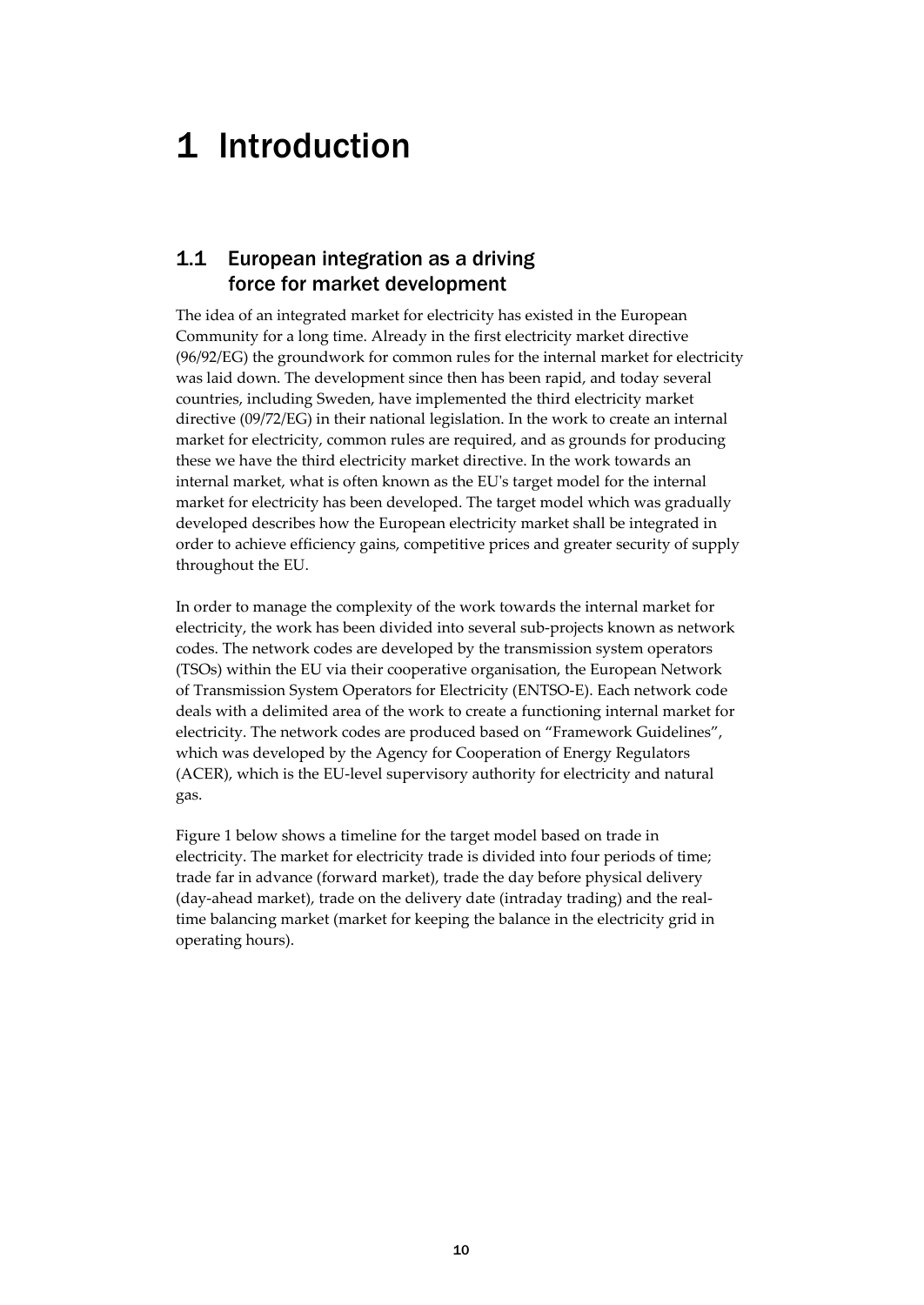# 1 Introduction

## 1.1 European integration as a driving force for market development

The idea of an integrated market for electricity has existed in the European Community for a long time. Already in the first electricity market directive (96/92/EG) the groundwork for common rules for the internal market for electricity was laid down. The development since then has been rapid, and today several countries, including Sweden, have implemented the third electricity market directive (09/72/EG) in their national legislation. In the work to create an internal market for electricity, common rules are required, and as grounds for producing these we have the third electricity market directive. In the work towards an internal market, what is often known as the EU's target model for the internal market for electricity has been developed. The target model which was gradually developed describes how the European electricity market shall be integrated in order to achieve efficiency gains, competitive prices and greater security of supply throughout the EU.

In order to manage the complexity of the work towards the internal market for electricity, the work has been divided into several sub-projects known as network codes. The network codes are developed by the transmission system operators (TSOs) within the EU via their cooperative organisation, the European Network of Transmission System Operators for Electricity (ENTSO-E). Each network code deals with a delimited area of the work to create a functioning internal market for electricity. The network codes are produced based on "Framework Guidelines", which was developed by the Agency for Cooperation of Energy Regulators (ACER), which is the EU-level supervisory authority for electricity and natural gas.

Figure 1 below shows a timeline for the target model based on trade in electricity. The market for electricity trade is divided into four periods of time; trade far in advance (forward market), trade the day before physical delivery (day-ahead market), trade on the delivery date (intraday trading) and the real-time balancing market (market for keeping the balance in the electricity grid in operating hours).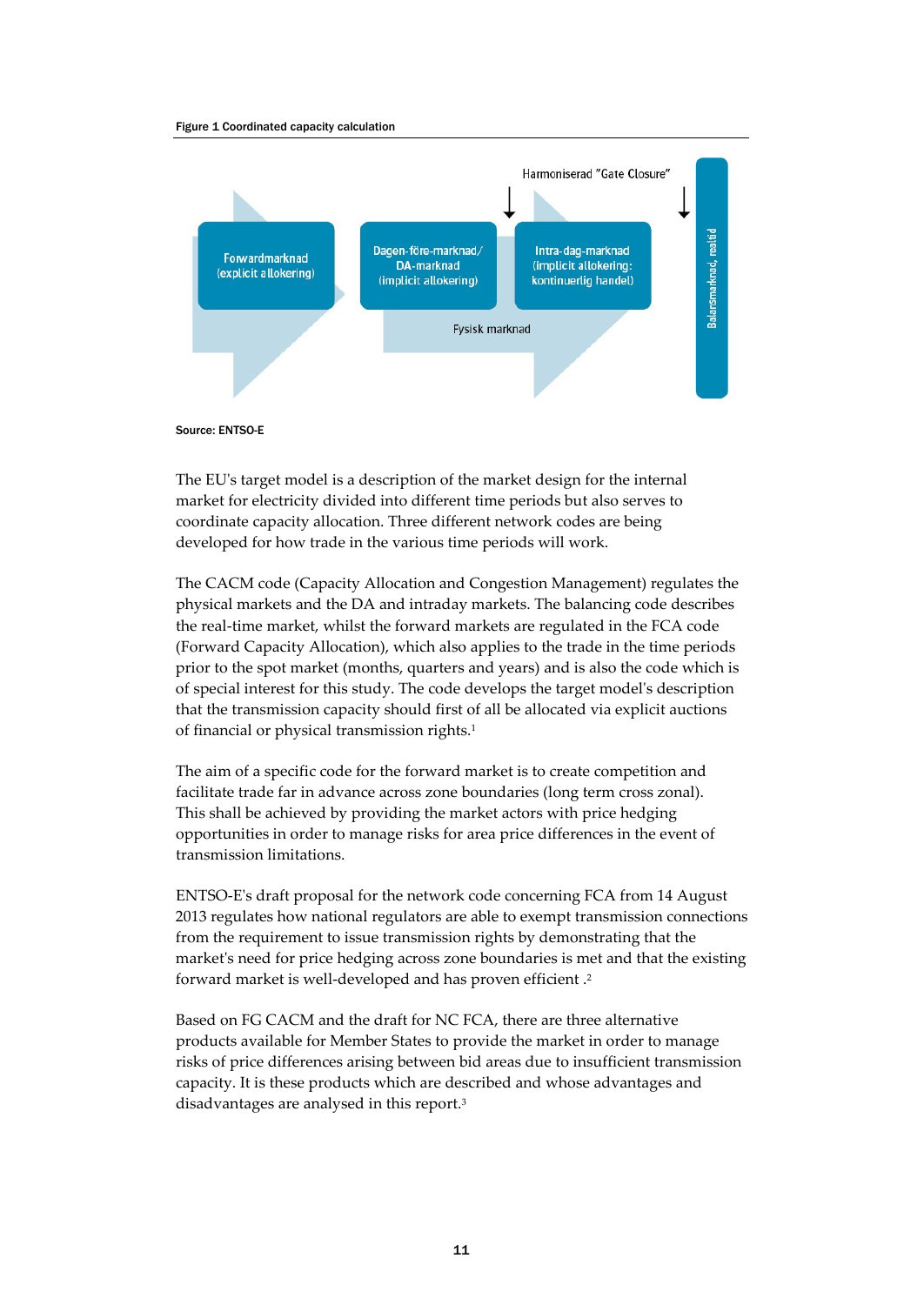Figure 1 Coordinated capacity calculation

Harmoniserad "Gate Closure"

Forwardmarknad (explicit allokering)

Dagen-före-marknad/ DA-marknad (implicit allokering)

Intra-dag-marknad (implicit allokering: kontinuerlig handel)

Fysisk marknad

Balansmarknad, realtid

Source: ENTSO-E

The EU's target model is a description of the market design for the internal market for electricity divided into different time periods but also serves to coordinate capacity allocation. Three different network codes are being developed for how trade in the various time periods will work.

The CACM code (Capacity Allocation and Congestion Management) regulates the physical markets and the DA and intraday markets. The balancing code describes the real-time market, whilst the forward markets are regulated in the FCA code (Forward Capacity Allocation), which also applies to the trade in the time periods prior to the spot market (months, quarters and years) and is also the code which is of special interest for this study. The code develops the target model's description that the transmission capacity should first of all be allocated via explicit auctions of financial or physical transmission rights.[1]

The aim of a specific code for the forward market is to create competition and facilitate trade far in advance across zone boundaries (long term cross zonal). This shall be achieved by providing the market actors with price hedging opportunities in order to manage risks for area price differences in the event of transmission limitations.

ENTSO-E's draft proposal for the network code concerning FCA from 14 August 2013 regulates how national regulators are able to exempt transmission connections from the requirement to issue transmission rights by demonstrating that the market's need for price hedging across zone boundaries is met and that the existing forward market is well-developed and has proven efficient .[2]

Based on FG CACM and the draft for NC FCA, there are three alternative products available for Member States to provide the market in order to manage risks of price differences arising between bid areas due to insufficient transmission capacity. It is these products which are described and whose advantages and disadvantages are analysed in this report.[3]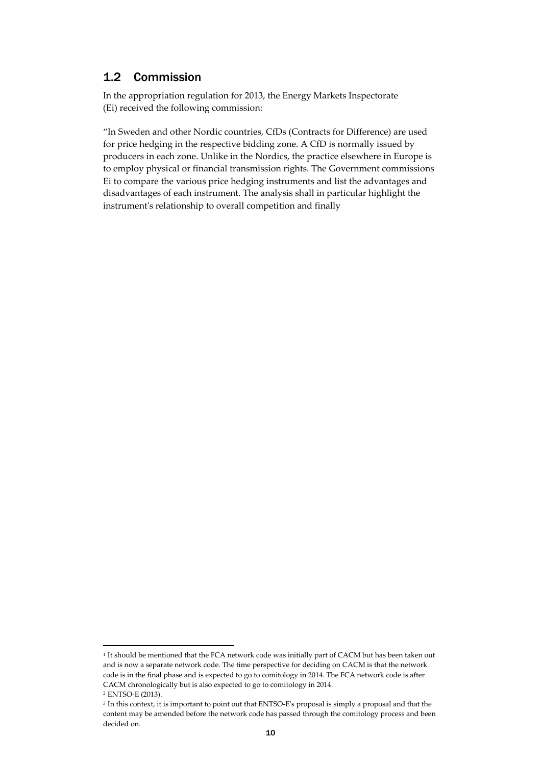## 1.2 Commission

In the appropriation regulation for 2013, the Energy Markets Inspectorate (Ei) received the following commission:

"In Sweden and other Nordic countries, CfDs (Contracts for Difference) are used for price hedging in the respective bidding zone. A CfD is normally issued by producers in each zone. Unlike in the Nordics, the practice elsewhere in Europe is to employ physical or financial transmission rights. The Government commissions Ei to compare the various price hedging instruments and list the advantages and disadvantages of each instrument. The analysis shall in particular highlight the instrument's relationship to overall competition and finally

---

[1] It should be mentioned that the FCA network code was initially part of CACM but has been taken out and is now a separate network code. The time perspective for deciding on CACM is that the network code is in the final phase and is expected to go to comitology in 2014. The FCA network code is after CACM chronologically but is also expected to go to comitology in 2014.

[2] ENTSO-E (2013).

[3] In this context, it is important to point out that ENTSO-E's proposal is simply a proposal and that the content may be amended before the network code has passed through the comitology process and been decided on.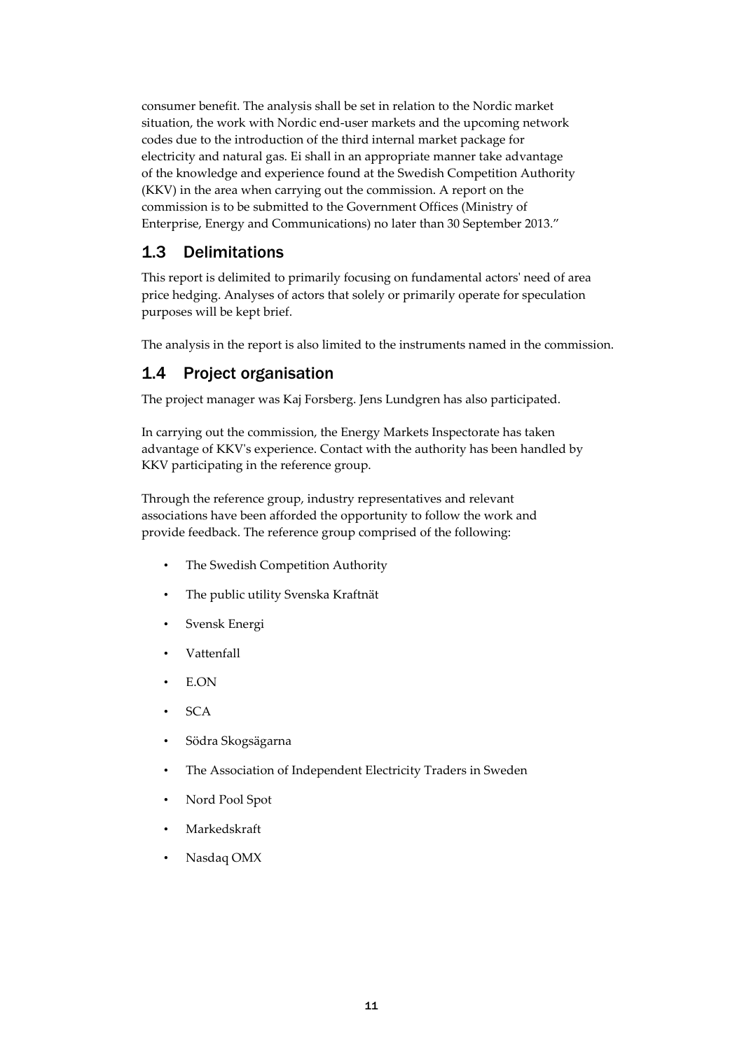consumer benefit. The analysis shall be set in relation to the Nordic market situation, the work with Nordic end-user markets and the upcoming network codes due to the introduction of the third internal market package for electricity and natural gas. Ei shall in an appropriate manner take advantage of the knowledge and experience found at the Swedish Competition Authority (KKV) in the area when carrying out the commission. A report on the commission is to be submitted to the Government Offices (Ministry of Enterprise, Energy and Communications) no later than 30 September 2013."

## 1.3 Delimitations

This report is delimited to primarily focusing on fundamental actors' need of area price hedging. Analyses of actors that solely or primarily operate for speculation purposes will be kept brief.

The analysis in the report is also limited to the instruments named in the commission.

## 1.4 Project organisation

The project manager was Kaj Forsberg. Jens Lundgren has also participated.

In carrying out the commission, the Energy Markets Inspectorate has taken advantage of KKV's experience. Contact with the authority has been handled by KKV participating in the reference group.

Through the reference group, industry representatives and relevant associations have been afforded the opportunity to follow the work and provide feedback. The reference group comprised of the following:

- The Swedish Competition Authority
- The public utility Svenska Kraftnät
- Svensk Energi
- Vattenfall
- E.ON
- SCA
- Södra Skogsägarna
- The Association of Independent Electricity Traders in Sweden
- Nord Pool Spot
- Markedskraft
- Nasdaq OMX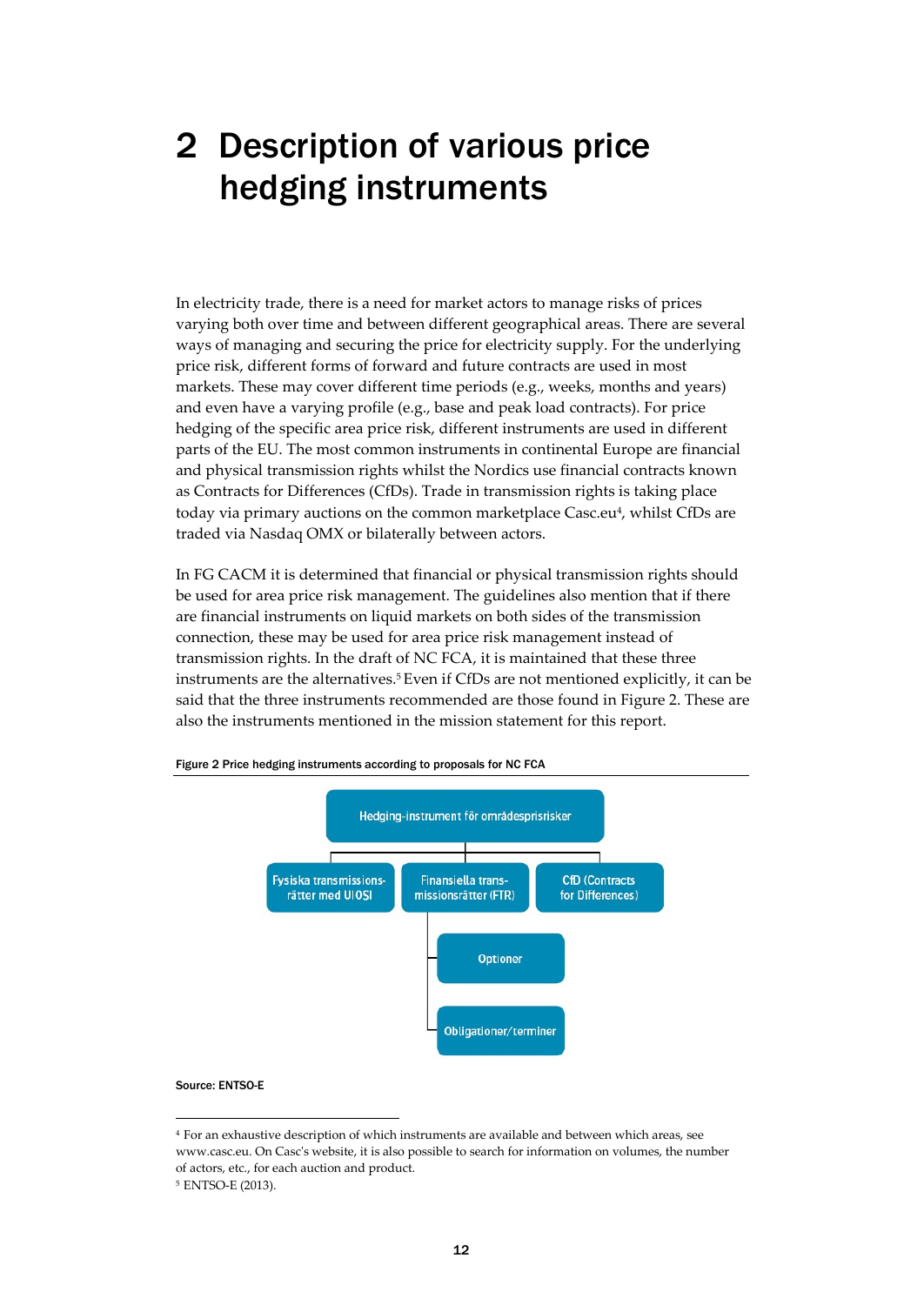# 2 Description of various price hedging instruments

In electricity trade, there is a need for market actors to manage risks of prices varying both over time and between different geographical areas. There are several ways of managing and securing the price for electricity supply. For the underlying price risk, different forms of forward and future contracts are used in most markets. These may cover different time periods (e.g., weeks, months and years) and even have a varying profile (e.g., base and peak load contracts). For price hedging of the specific area price risk, different instruments are used in different parts of the EU. The most common instruments in continental Europe are financial and physical transmission rights whilst the Nordics use financial contracts known as Contracts for Differences (CfDs). Trade in transmission rights is taking place today via primary auctions on the common marketplace Casc.eu[4], whilst CfDs are traded via Nasdaq OMX or bilaterally between actors.

In FG CACM it is determined that financial or physical transmission rights should be used for area price risk management. The guidelines also mention that if there are financial instruments on liquid markets on both sides of the transmission connection, these may be used for area price risk management instead of transmission rights. In the draft of NC FCA, it is maintained that these three instruments are the alternatives.[5] Even if CfDs are not mentioned explicitly, it can be said that the three instruments recommended are those found in Figure 2. These are also the instruments mentioned in the mission statement for this report.

Figure 2 Price hedging instruments according to proposals for NC FCA

- Hedging-instrument för områdesprisrisker
  - Fysiska transmissionsrätter med UIOSI
  - Finansiella transmissionsrätter (FTR)
    - Optioner
    - Obligationer/terminer
  - CfD (Contracts for Differences)

Source: ENTSO-E

[4] For an exhaustive description of which instruments are available and between which areas, see www.casc.eu. On Casc's website, it is also possible to search for information on volumes, the number of actors, etc., for each auction and product.

[5] ENTSO-E (2013).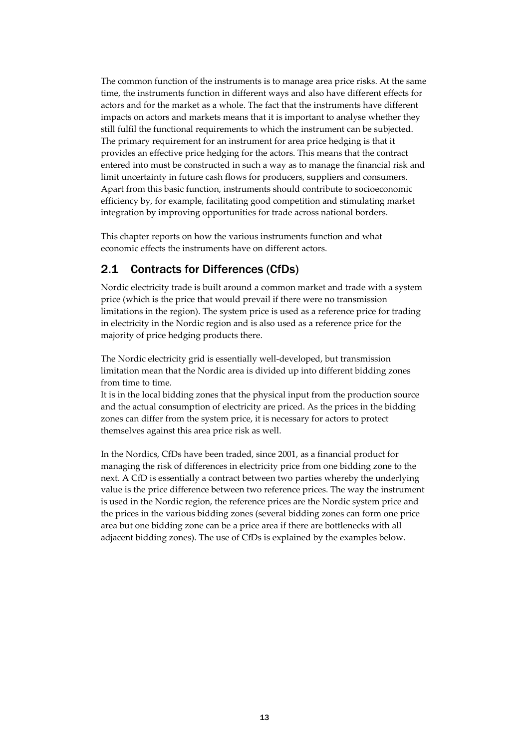The common function of the instruments is to manage area price risks. At the same time, the instruments function in different ways and also have different effects for actors and for the market as a whole. The fact that the instruments have different impacts on actors and markets means that it is important to analyse whether they still fulfil the functional requirements to which the instrument can be subjected. The primary requirement for an instrument for area price hedging is that it provides an effective price hedging for the actors. This means that the contract entered into must be constructed in such a way as to manage the financial risk and limit uncertainty in future cash flows for producers, suppliers and consumers. Apart from this basic function, instruments should contribute to socioeconomic efficiency by, for example, facilitating good competition and stimulating market integration by improving opportunities for trade across national borders.

This chapter reports on how the various instruments function and what economic effects the instruments have on different actors.

## 2.1 Contracts for Differences (CfDs)

Nordic electricity trade is built around a common market and trade with a system price (which is the price that would prevail if there were no transmission limitations in the region). The system price is used as a reference price for trading in electricity in the Nordic region and is also used as a reference price for the majority of price hedging products there.

The Nordic electricity grid is essentially well-developed, but transmission limitation mean that the Nordic area is divided up into different bidding zones from time to time.

It is in the local bidding zones that the physical input from the production source and the actual consumption of electricity are priced. As the prices in the bidding zones can differ from the system price, it is necessary for actors to protect themselves against this area price risk as well.

In the Nordics, CfDs have been traded, since 2001, as a financial product for managing the risk of differences in electricity price from one bidding zone to the next. A CfD is essentially a contract between two parties whereby the underlying value is the price difference between two reference prices. The way the instrument is used in the Nordic region, the reference prices are the Nordic system price and the prices in the various bidding zones (several bidding zones can form one price area but one bidding zone can be a price area if there are bottlenecks with all adjacent bidding zones). The use of CfDs is explained by the examples below.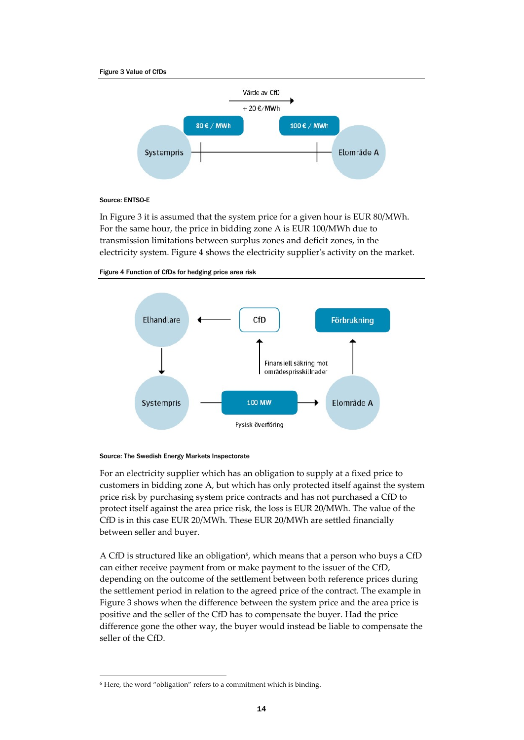Figure 3 Value of CfDs

Värde av CfD

+ 20 €/MWh

80 € / MWh

100 € / MWh

Systempris

Elområde A

Source: ENTSO-E

In Figure 3 it is assumed that the system price for a given hour is EUR 80/MWh. For the same hour, the price in bidding zone A is EUR 100/MWh due to transmission limitations between surplus zones and deficit zones, in the electricity system. Figure 4 shows the electricity supplier's activity on the market.

Figure 4 Function of CfDs for hedging price area risk

Elhandlare

CfD

Förbrukning

Finansiell säkring mot områdesprisskillnader

Systempris

100 MW

Elområde A

Fysisk överföring

Source: The Swedish Energy Markets Inspectorate

For an electricity supplier which has an obligation to supply at a fixed price to customers in bidding zone A, but which has only protected itself against the system price risk by purchasing system price contracts and has not purchased a CfD to protect itself against the area price risk, the loss is EUR 20/MWh. The value of the CfD is in this case EUR 20/MWh. These EUR 20/MWh are settled financially between seller and buyer.

A CfD is structured like an obligation[6], which means that a person who buys a CfD can either receive payment from or make payment to the issuer of the CfD, depending on the outcome of the settlement between both reference prices during the settlement period in relation to the agreed price of the contract. The example in Figure 3 shows when the difference between the system price and the area price is positive and the seller of the CfD has to compensate the buyer. Had the price difference gone the other way, the buyer would instead be liable to compensate the seller of the CfD.

[6] Here, the word "obligation" refers to a commitment which is binding.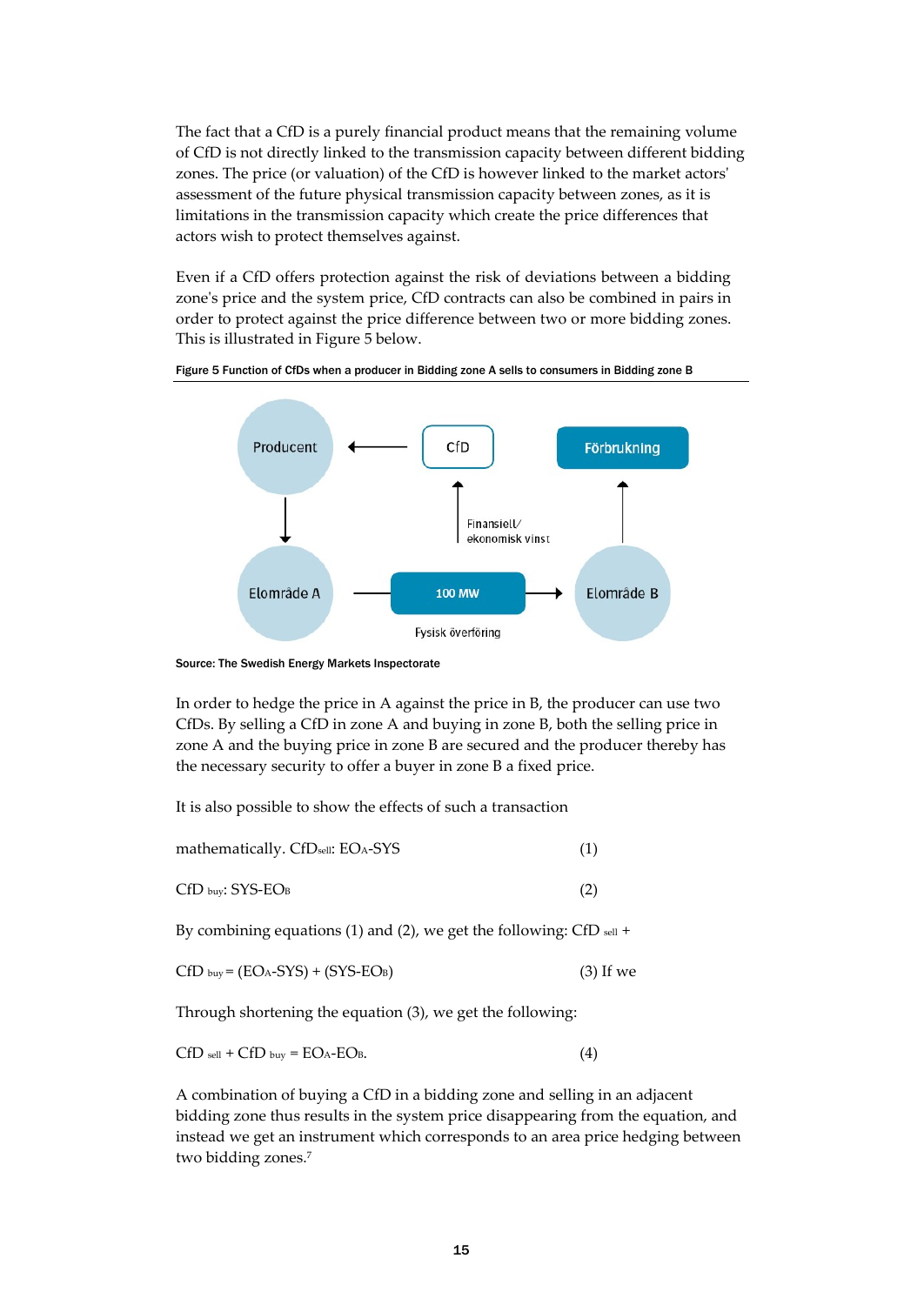The fact that a CfD is a purely financial product means that the remaining volume of CfD is not directly linked to the transmission capacity between different bidding zones. The price (or valuation) of the CfD is however linked to the market actors' assessment of the future physical transmission capacity between zones, as it is limitations in the transmission capacity which create the price differences that actors wish to protect themselves against.

Even if a CfD offers protection against the risk of deviations between a bidding zone's price and the system price, CfD contracts can also be combined in pairs in order to protect against the price difference between two or more bidding zones. This is illustrated in Figure 5 below.

**Figure 5 Function of CfDs when a producer in Bidding zone A sells to consumers in Bidding zone B**

Producent ← CfD    Förbrukning

Finansiell/ ekonomisk vinst

Elområde A — 100 MW → Elområde B

Fysisk överföring

Source: The Swedish Energy Markets Inspectorate

In order to hedge the price in A against the price in B, the producer can use two CfDs. By selling a CfD in zone A and buying in zone B, both the selling price in zone A and the buying price in zone B are secured and the producer thereby has the necessary security to offer a buyer in zone B a fixed price.

It is also possible to show the effects of such a transaction

mathematically. $CfD_{sell}$: $EO_A$-SYS (1)

$CfD_{buy}$: SYS-$EO_B$ (2)

By combining equations (1) and (2), we get the following: $CfD_{sell}$ +

$CfD_{buy}$ = ($EO_A$-SYS) + (SYS-$EO_B$) (3) If we

Through shortening the equation (3), we get the following:

$CfD_{sell}$ + $CfD_{buy}$ = $EO_A$-$EO_B$. (4)

A combination of buying a CfD in a bidding zone and selling in an adjacent bidding zone thus results in the system price disappearing from the equation, and instead we get an instrument which corresponds to an area price hedging between two bidding zones.[7]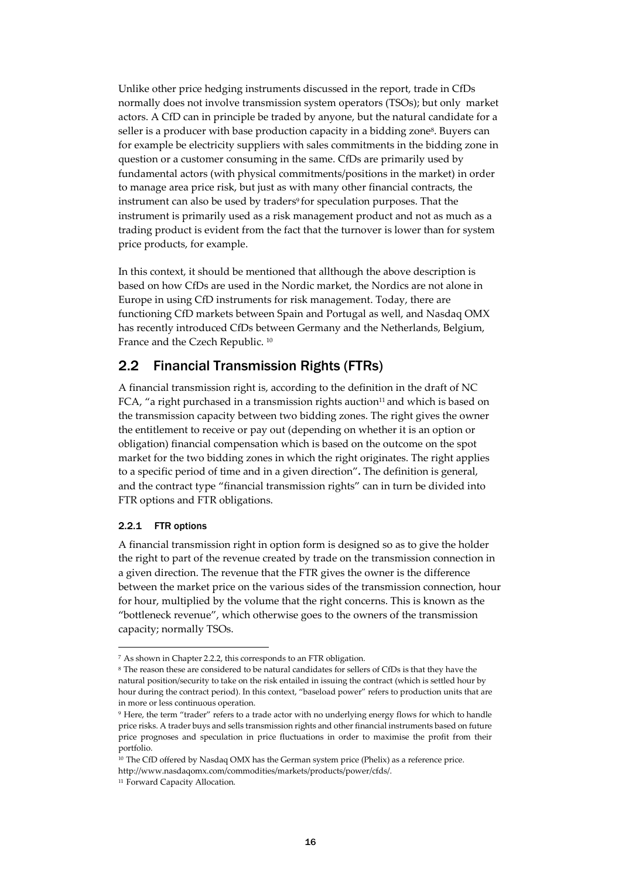Unlike other price hedging instruments discussed in the report, trade in CfDs normally does not involve transmission system operators (TSOs); but only market actors. A CfD can in principle be traded by anyone, but the natural candidate for a seller is a producer with base production capacity in a bidding zone[8]. Buyers can for example be electricity suppliers with sales commitments in the bidding zone in question or a customer consuming in the same. CfDs are primarily used by fundamental actors (with physical commitments/positions in the market) in order to manage area price risk, but just as with many other financial contracts, the instrument can also be used by traders[9] for speculation purposes. That the instrument is primarily used as a risk management product and not as much as a trading product is evident from the fact that the turnover is lower than for system price products, for example.

In this context, it should be mentioned that allthough the above description is based on how CfDs are used in the Nordic market, the Nordics are not alone in Europe in using CfD instruments for risk management. Today, there are functioning CfD markets between Spain and Portugal as well, and Nasdaq OMX has recently introduced CfDs between Germany and the Netherlands, Belgium, France and the Czech Republic. [10]

## 2.2 Financial Transmission Rights (FTRs)

A financial transmission right is, according to the definition in the draft of NC FCA, "a right purchased in a transmission rights auction[11] and which is based on the transmission capacity between two bidding zones. The right gives the owner the entitlement to receive or pay out (depending on whether it is an option or obligation) financial compensation which is based on the outcome on the spot market for the two bidding zones in which the right originates. The right applies to a specific period of time and in a given direction"**.** The definition is general, and the contract type "financial transmission rights" can in turn be divided into FTR options and FTR obligations.

### 2.2.1 FTR options

A financial transmission right in option form is designed so as to give the holder the right to part of the revenue created by trade on the transmission connection in a given direction. The revenue that the FTR gives the owner is the difference between the market price on the various sides of the transmission connection, hour for hour, multiplied by the volume that the right concerns. This is known as the "bottleneck revenue", which otherwise goes to the owners of the transmission capacity; normally TSOs.

---

[7] As shown in Chapter 2.2.2, this corresponds to an FTR obligation.

[8] The reason these are considered to be natural candidates for sellers of CfDs is that they have the natural position/security to take on the risk entailed in issuing the contract (which is settled hour by hour during the contract period). In this context, "baseload power" refers to production units that are in more or less continuous operation.

[9] Here, the term "trader" refers to a trade actor with no underlying energy flows for which to handle price risks. A trader buys and sells transmission rights and other financial instruments based on future price prognoses and speculation in price fluctuations in order to maximise the profit from their portfolio.

[10] The CfD offered by Nasdaq OMX has the German system price (Phelix) as a reference price. http://www.nasdaqomx.com/commodities/markets/products/power/cfds/.

[11] Forward Capacity Allocation.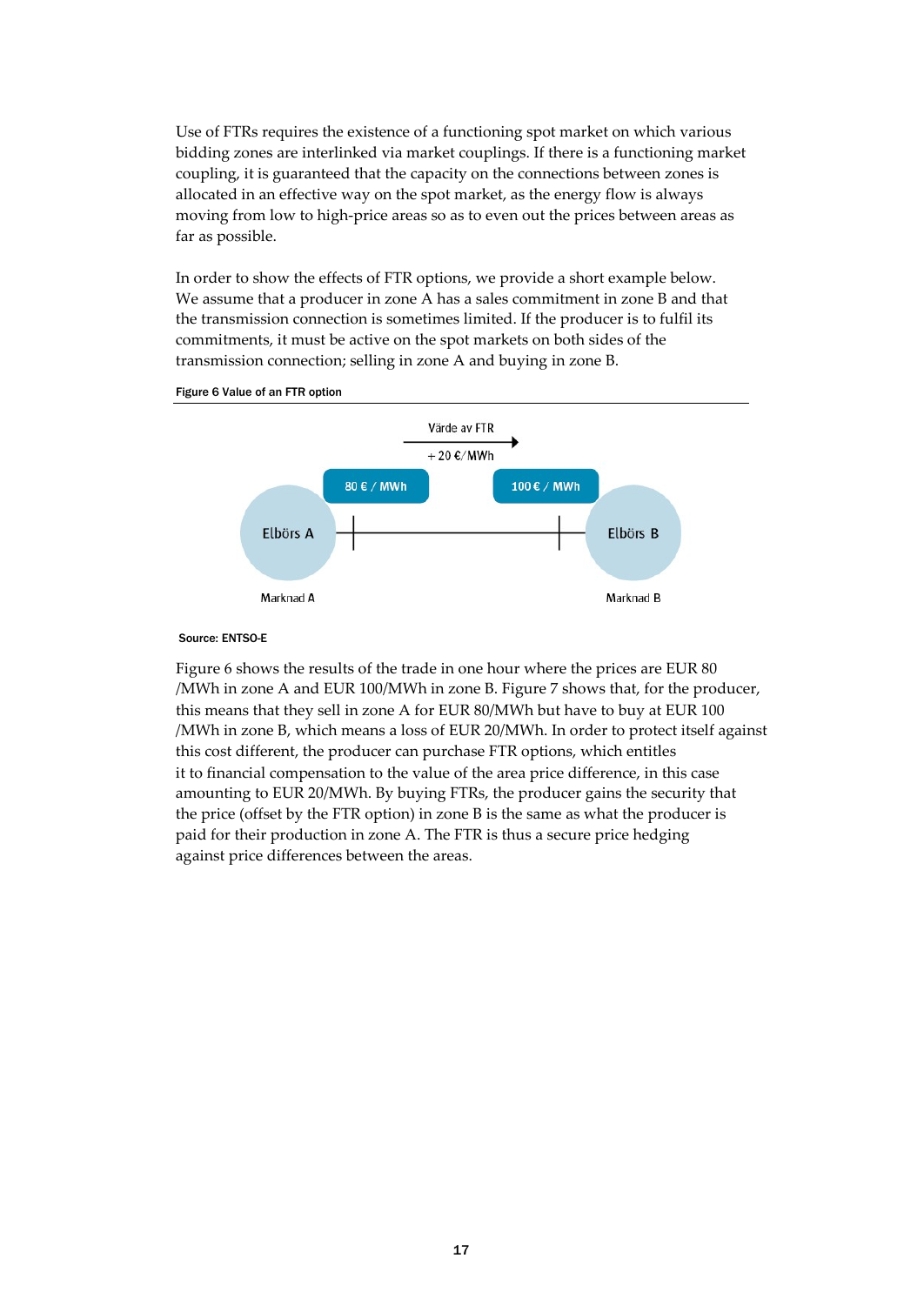Use of FTRs requires the existence of a functioning spot market on which various bidding zones are interlinked via market couplings. If there is a functioning market coupling, it is guaranteed that the capacity on the connections between zones is allocated in an effective way on the spot market, as the energy flow is always moving from low to high-price areas so as to even out the prices between areas as far as possible.

In order to show the effects of FTR options, we provide a short example below. We assume that a producer in zone A has a sales commitment in zone B and that the transmission connection is sometimes limited. If the producer is to fulfil its commitments, it must be active on the spot markets on both sides of the transmission connection; selling in zone A and buying in zone B.

**Figure 6 Value of an FTR option**

Värde av FTR

+ 20 €/MWh

80 € / MWh

100 € / MWh

Elbörs A

Elbörs B

Marknad A

Marknad B

Source: ENTSO-E

Figure 6 shows the results of the trade in one hour where the prices are EUR 80 /MWh in zone A and EUR 100/MWh in zone B. Figure 7 shows that, for the producer, this means that they sell in zone A for EUR 80/MWh but have to buy at EUR 100 /MWh in zone B, which means a loss of EUR 20/MWh. In order to protect itself against this cost different, the producer can purchase FTR options, which entitles it to financial compensation to the value of the area price difference, in this case amounting to EUR 20/MWh. By buying FTRs, the producer gains the security that the price (offset by the FTR option) in zone B is the same as what the producer is paid for their production in zone A. The FTR is thus a secure price hedging against price differences between the areas.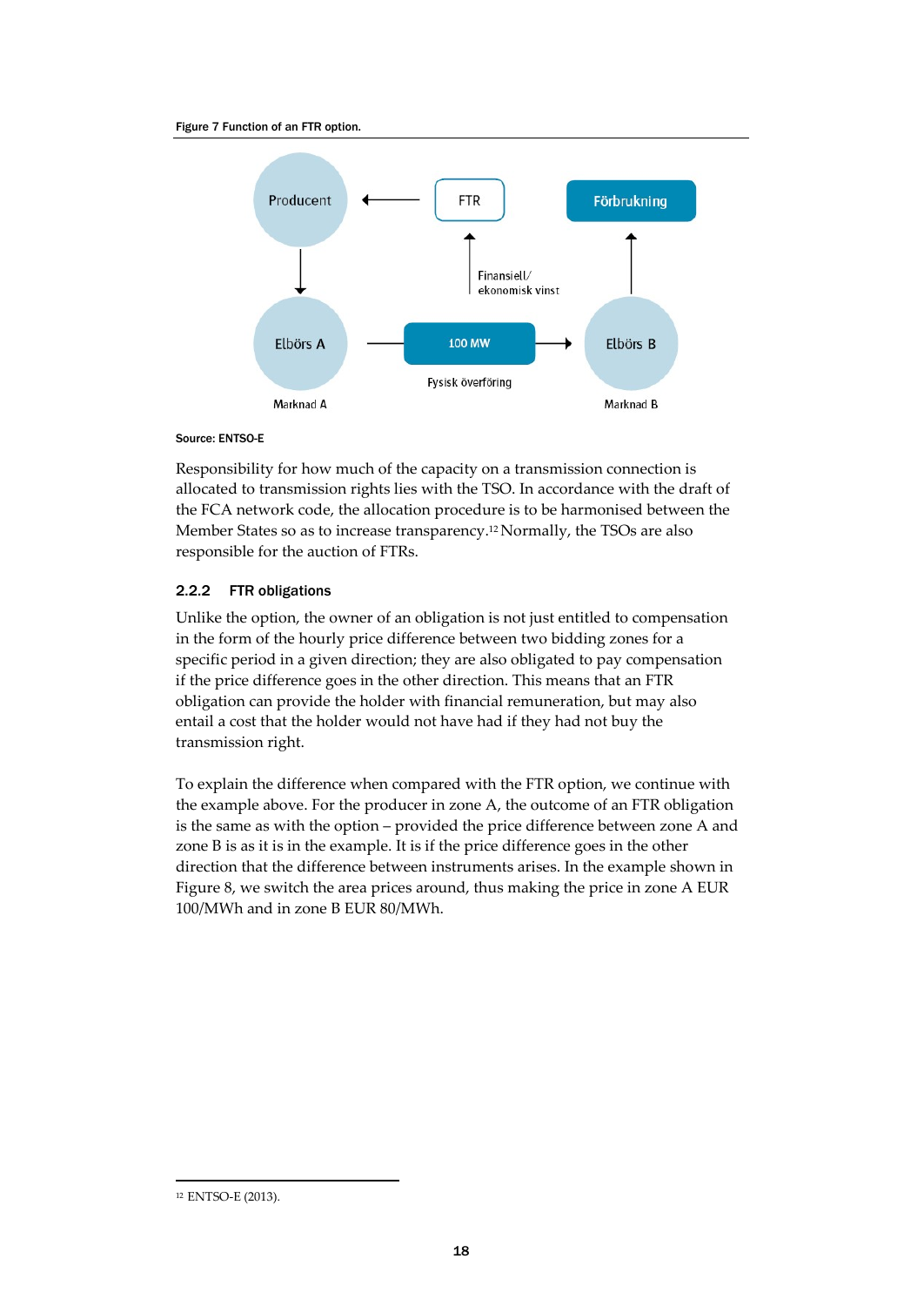Figure 7 Function of an FTR option.

Source: ENTSO-E

Responsibility for how much of the capacity on a transmission connection is allocated to transmission rights lies with the TSO. In accordance with the draft of the FCA network code, the allocation procedure is to be harmonised between the Member States so as to increase transparency.[12] Normally, the TSOs are also responsible for the auction of FTRs.

### 2.2.2 FTR obligations

Unlike the option, the owner of an obligation is not just entitled to compensation in the form of the hourly price difference between two bidding zones for a specific period in a given direction; they are also obligated to pay compensation if the price difference goes in the other direction. This means that an FTR obligation can provide the holder with financial remuneration, but may also entail a cost that the holder would not have had if they had not buy the transmission right.

To explain the difference when compared with the FTR option, we continue with the example above. For the producer in zone A, the outcome of an FTR obligation is the same as with the option – provided the price difference between zone A and zone B is as it is in the example. It is if the price difference goes in the other direction that the difference between instruments arises. In the example shown in Figure 8, we switch the area prices around, thus making the price in zone A EUR 100/MWh and in zone B EUR 80/MWh.

[12] ENTSO-E (2013).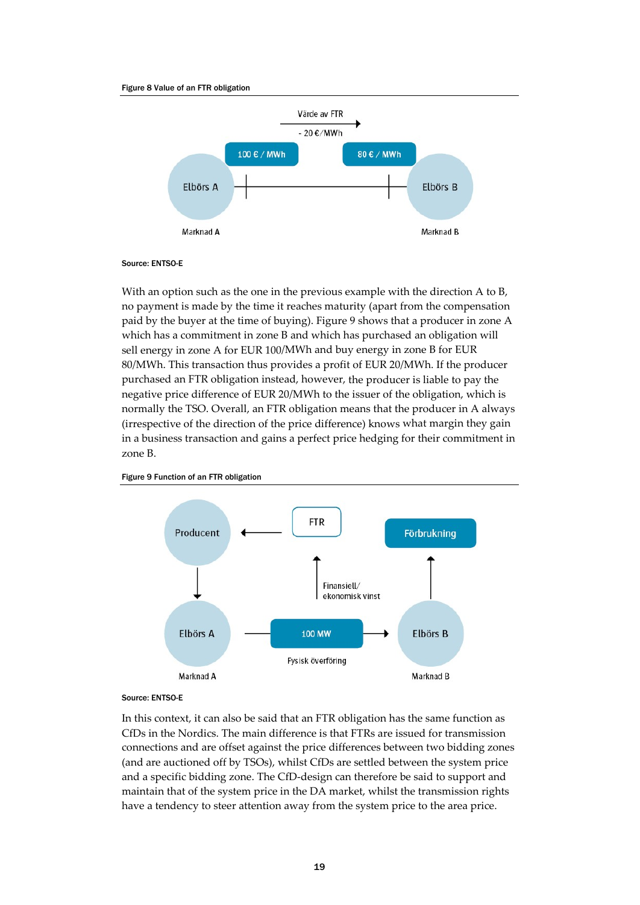Figure 8 Value of an FTR obligation

Värde av FTR

- 20 €/MWh

100 € / MWh

80 € / MWh

Elbörs A

Elbörs B

Marknad A

Marknad B

Source: ENTSO-E

With an option such as the one in the previous example with the direction A to B, no payment is made by the time it reaches maturity (apart from the compensation paid by the buyer at the time of buying). Figure 9 shows that a producer in zone A which has a commitment in zone B and which has purchased an obligation will sell energy in zone A for EUR 100/MWh and buy energy in zone B for EUR 80/MWh. This transaction thus provides a profit of EUR 20/MWh. If the producer purchased an FTR obligation instead, however, the producer is liable to pay the negative price difference of EUR 20/MWh to the issuer of the obligation, which is normally the TSO. Overall, an FTR obligation means that the producer in A always (irrespective of the direction of the price difference) knows what margin they gain in a business transaction and gains a perfect price hedging for their commitment in zone B.

Figure 9 Function of an FTR obligation

Producent

FTR

Förbrukning

Finansiell/ ekonomisk vinst

Elbörs A

100 MW

Elbörs B

Fysisk överföring

Marknad A

Marknad B

Source: ENTSO-E

In this context, it can also be said that an FTR obligation has the same function as CfDs in the Nordics. The main difference is that FTRs are issued for transmission connections and are offset against the price differences between two bidding zones (and are auctioned off by TSOs), whilst CfDs are settled between the system price and a specific bidding zone. The CfD-design can therefore be said to support and maintain that of the system price in the DA market, whilst the transmission rights have a tendency to steer attention away from the system price to the area price.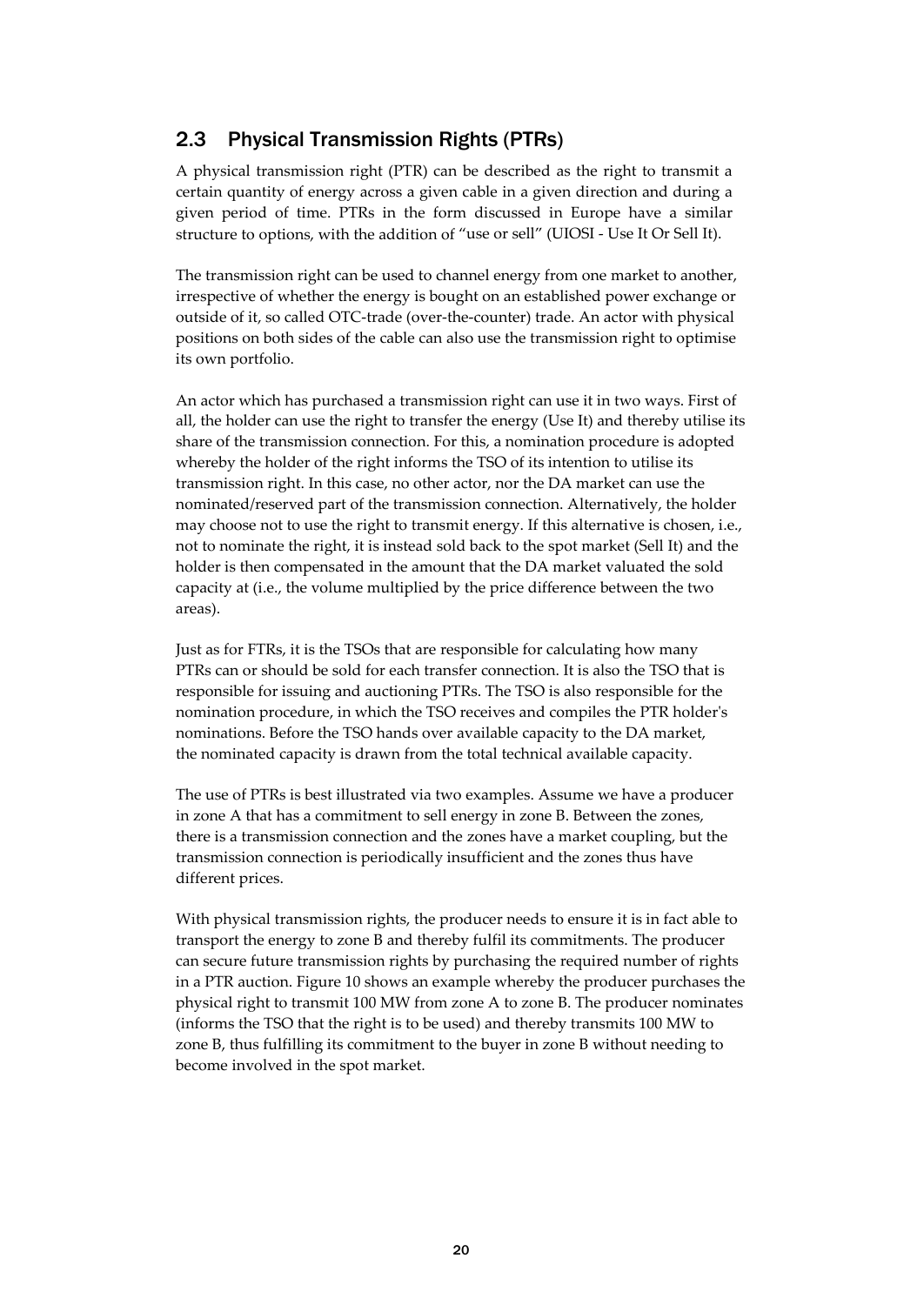## 2.3 Physical Transmission Rights (PTRs)

A physical transmission right (PTR) can be described as the right to transmit a certain quantity of energy across a given cable in a given direction and during a given period of time. PTRs in the form discussed in Europe have a similar structure to options, with the addition of "use or sell" (UIOSI - Use It Or Sell It).

The transmission right can be used to channel energy from one market to another, irrespective of whether the energy is bought on an established power exchange or outside of it, so called OTC-trade (over-the-counter) trade. An actor with physical positions on both sides of the cable can also use the transmission right to optimise its own portfolio.

An actor which has purchased a transmission right can use it in two ways. First of all, the holder can use the right to transfer the energy (Use It) and thereby utilise its share of the transmission connection. For this, a nomination procedure is adopted whereby the holder of the right informs the TSO of its intention to utilise its transmission right. In this case, no other actor, nor the DA market can use the nominated/reserved part of the transmission connection. Alternatively, the holder may choose not to use the right to transmit energy. If this alternative is chosen, i.e., not to nominate the right, it is instead sold back to the spot market (Sell It) and the holder is then compensated in the amount that the DA market valuated the sold capacity at (i.e., the volume multiplied by the price difference between the two areas).

Just as for FTRs, it is the TSOs that are responsible for calculating how many PTRs can or should be sold for each transfer connection. It is also the TSO that is responsible for issuing and auctioning PTRs. The TSO is also responsible for the nomination procedure, in which the TSO receives and compiles the PTR holder's nominations. Before the TSO hands over available capacity to the DA market, the nominated capacity is drawn from the total technical available capacity.

The use of PTRs is best illustrated via two examples. Assume we have a producer in zone A that has a commitment to sell energy in zone B. Between the zones, there is a transmission connection and the zones have a market coupling, but the transmission connection is periodically insufficient and the zones thus have different prices.

With physical transmission rights, the producer needs to ensure it is in fact able to transport the energy to zone B and thereby fulfil its commitments. The producer can secure future transmission rights by purchasing the required number of rights in a PTR auction. Figure 10 shows an example whereby the producer purchases the physical right to transmit 100 MW from zone A to zone B. The producer nominates (informs the TSO that the right is to be used) and thereby transmits 100 MW to zone B, thus fulfilling its commitment to the buyer in zone B without needing to become involved in the spot market.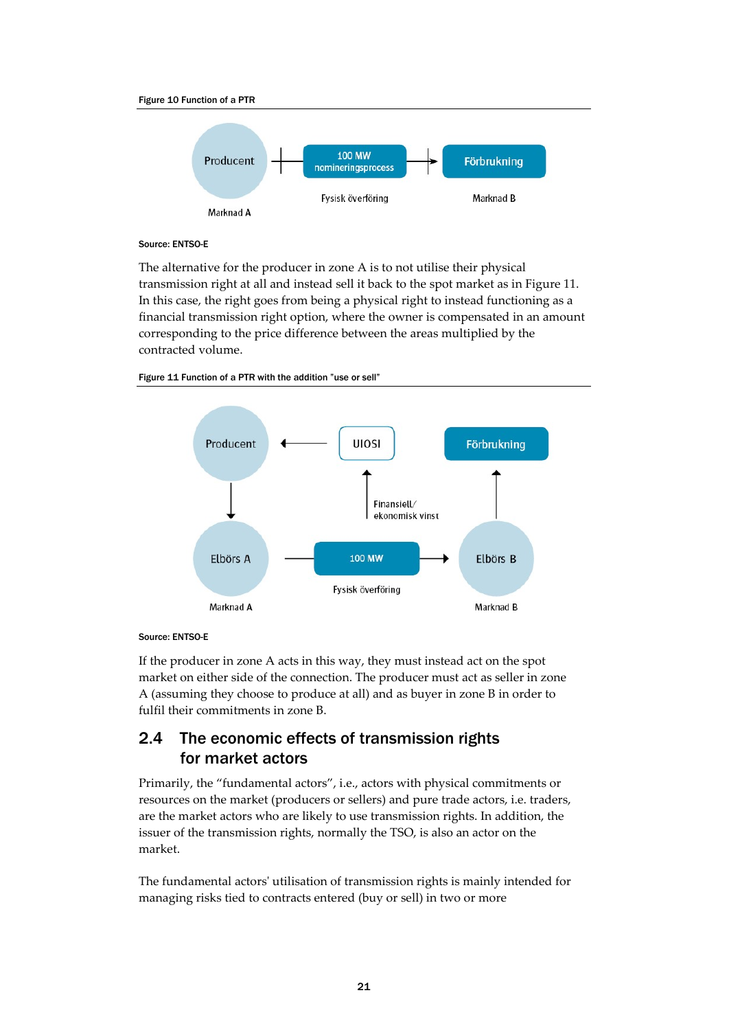Figure 10 Function of a PTR

Source: ENTSO-E

The alternative for the producer in zone A is to not utilise their physical transmission right at all and instead sell it back to the spot market as in Figure 11. In this case, the right goes from being a physical right to instead functioning as a financial transmission right option, where the owner is compensated in an amount corresponding to the price difference between the areas multiplied by the contracted volume.

Figure 11 Function of a PTR with the addition "use or sell"

Source: ENTSO-E

If the producer in zone A acts in this way, they must instead act on the spot market on either side of the connection. The producer must act as seller in zone A (assuming they choose to produce at all) and as buyer in zone B in order to fulfil their commitments in zone B.

## 2.4 The economic effects of transmission rights for market actors

Primarily, the "fundamental actors", i.e., actors with physical commitments or resources on the market (producers or sellers) and pure trade actors, i.e. traders, are the market actors who are likely to use transmission rights. In addition, the issuer of the transmission rights, normally the TSO, is also an actor on the market.

The fundamental actors' utilisation of transmission rights is mainly intended for managing risks tied to contracts entered (buy or sell) in two or more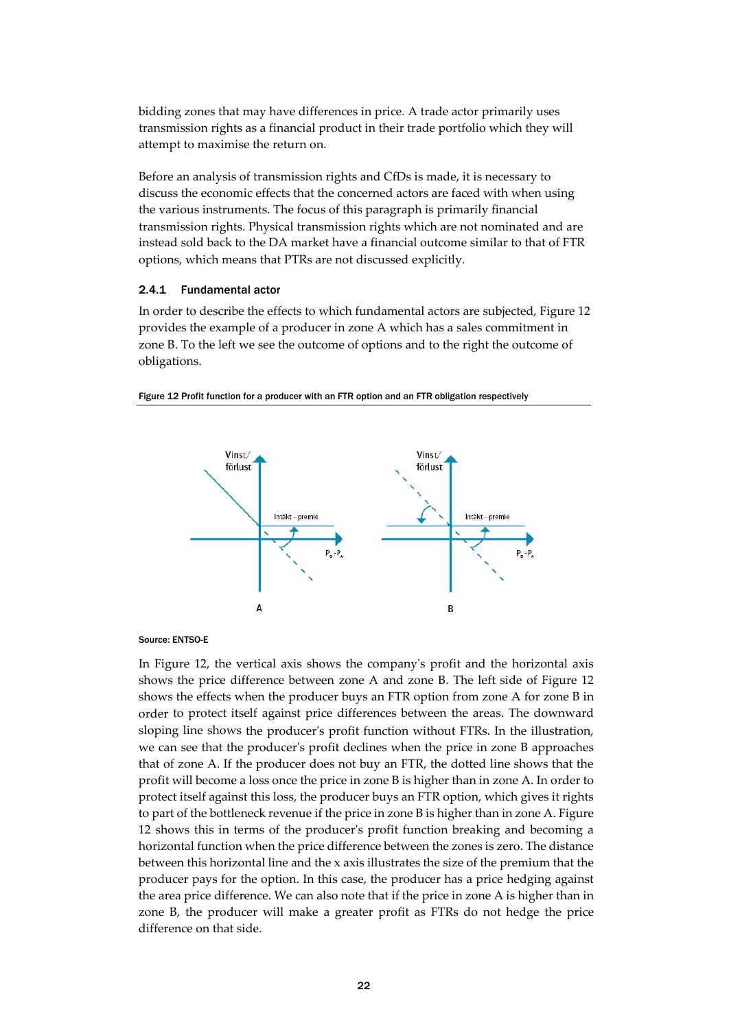bidding zones that may have differences in price. A trade actor primarily uses transmission rights as a financial product in their trade portfolio which they will attempt to maximise the return on.

Before an analysis of transmission rights and CfDs is made, it is necessary to discuss the economic effects that the concerned actors are faced with when using the various instruments. The focus of this paragraph is primarily financial transmission rights. Physical transmission rights which are not nominated and are instead sold back to the DA market have a financial outcome similar to that of FTR options, which means that PTRs are not discussed explicitly.

### 2.4.1 Fundamental actor

In order to describe the effects to which fundamental actors are subjected, Figure 12 provides the example of a producer in zone A which has a sales commitment in zone B. To the left we see the outcome of options and to the right the outcome of obligations.

**Figure 12 Profit function for a producer with an FTR option and an FTR obligation respectively**

Source: ENTSO-E

In Figure 12, the vertical axis shows the company's profit and the horizontal axis shows the price difference between zone A and zone B. The left side of Figure 12 shows the effects when the producer buys an FTR option from zone A for zone B in order to protect itself against price differences between the areas. The downward sloping line shows the producer's profit function without FTRs. In the illustration, we can see that the producer's profit declines when the price in zone B approaches that of zone A. If the producer does not buy an FTR, the dotted line shows that the profit will become a loss once the price in zone B is higher than in zone A. In order to protect itself against this loss, the producer buys an FTR option, which gives it rights to part of the bottleneck revenue if the price in zone B is higher than in zone A. Figure 12 shows this in terms of the producer's profit function breaking and becoming a horizontal function when the price difference between the zones is zero. The distance between this horizontal line and the x axis illustrates the size of the premium that the producer pays for the option. In this case, the producer has a price hedging against the area price difference. We can also note that if the price in zone A is higher than in zone B, the producer will make a greater profit as FTRs do not hedge the price difference on that side.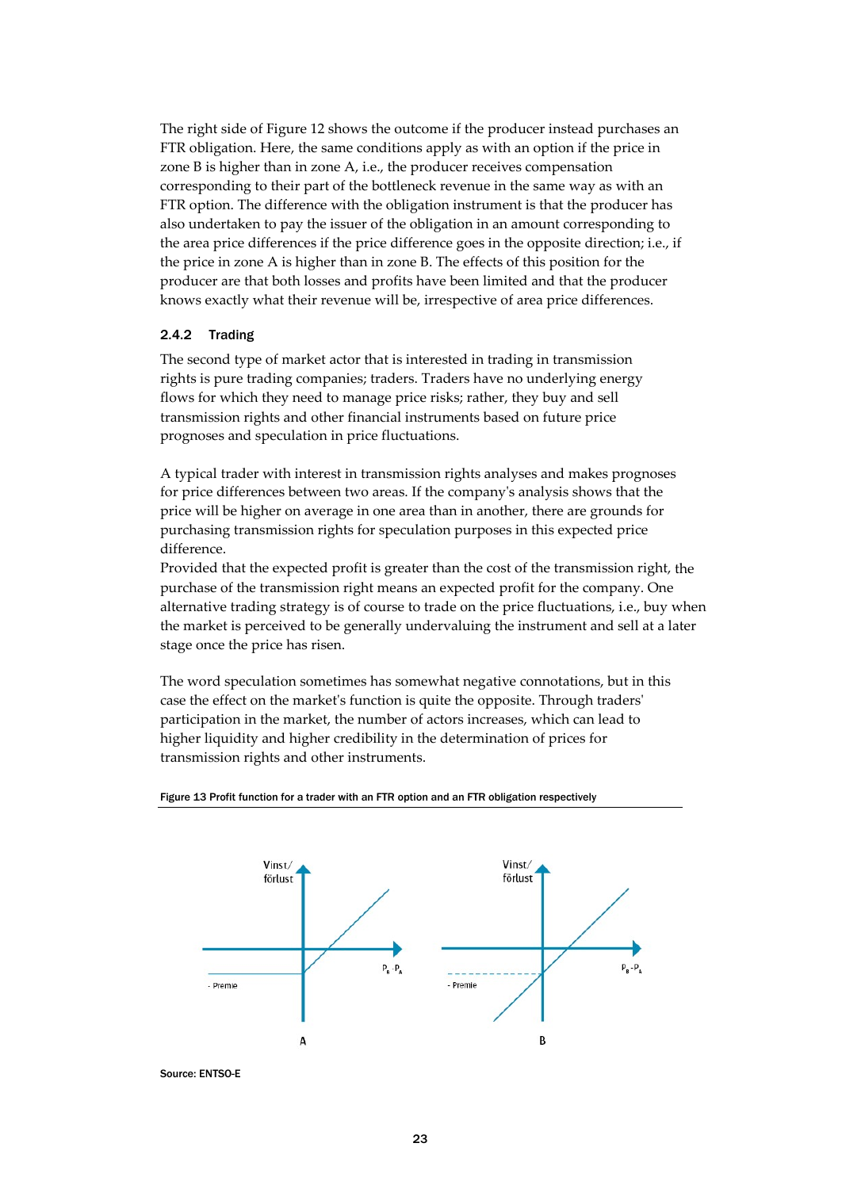The right side of Figure 12 shows the outcome if the producer instead purchases an FTR obligation. Here, the same conditions apply as with an option if the price in zone B is higher than in zone A, i.e., the producer receives compensation corresponding to their part of the bottleneck revenue in the same way as with an FTR option. The difference with the obligation instrument is that the producer has also undertaken to pay the issuer of the obligation in an amount corresponding to the area price differences if the price difference goes in the opposite direction; i.e., if the price in zone A is higher than in zone B. The effects of this position for the producer are that both losses and profits have been limited and that the producer knows exactly what their revenue will be, irrespective of area price differences.

### 2.4.2 Trading

The second type of market actor that is interested in trading in transmission rights is pure trading companies; traders. Traders have no underlying energy flows for which they need to manage price risks; rather, they buy and sell transmission rights and other financial instruments based on future price prognoses and speculation in price fluctuations.

A typical trader with interest in transmission rights analyses and makes prognoses for price differences between two areas. If the company's analysis shows that the price will be higher on average in one area than in another, there are grounds for purchasing transmission rights for speculation purposes in this expected price difference.

Provided that the expected profit is greater than the cost of the transmission right, the purchase of the transmission right means an expected profit for the company. One alternative trading strategy is of course to trade on the price fluctuations, i.e., buy when the market is perceived to be generally undervaluing the instrument and sell at a later stage once the price has risen.

The word speculation sometimes has somewhat negative connotations, but in this case the effect on the market's function is quite the opposite. Through traders' participation in the market, the number of actors increases, which can lead to higher liquidity and higher credibility in the determination of prices for transmission rights and other instruments.

Figure 13 Profit function for a trader with an FTR option and an FTR obligation respectively

Source: ENTSO-E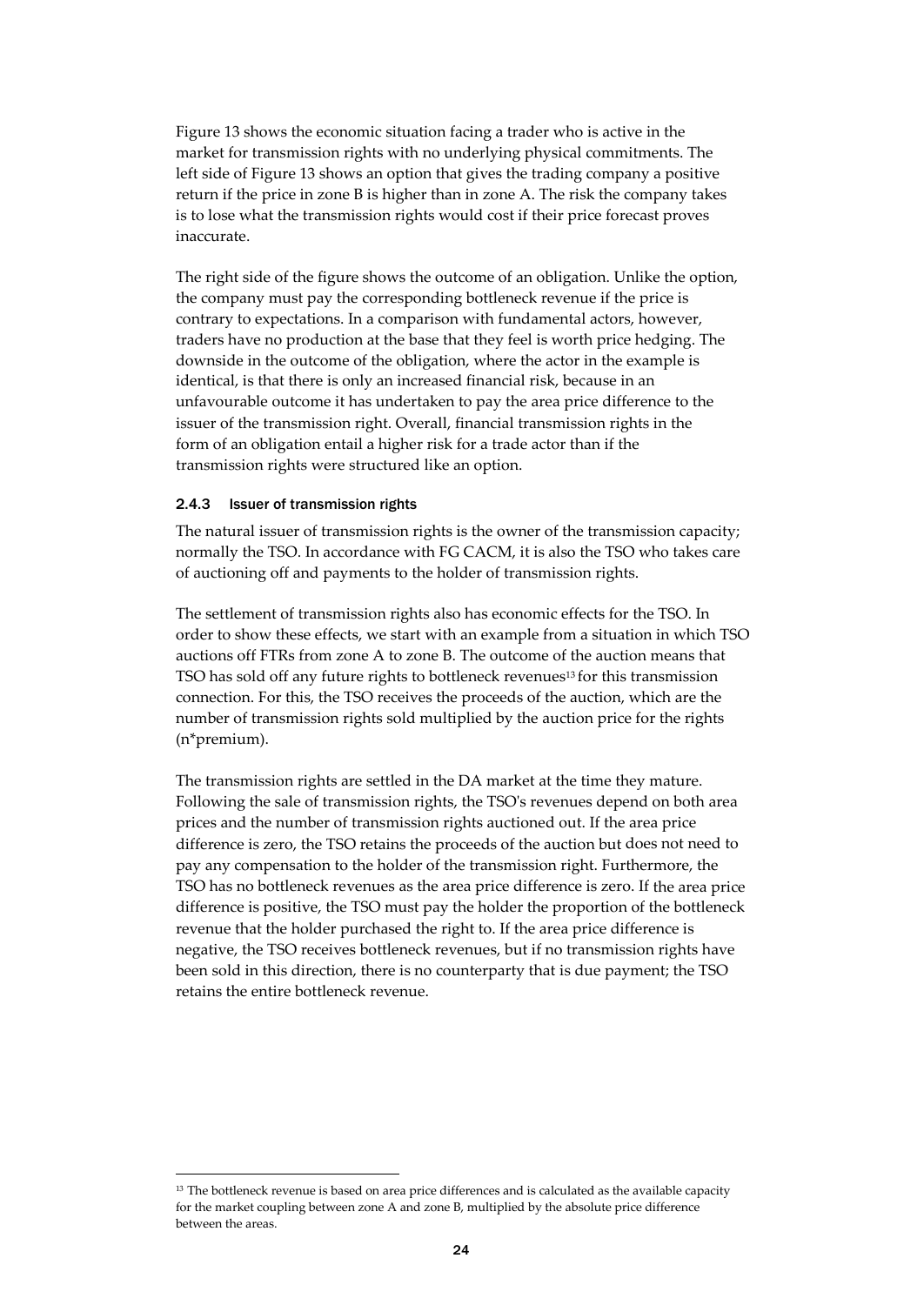Figure 13 shows the economic situation facing a trader who is active in the market for transmission rights with no underlying physical commitments. The left side of Figure 13 shows an option that gives the trading company a positive return if the price in zone B is higher than in zone A. The risk the company takes is to lose what the transmission rights would cost if their price forecast proves inaccurate.

The right side of the figure shows the outcome of an obligation. Unlike the option, the company must pay the corresponding bottleneck revenue if the price is contrary to expectations. In a comparison with fundamental actors, however, traders have no production at the base that they feel is worth price hedging. The downside in the outcome of the obligation, where the actor in the example is identical, is that there is only an increased financial risk, because in an unfavourable outcome it has undertaken to pay the area price difference to the issuer of the transmission right. Overall, financial transmission rights in the form of an obligation entail a higher risk for a trade actor than if the transmission rights were structured like an option.

### 2.4.3 Issuer of transmission rights

The natural issuer of transmission rights is the owner of the transmission capacity; normally the TSO. In accordance with FG CACM, it is also the TSO who takes care of auctioning off and payments to the holder of transmission rights.

The settlement of transmission rights also has economic effects for the TSO. In order to show these effects, we start with an example from a situation in which TSO auctions off FTRs from zone A to zone B. The outcome of the auction means that TSO has sold off any future rights to bottleneck revenues[13] for this transmission connection. For this, the TSO receives the proceeds of the auction, which are the number of transmission rights sold multiplied by the auction price for the rights (n*premium).

The transmission rights are settled in the DA market at the time they mature. Following the sale of transmission rights, the TSO's revenues depend on both area prices and the number of transmission rights auctioned out. If the area price difference is zero, the TSO retains the proceeds of the auction but does not need to pay any compensation to the holder of the transmission right. Furthermore, the TSO has no bottleneck revenues as the area price difference is zero. If the area price difference is positive, the TSO must pay the holder the proportion of the bottleneck revenue that the holder purchased the right to. If the area price difference is negative, the TSO receives bottleneck revenues, but if no transmission rights have been sold in this direction, there is no counterparty that is due payment; the TSO retains the entire bottleneck revenue.

[13] The bottleneck revenue is based on area price differences and is calculated as the available capacity for the market coupling between zone A and zone B, multiplied by the absolute price difference between the areas.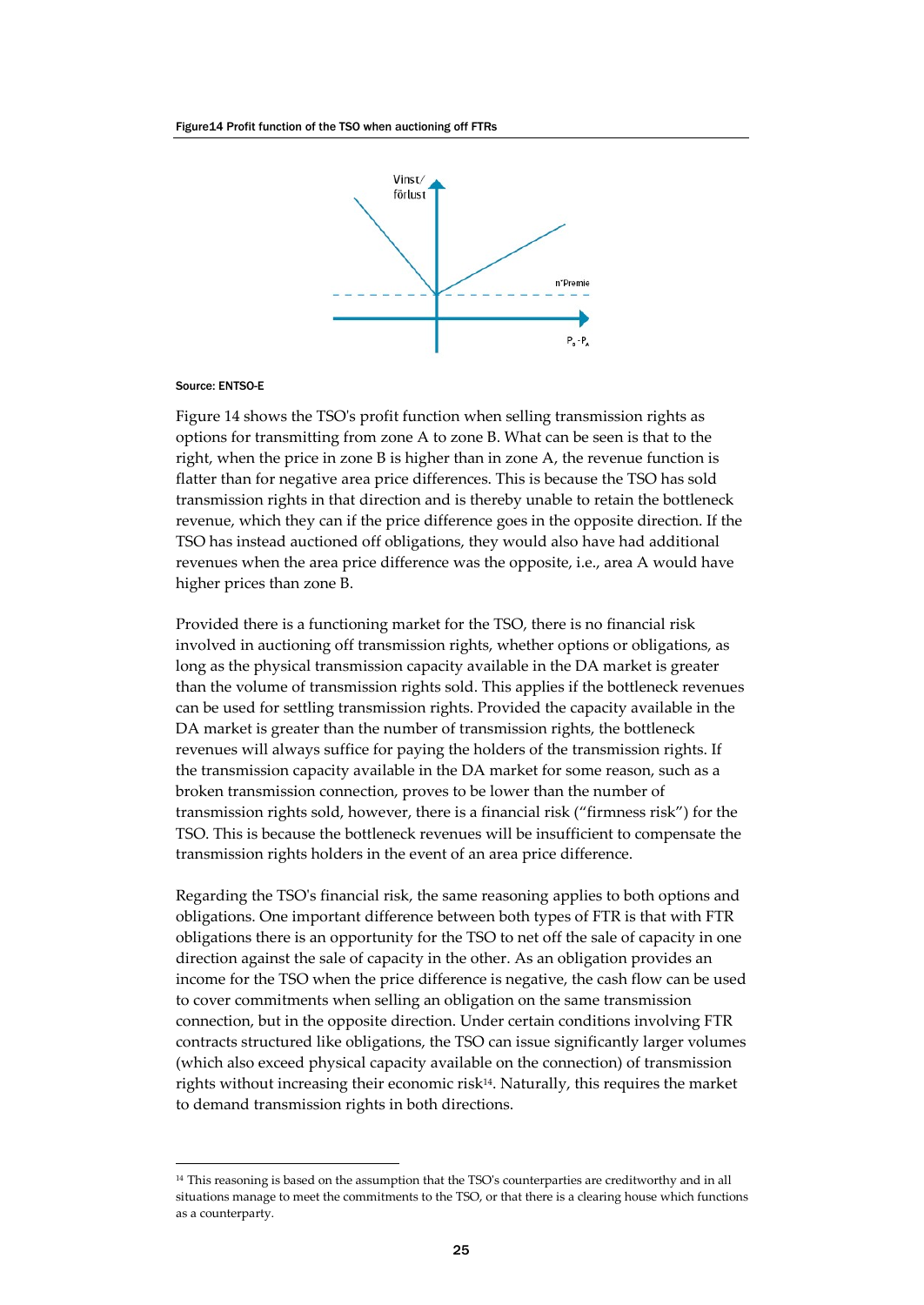Figure14 Profit function of the TSO when auctioning off FTRs

Source: ENTSO-E

Figure 14 shows the TSO's profit function when selling transmission rights as options for transmitting from zone A to zone B. What can be seen is that to the right, when the price in zone B is higher than in zone A, the revenue function is flatter than for negative area price differences. This is because the TSO has sold transmission rights in that direction and is thereby unable to retain the bottleneck revenue, which they can if the price difference goes in the opposite direction. If the TSO has instead auctioned off obligations, they would also have had additional revenues when the area price difference was the opposite, i.e., area A would have higher prices than zone B.

Provided there is a functioning market for the TSO, there is no financial risk involved in auctioning off transmission rights, whether options or obligations, as long as the physical transmission capacity available in the DA market is greater than the volume of transmission rights sold. This applies if the bottleneck revenues can be used for settling transmission rights. Provided the capacity available in the DA market is greater than the number of transmission rights, the bottleneck revenues will always suffice for paying the holders of the transmission rights. If the transmission capacity available in the DA market for some reason, such as a broken transmission connection, proves to be lower than the number of transmission rights sold, however, there is a financial risk ("firmness risk") for the TSO. This is because the bottleneck revenues will be insufficient to compensate the transmission rights holders in the event of an area price difference.

Regarding the TSO's financial risk, the same reasoning applies to both options and obligations. One important difference between both types of FTR is that with FTR obligations there is an opportunity for the TSO to net off the sale of capacity in one direction against the sale of capacity in the other. As an obligation provides an income for the TSO when the price difference is negative, the cash flow can be used to cover commitments when selling an obligation on the same transmission connection, but in the opposite direction. Under certain conditions involving FTR contracts structured like obligations, the TSO can issue significantly larger volumes (which also exceed physical capacity available on the connection) of transmission rights without increasing their economic risk[14]. Naturally, this requires the market to demand transmission rights in both directions.

[14] This reasoning is based on the assumption that the TSO's counterparties are creditworthy and in all situations manage to meet the commitments to the TSO, or that there is a clearing house which functions as a counterparty.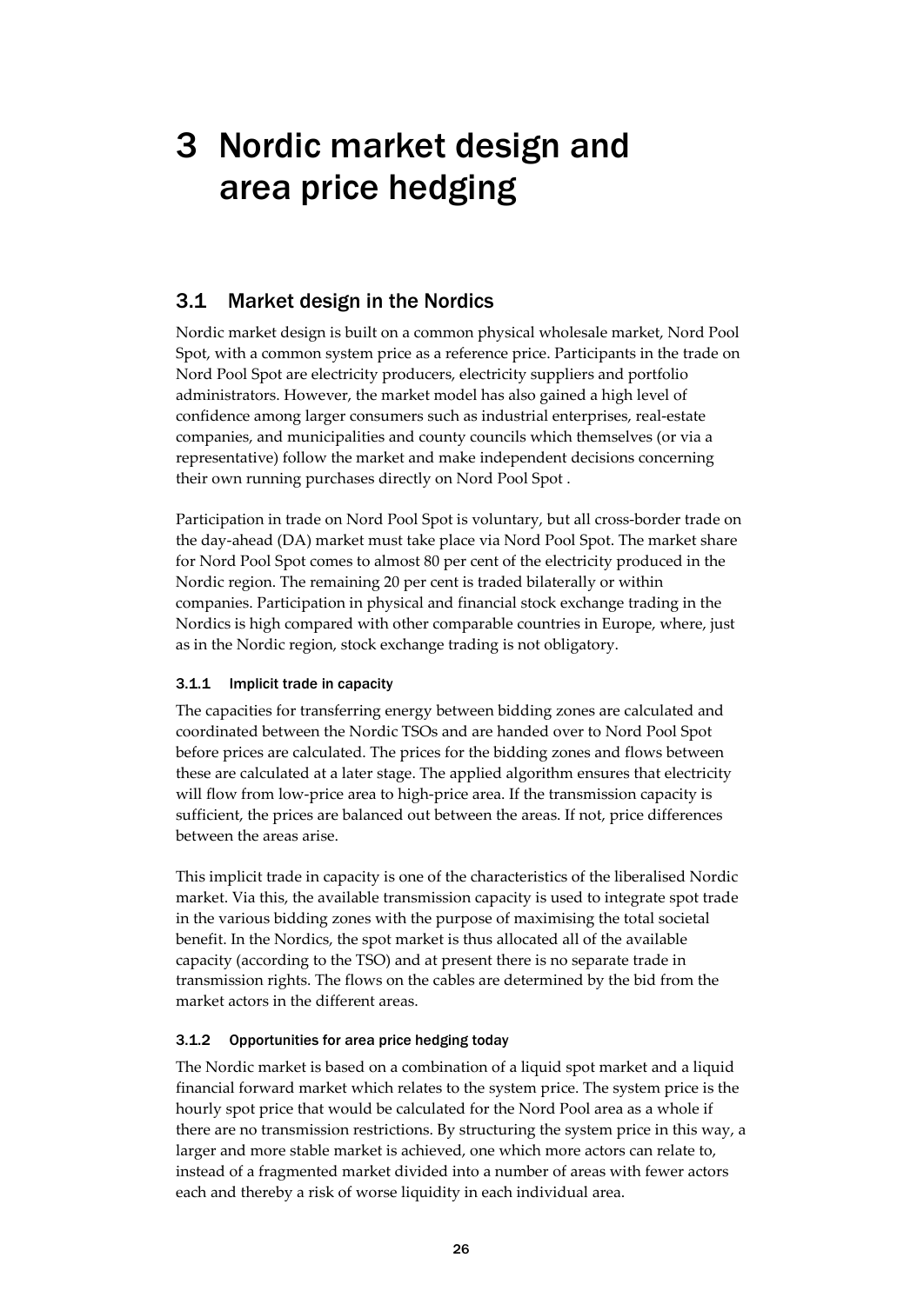// 3 Nordic market design and area price hedging

## 3.1 Market design in the Nordics

Nordic market design is built on a common physical wholesale market, Nord Pool Spot, with a common system price as a reference price. Participants in the trade on Nord Pool Spot are electricity producers, electricity suppliers and portfolio administrators. However, the market model has also gained a high level of confidence among larger consumers such as industrial enterprises, real-estate companies, and municipalities and county councils which themselves (or via a representative) follow the market and make independent decisions concerning their own running purchases directly on Nord Pool Spot .

Participation in trade on Nord Pool Spot is voluntary, but all cross-border trade on the day-ahead (DA) market must take place via Nord Pool Spot. The market share for Nord Pool Spot comes to almost 80 per cent of the electricity produced in the Nordic region. The remaining 20 per cent is traded bilaterally or within companies. Participation in physical and financial stock exchange trading in the Nordics is high compared with other comparable countries in Europe, where, just as in the Nordic region, stock exchange trading is not obligatory.

### 3.1.1 Implicit trade in capacity

The capacities for transferring energy between bidding zones are calculated and coordinated between the Nordic TSOs and are handed over to Nord Pool Spot before prices are calculated. The prices for the bidding zones and flows between these are calculated at a later stage. The applied algorithm ensures that electricity will flow from low-price area to high-price area. If the transmission capacity is sufficient, the prices are balanced out between the areas. If not, price differences between the areas arise.

This implicit trade in capacity is one of the characteristics of the liberalised Nordic market. Via this, the available transmission capacity is used to integrate spot trade in the various bidding zones with the purpose of maximising the total societal benefit. In the Nordics, the spot market is thus allocated all of the available capacity (according to the TSO) and at present there is no separate trade in transmission rights. The flows on the cables are determined by the bid from the market actors in the different areas.

### 3.1.2 Opportunities for area price hedging today

The Nordic market is based on a combination of a liquid spot market and a liquid financial forward market which relates to the system price. The system price is the hourly spot price that would be calculated for the Nord Pool area as a whole if there are no transmission restrictions. By structuring the system price in this way, a larger and more stable market is achieved, one which more actors can relate to, instead of a fragmented market divided into a number of areas with fewer actors each and thereby a risk of worse liquidity in each individual area.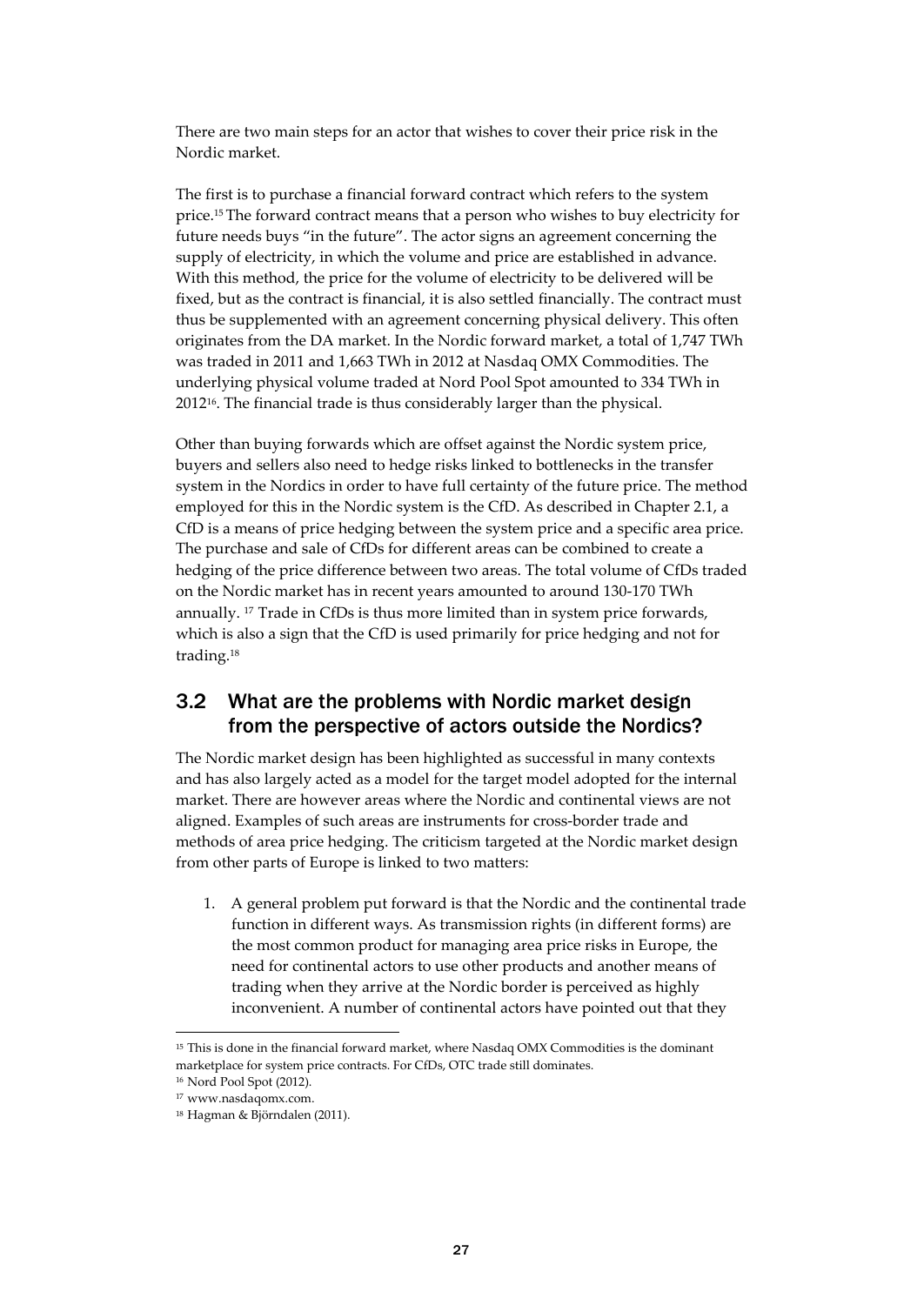There are two main steps for an actor that wishes to cover their price risk in the Nordic market.

The first is to purchase a financial forward contract which refers to the system price.[15] The forward contract means that a person who wishes to buy electricity for future needs buys "in the future". The actor signs an agreement concerning the supply of electricity, in which the volume and price are established in advance. With this method, the price for the volume of electricity to be delivered will be fixed, but as the contract is financial, it is also settled financially. The contract must thus be supplemented with an agreement concerning physical delivery. This often originates from the DA market. In the Nordic forward market, a total of 1,747 TWh was traded in 2011 and 1,663 TWh in 2012 at Nasdaq OMX Commodities. The underlying physical volume traded at Nord Pool Spot amounted to 334 TWh in 2012[16]. The financial trade is thus considerably larger than the physical.

Other than buying forwards which are offset against the Nordic system price, buyers and sellers also need to hedge risks linked to bottlenecks in the transfer system in the Nordics in order to have full certainty of the future price. The method employed for this in the Nordic system is the CfD. As described in Chapter 2.1, a CfD is a means of price hedging between the system price and a specific area price. The purchase and sale of CfDs for different areas can be combined to create a hedging of the price difference between two areas. The total volume of CfDs traded on the Nordic market has in recent years amounted to around 130-170 TWh annually. [17] Trade in CfDs is thus more limited than in system price forwards, which is also a sign that the CfD is used primarily for price hedging and not for trading.[18]

## 3.2 What are the problems with Nordic market design from the perspective of actors outside the Nordics?

The Nordic market design has been highlighted as successful in many contexts and has also largely acted as a model for the target model adopted for the internal market. There are however areas where the Nordic and continental views are not aligned. Examples of such areas are instruments for cross-border trade and methods of area price hedging. The criticism targeted at the Nordic market design from other parts of Europe is linked to two matters:

1. A general problem put forward is that the Nordic and the continental trade function in different ways. As transmission rights (in different forms) are the most common product for managing area price risks in Europe, the need for continental actors to use other products and another means of trading when they arrive at the Nordic border is perceived as highly inconvenient. A number of continental actors have pointed out that they

[15] This is done in the financial forward market, where Nasdaq OMX Commodities is the dominant marketplace for system price contracts. For CfDs, OTC trade still dominates.

[16] Nord Pool Spot (2012).

[17] www.nasdaqomx.com.

[18] Hagman & Björndalen (2011).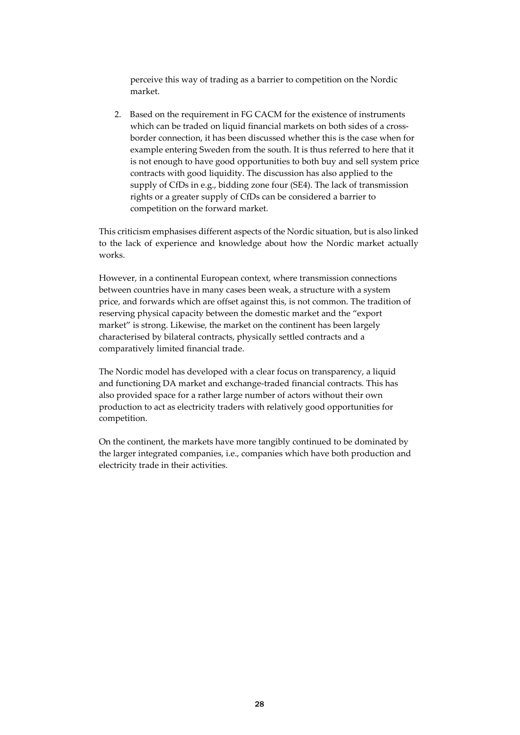perceive this way of trading as a barrier to competition on the Nordic market.

2. Based on the requirement in FG CACM for the existence of instruments which can be traded on liquid financial markets on both sides of a cross-border connection, it has been discussed whether this is the case when for example entering Sweden from the south. It is thus referred to here that it is not enough to have good opportunities to both buy and sell system price contracts with good liquidity. The discussion has also applied to the supply of CfDs in e.g., bidding zone four (SE4). The lack of transmission rights or a greater supply of CfDs can be considered a barrier to competition on the forward market.

This criticism emphasises different aspects of the Nordic situation, but is also linked to the lack of experience and knowledge about how the Nordic market actually works.

However, in a continental European context, where transmission connections between countries have in many cases been weak, a structure with a system price, and forwards which are offset against this, is not common. The tradition of reserving physical capacity between the domestic market and the "export market" is strong. Likewise, the market on the continent has been largely characterised by bilateral contracts, physically settled contracts and a comparatively limited financial trade.

The Nordic model has developed with a clear focus on transparency, a liquid and functioning DA market and exchange-traded financial contracts. This has also provided space for a rather large number of actors without their own production to act as electricity traders with relatively good opportunities for competition.

On the continent, the markets have more tangibly continued to be dominated by the larger integrated companies, i.e., companies which have both production and electricity trade in their activities.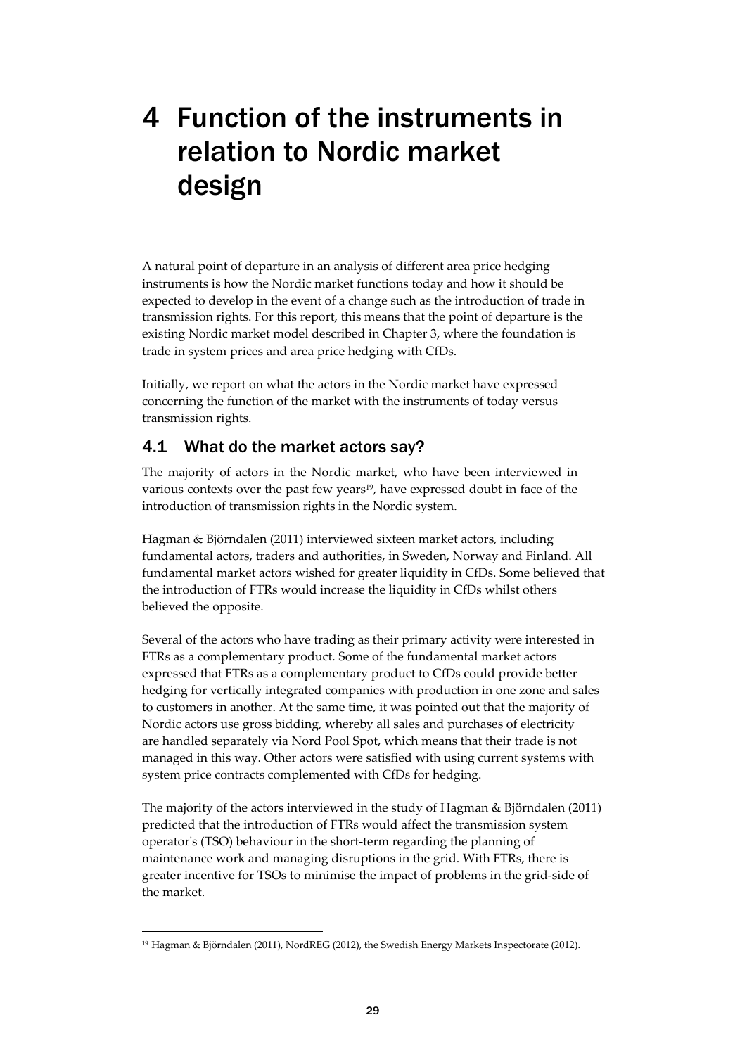# 4 Function of the instruments in relation to Nordic market design

A natural point of departure in an analysis of different area price hedging instruments is how the Nordic market functions today and how it should be expected to develop in the event of a change such as the introduction of trade in transmission rights. For this report, this means that the point of departure is the existing Nordic market model described in Chapter 3, where the foundation is trade in system prices and area price hedging with CfDs.

Initially, we report on what the actors in the Nordic market have expressed concerning the function of the market with the instruments of today versus transmission rights.

## 4.1 What do the market actors say?

The majority of actors in the Nordic market, who have been interviewed in various contexts over the past few years[19], have expressed doubt in face of the introduction of transmission rights in the Nordic system.

Hagman & Björndalen (2011) interviewed sixteen market actors, including fundamental actors, traders and authorities, in Sweden, Norway and Finland. All fundamental market actors wished for greater liquidity in CfDs. Some believed that the introduction of FTRs would increase the liquidity in CfDs whilst others believed the opposite.

Several of the actors who have trading as their primary activity were interested in FTRs as a complementary product. Some of the fundamental market actors expressed that FTRs as a complementary product to CfDs could provide better hedging for vertically integrated companies with production in one zone and sales to customers in another. At the same time, it was pointed out that the majority of Nordic actors use gross bidding, whereby all sales and purchases of electricity are handled separately via Nord Pool Spot, which means that their trade is not managed in this way. Other actors were satisfied with using current systems with system price contracts complemented with CfDs for hedging.

The majority of the actors interviewed in the study of Hagman & Björndalen (2011) predicted that the introduction of FTRs would affect the transmission system operator's (TSO) behaviour in the short-term regarding the planning of maintenance work and managing disruptions in the grid. With FTRs, there is greater incentive for TSOs to minimise the impact of problems in the grid-side of the market.

[19] Hagman & Björndalen (2011), NordREG (2012), the Swedish Energy Markets Inspectorate (2012).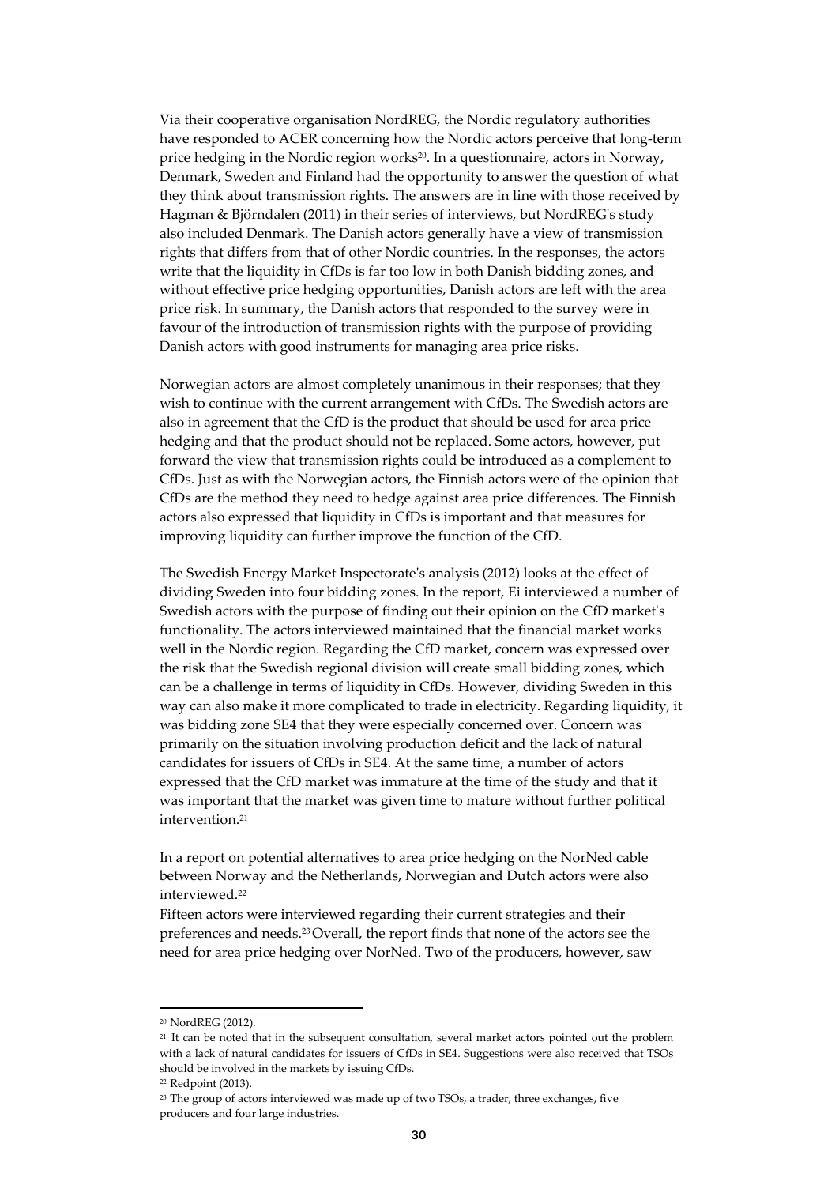Via their cooperative organisation NordREG, the Nordic regulatory authorities have responded to ACER concerning how the Nordic actors perceive that long-term price hedging in the Nordic region works[20]. In a questionnaire, actors in Norway, Denmark, Sweden and Finland had the opportunity to answer the question of what they think about transmission rights. The answers are in line with those received by Hagman & Björndalen (2011) in their series of interviews, but NordREG's study also included Denmark. The Danish actors generally have a view of transmission rights that differs from that of other Nordic countries. In the responses, the actors write that the liquidity in CfDs is far too low in both Danish bidding zones, and without effective price hedging opportunities, Danish actors are left with the area price risk. In summary, the Danish actors that responded to the survey were in favour of the introduction of transmission rights with the purpose of providing Danish actors with good instruments for managing area price risks.

Norwegian actors are almost completely unanimous in their responses; that they wish to continue with the current arrangement with CfDs. The Swedish actors are also in agreement that the CfD is the product that should be used for area price hedging and that the product should not be replaced. Some actors, however, put forward the view that transmission rights could be introduced as a complement to CfDs. Just as with the Norwegian actors, the Finnish actors were of the opinion that CfDs are the method they need to hedge against area price differences. The Finnish actors also expressed that liquidity in CfDs is important and that measures for improving liquidity can further improve the function of the CfD.

The Swedish Energy Market Inspectorate's analysis (2012) looks at the effect of dividing Sweden into four bidding zones. In the report, Ei interviewed a number of Swedish actors with the purpose of finding out their opinion on the CfD market's functionality. The actors interviewed maintained that the financial market works well in the Nordic region. Regarding the CfD market, concern was expressed over the risk that the Swedish regional division will create small bidding zones, which can be a challenge in terms of liquidity in CfDs. However, dividing Sweden in this way can also make it more complicated to trade in electricity. Regarding liquidity, it was bidding zone SE4 that they were especially concerned over. Concern was primarily on the situation involving production deficit and the lack of natural candidates for issuers of CfDs in SE4. At the same time, a number of actors expressed that the CfD market was immature at the time of the study and that it was important that the market was given time to mature without further political intervention.[21]

In a report on potential alternatives to area price hedging on the NorNed cable between Norway and the Netherlands, Norwegian and Dutch actors were also interviewed.[22]

Fifteen actors were interviewed regarding their current strategies and their preferences and needs.[23] Overall, the report finds that none of the actors see the need for area price hedging over NorNed. Two of the producers, however, saw

---

[20] NordREG (2012).

[21] It can be noted that in the subsequent consultation, several market actors pointed out the problem with a lack of natural candidates for issuers of CfDs in SE4. Suggestions were also received that TSOs should be involved in the markets by issuing CfDs.

[22] Redpoint (2013).

[23] The group of actors interviewed was made up of two TSOs, a trader, three exchanges, five producers and four large industries.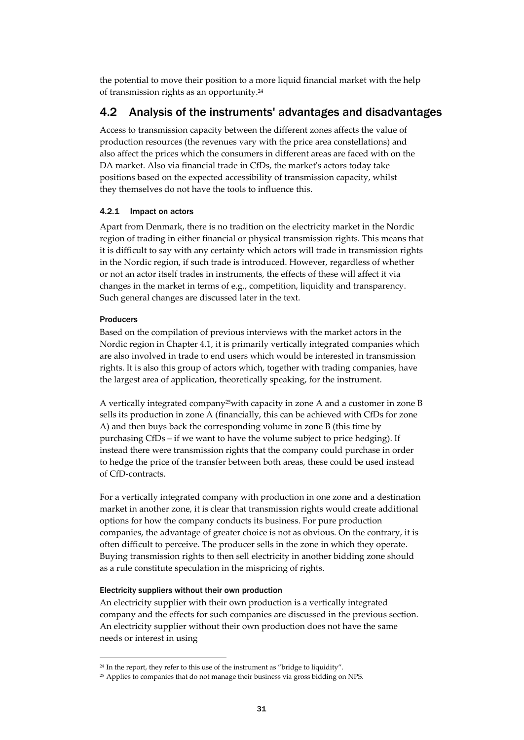the potential to move their position to a more liquid financial market with the help of transmission rights as an opportunity.[24]

## 4.2 Analysis of the instruments' advantages and disadvantages

Access to transmission capacity between the different zones affects the value of production resources (the revenues vary with the price area constellations) and also affect the prices which the consumers in different areas are faced with on the DA market. Also via financial trade in CfDs, the market's actors today take positions based on the expected accessibility of transmission capacity, whilst they themselves do not have the tools to influence this.

### 4.2.1 Impact on actors

Apart from Denmark, there is no tradition on the electricity market in the Nordic region of trading in either financial or physical transmission rights. This means that it is difficult to say with any certainty which actors will trade in transmission rights in the Nordic region, if such trade is introduced. However, regardless of whether or not an actor itself trades in instruments, the effects of these will affect it via changes in the market in terms of e.g., competition, liquidity and transparency. Such general changes are discussed later in the text.

#### Producers

Based on the compilation of previous interviews with the market actors in the Nordic region in Chapter 4.1, it is primarily vertically integrated companies which are also involved in trade to end users which would be interested in transmission rights. It is also this group of actors which, together with trading companies, have the largest area of application, theoretically speaking, for the instrument.

A vertically integrated company[25]with capacity in zone A and a customer in zone B sells its production in zone A (financially, this can be achieved with CfDs for zone A) and then buys back the corresponding volume in zone B (this time by purchasing CfDs – if we want to have the volume subject to price hedging). If instead there were transmission rights that the company could purchase in order to hedge the price of the transfer between both areas, these could be used instead of CfD-contracts.

For a vertically integrated company with production in one zone and a destination market in another zone, it is clear that transmission rights would create additional options for how the company conducts its business. For pure production companies, the advantage of greater choice is not as obvious. On the contrary, it is often difficult to perceive. The producer sells in the zone in which they operate. Buying transmission rights to then sell electricity in another bidding zone should as a rule constitute speculation in the mispricing of rights.

#### Electricity suppliers without their own production

An electricity supplier with their own production is a vertically integrated company and the effects for such companies are discussed in the previous section. An electricity supplier without their own production does not have the same needs or interest in using

---

[24] In the report, they refer to this use of the instrument as "bridge to liquidity".

[25] Applies to companies that do not manage their business via gross bidding on NPS.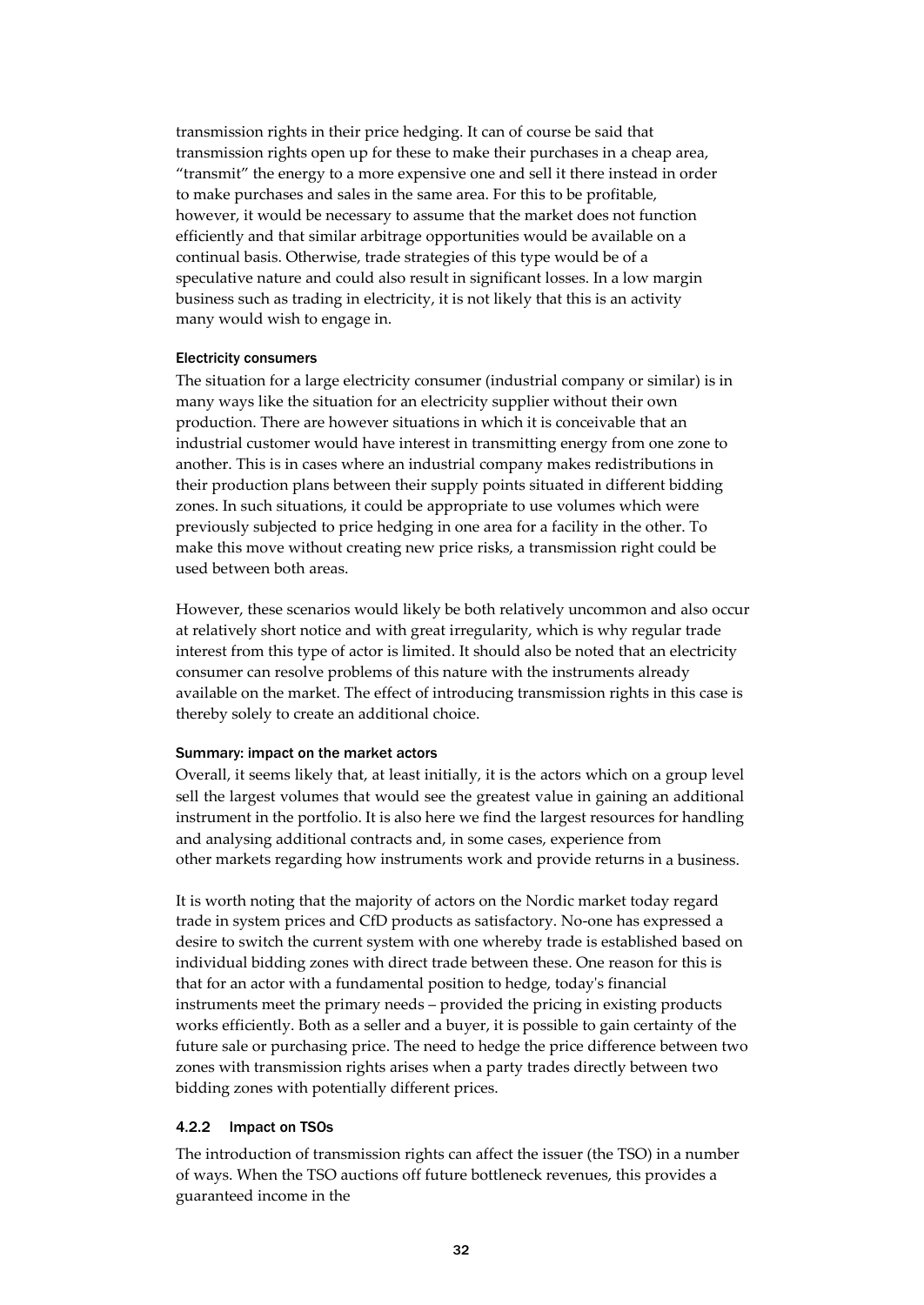transmission rights in their price hedging. It can of course be said that transmission rights open up for these to make their purchases in a cheap area, "transmit" the energy to a more expensive one and sell it there instead in order to make purchases and sales in the same area. For this to be profitable, however, it would be necessary to assume that the market does not function efficiently and that similar arbitrage opportunities would be available on a continual basis. Otherwise, trade strategies of this type would be of a speculative nature and could also result in significant losses. In a low margin business such as trading in electricity, it is not likely that this is an activity many would wish to engage in.

#### Electricity consumers

The situation for a large electricity consumer (industrial company or similar) is in many ways like the situation for an electricity supplier without their own production. There are however situations in which it is conceivable that an industrial customer would have interest in transmitting energy from one zone to another. This is in cases where an industrial company makes redistributions in their production plans between their supply points situated in different bidding zones. In such situations, it could be appropriate to use volumes which were previously subjected to price hedging in one area for a facility in the other. To make this move without creating new price risks, a transmission right could be used between both areas.

However, these scenarios would likely be both relatively uncommon and also occur at relatively short notice and with great irregularity, which is why regular trade interest from this type of actor is limited. It should also be noted that an electricity consumer can resolve problems of this nature with the instruments already available on the market. The effect of introducing transmission rights in this case is thereby solely to create an additional choice.

#### Summary: impact on the market actors

Overall, it seems likely that, at least initially, it is the actors which on a group level sell the largest volumes that would see the greatest value in gaining an additional instrument in the portfolio. It is also here we find the largest resources for handling and analysing additional contracts and, in some cases, experience from other markets regarding how instruments work and provide returns in a business.

It is worth noting that the majority of actors on the Nordic market today regard trade in system prices and CfD products as satisfactory. No-one has expressed a desire to switch the current system with one whereby trade is established based on individual bidding zones with direct trade between these. One reason for this is that for an actor with a fundamental position to hedge, today's financial instruments meet the primary needs – provided the pricing in existing products works efficiently. Both as a seller and a buyer, it is possible to gain certainty of the future sale or purchasing price. The need to hedge the price difference between two zones with transmission rights arises when a party trades directly between two bidding zones with potentially different prices.

### 4.2.2 Impact on TSOs

The introduction of transmission rights can affect the issuer (the TSO) in a number of ways. When the TSO auctions off future bottleneck revenues, this provides a guaranteed income in the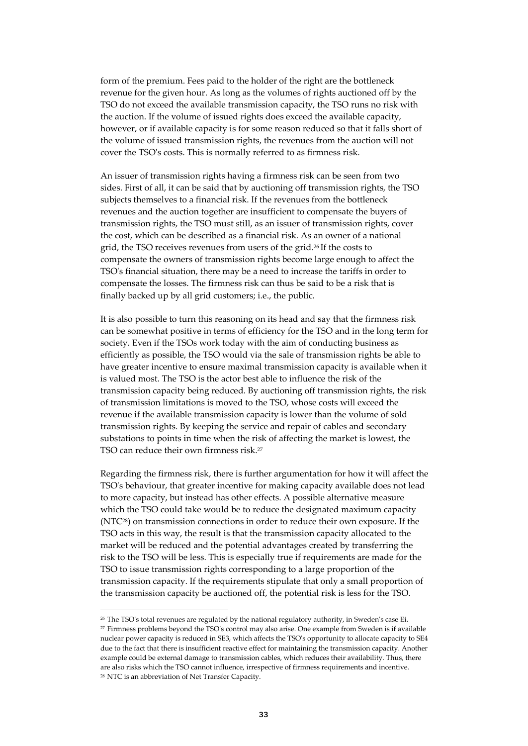form of the premium. Fees paid to the holder of the right are the bottleneck revenue for the given hour. As long as the volumes of rights auctioned off by the TSO do not exceed the available transmission capacity, the TSO runs no risk with the auction. If the volume of issued rights does exceed the available capacity, however, or if available capacity is for some reason reduced so that it falls short of the volume of issued transmission rights, the revenues from the auction will not cover the TSO's costs. This is normally referred to as firmness risk.

An issuer of transmission rights having a firmness risk can be seen from two sides. First of all, it can be said that by auctioning off transmission rights, the TSO subjects themselves to a financial risk. If the revenues from the bottleneck revenues and the auction together are insufficient to compensate the buyers of transmission rights, the TSO must still, as an issuer of transmission rights, cover the cost, which can be described as a financial risk. As an owner of a national grid, the TSO receives revenues from users of the grid.[26] If the costs to compensate the owners of transmission rights become large enough to affect the TSO's financial situation, there may be a need to increase the tariffs in order to compensate the losses. The firmness risk can thus be said to be a risk that is finally backed up by all grid customers; i.e., the public.

It is also possible to turn this reasoning on its head and say that the firmness risk can be somewhat positive in terms of efficiency for the TSO and in the long term for society. Even if the TSOs work today with the aim of conducting business as efficiently as possible, the TSO would via the sale of transmission rights be able to have greater incentive to ensure maximal transmission capacity is available when it is valued most. The TSO is the actor best able to influence the risk of the transmission capacity being reduced. By auctioning off transmission rights, the risk of transmission limitations is moved to the TSO, whose costs will exceed the revenue if the available transmission capacity is lower than the volume of sold transmission rights. By keeping the service and repair of cables and secondary substations to points in time when the risk of affecting the market is lowest, the TSO can reduce their own firmness risk.[27]

Regarding the firmness risk, there is further argumentation for how it will affect the TSO's behaviour, that greater incentive for making capacity available does not lead to more capacity, but instead has other effects. A possible alternative measure which the TSO could take would be to reduce the designated maximum capacity (NTC[28]) on transmission connections in order to reduce their own exposure. If the TSO acts in this way, the result is that the transmission capacity allocated to the market will be reduced and the potential advantages created by transferring the risk to the TSO will be less. This is especially true if requirements are made for the TSO to issue transmission rights corresponding to a large proportion of the transmission capacity. If the requirements stipulate that only a small proportion of the transmission capacity be auctioned off, the potential risk is less for the TSO.

---

[26] The TSO's total revenues are regulated by the national regulatory authority, in Sweden's case Ei.

[27] Firmness problems beyond the TSO's control may also arise. One example from Sweden is if available nuclear power capacity is reduced in SE3, which affects the TSO's opportunity to allocate capacity to SE4 due to the fact that there is insufficient reactive effect for maintaining the transmission capacity. Another example could be external damage to transmission cables, which reduces their availability. Thus, there are also risks which the TSO cannot influence, irrespective of firmness requirements and incentive.

[28] NTC is an abbreviation of Net Transfer Capacity.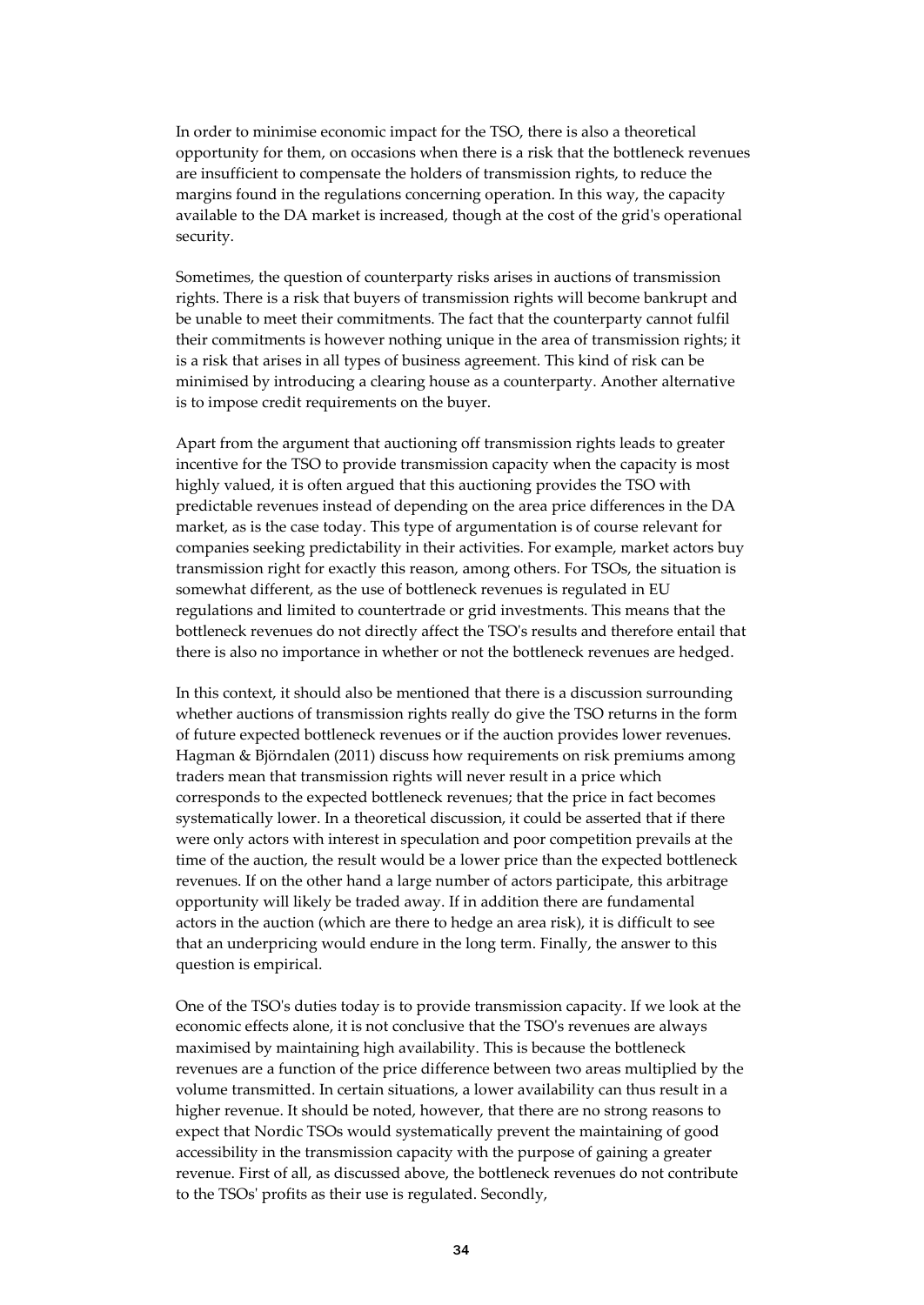In order to minimise economic impact for the TSO, there is also a theoretical opportunity for them, on occasions when there is a risk that the bottleneck revenues are insufficient to compensate the holders of transmission rights, to reduce the margins found in the regulations concerning operation. In this way, the capacity available to the DA market is increased, though at the cost of the grid's operational security.

Sometimes, the question of counterparty risks arises in auctions of transmission rights. There is a risk that buyers of transmission rights will become bankrupt and be unable to meet their commitments. The fact that the counterparty cannot fulfil their commitments is however nothing unique in the area of transmission rights; it is a risk that arises in all types of business agreement. This kind of risk can be minimised by introducing a clearing house as a counterparty. Another alternative is to impose credit requirements on the buyer.

Apart from the argument that auctioning off transmission rights leads to greater incentive for the TSO to provide transmission capacity when the capacity is most highly valued, it is often argued that this auctioning provides the TSO with predictable revenues instead of depending on the area price differences in the DA market, as is the case today. This type of argumentation is of course relevant for companies seeking predictability in their activities. For example, market actors buy transmission right for exactly this reason, among others. For TSOs, the situation is somewhat different, as the use of bottleneck revenues is regulated in EU regulations and limited to countertrade or grid investments. This means that the bottleneck revenues do not directly affect the TSO's results and therefore entail that there is also no importance in whether or not the bottleneck revenues are hedged.

In this context, it should also be mentioned that there is a discussion surrounding whether auctions of transmission rights really do give the TSO returns in the form of future expected bottleneck revenues or if the auction provides lower revenues. Hagman & Björndalen (2011) discuss how requirements on risk premiums among traders mean that transmission rights will never result in a price which corresponds to the expected bottleneck revenues; that the price in fact becomes systematically lower. In a theoretical discussion, it could be asserted that if there were only actors with interest in speculation and poor competition prevails at the time of the auction, the result would be a lower price than the expected bottleneck revenues. If on the other hand a large number of actors participate, this arbitrage opportunity will likely be traded away. If in addition there are fundamental actors in the auction (which are there to hedge an area risk), it is difficult to see that an underpricing would endure in the long term. Finally, the answer to this question is empirical.

One of the TSO's duties today is to provide transmission capacity. If we look at the economic effects alone, it is not conclusive that the TSO's revenues are always maximised by maintaining high availability. This is because the bottleneck revenues are a function of the price difference between two areas multiplied by the volume transmitted. In certain situations, a lower availability can thus result in a higher revenue. It should be noted, however, that there are no strong reasons to expect that Nordic TSOs would systematically prevent the maintaining of good accessibility in the transmission capacity with the purpose of gaining a greater revenue. First of all, as discussed above, the bottleneck revenues do not contribute to the TSOs' profits as their use is regulated. Secondly,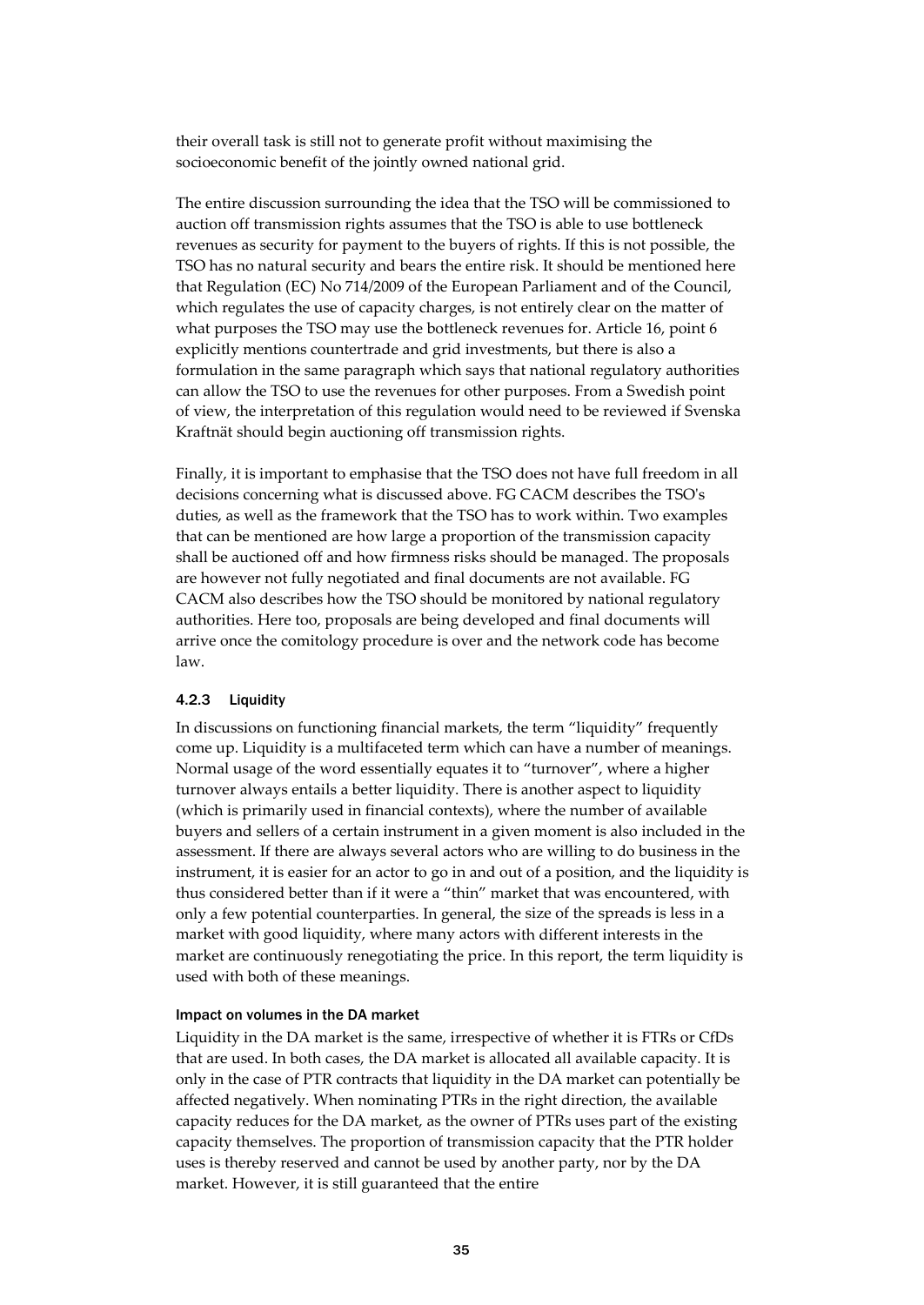their overall task is still not to generate profit without maximising the socioeconomic benefit of the jointly owned national grid.

The entire discussion surrounding the idea that the TSO will be commissioned to auction off transmission rights assumes that the TSO is able to use bottleneck revenues as security for payment to the buyers of rights. If this is not possible, the TSO has no natural security and bears the entire risk. It should be mentioned here that Regulation (EC) No 714/2009 of the European Parliament and of the Council, which regulates the use of capacity charges, is not entirely clear on the matter of what purposes the TSO may use the bottleneck revenues for. Article 16, point 6 explicitly mentions countertrade and grid investments, but there is also a formulation in the same paragraph which says that national regulatory authorities can allow the TSO to use the revenues for other purposes. From a Swedish point of view, the interpretation of this regulation would need to be reviewed if Svenska Kraftnät should begin auctioning off transmission rights.

Finally, it is important to emphasise that the TSO does not have full freedom in all decisions concerning what is discussed above. FG CACM describes the TSO's duties, as well as the framework that the TSO has to work within. Two examples that can be mentioned are how large a proportion of the transmission capacity shall be auctioned off and how firmness risks should be managed. The proposals are however not fully negotiated and final documents are not available. FG CACM also describes how the TSO should be monitored by national regulatory authorities. Here too, proposals are being developed and final documents will arrive once the comitology procedure is over and the network code has become law.

### 4.2.3 Liquidity

In discussions on functioning financial markets, the term "liquidity" frequently come up. Liquidity is a multifaceted term which can have a number of meanings. Normal usage of the word essentially equates it to "turnover", where a higher turnover always entails a better liquidity. There is another aspect to liquidity (which is primarily used in financial contexts), where the number of available buyers and sellers of a certain instrument in a given moment is also included in the assessment. If there are always several actors who are willing to do business in the instrument, it is easier for an actor to go in and out of a position, and the liquidity is thus considered better than if it were a "thin" market that was encountered, with only a few potential counterparties. In general, the size of the spreads is less in a market with good liquidity, where many actors with different interests in the market are continuously renegotiating the price. In this report, the term liquidity is used with both of these meanings.

#### Impact on volumes in the DA market

Liquidity in the DA market is the same, irrespective of whether it is FTRs or CfDs that are used. In both cases, the DA market is allocated all available capacity. It is only in the case of PTR contracts that liquidity in the DA market can potentially be affected negatively. When nominating PTRs in the right direction, the available capacity reduces for the DA market, as the owner of PTRs uses part of the existing capacity themselves. The proportion of transmission capacity that the PTR holder uses is thereby reserved and cannot be used by another party, nor by the DA market. However, it is still guaranteed that the entire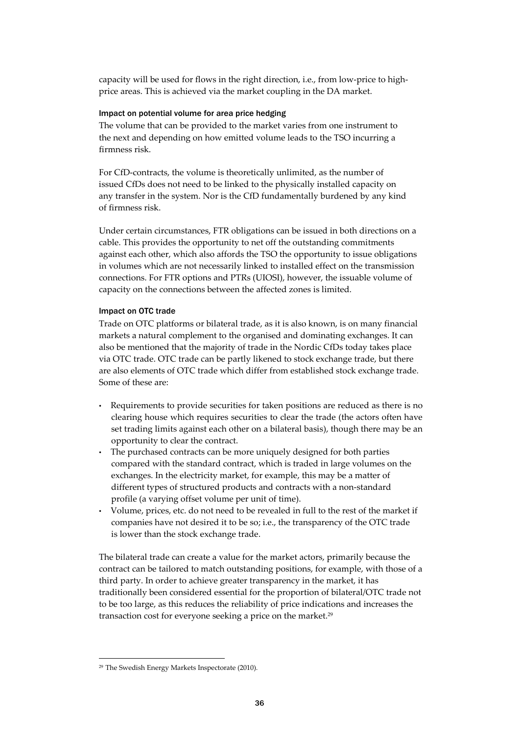capacity will be used for flows in the right direction, i.e., from low-price to high-price areas. This is achieved via the market coupling in the DA market.

### Impact on potential volume for area price hedging

The volume that can be provided to the market varies from one instrument to the next and depending on how emitted volume leads to the TSO incurring a firmness risk.

For CfD-contracts, the volume is theoretically unlimited, as the number of issued CfDs does not need to be linked to the physically installed capacity on any transfer in the system. Nor is the CfD fundamentally burdened by any kind of firmness risk.

Under certain circumstances, FTR obligations can be issued in both directions on a cable. This provides the opportunity to net off the outstanding commitments against each other, which also affords the TSO the opportunity to issue obligations in volumes which are not necessarily linked to installed effect on the transmission connections. For FTR options and PTRs (UIOSI), however, the issuable volume of capacity on the connections between the affected zones is limited.

### Impact on OTC trade

Trade on OTC platforms or bilateral trade, as it is also known, is on many financial markets a natural complement to the organised and dominating exchanges. It can also be mentioned that the majority of trade in the Nordic CfDs today takes place via OTC trade. OTC trade can be partly likened to stock exchange trade, but there are also elements of OTC trade which differ from established stock exchange trade. Some of these are:

- Requirements to provide securities for taken positions are reduced as there is no clearing house which requires securities to clear the trade (the actors often have set trading limits against each other on a bilateral basis), though there may be an opportunity to clear the contract.
- The purchased contracts can be more uniquely designed for both parties compared with the standard contract, which is traded in large volumes on the exchanges. In the electricity market, for example, this may be a matter of different types of structured products and contracts with a non-standard profile (a varying offset volume per unit of time).
- Volume, prices, etc. do not need to be revealed in full to the rest of the market if companies have not desired it to be so; i.e., the transparency of the OTC trade is lower than the stock exchange trade.

The bilateral trade can create a value for the market actors, primarily because the contract can be tailored to match outstanding positions, for example, with those of a third party. In order to achieve greater transparency in the market, it has traditionally been considered essential for the proportion of bilateral/OTC trade not to be too large, as this reduces the reliability of price indications and increases the transaction cost for everyone seeking a price on the market.[29]

---

[29] The Swedish Energy Markets Inspectorate (2010).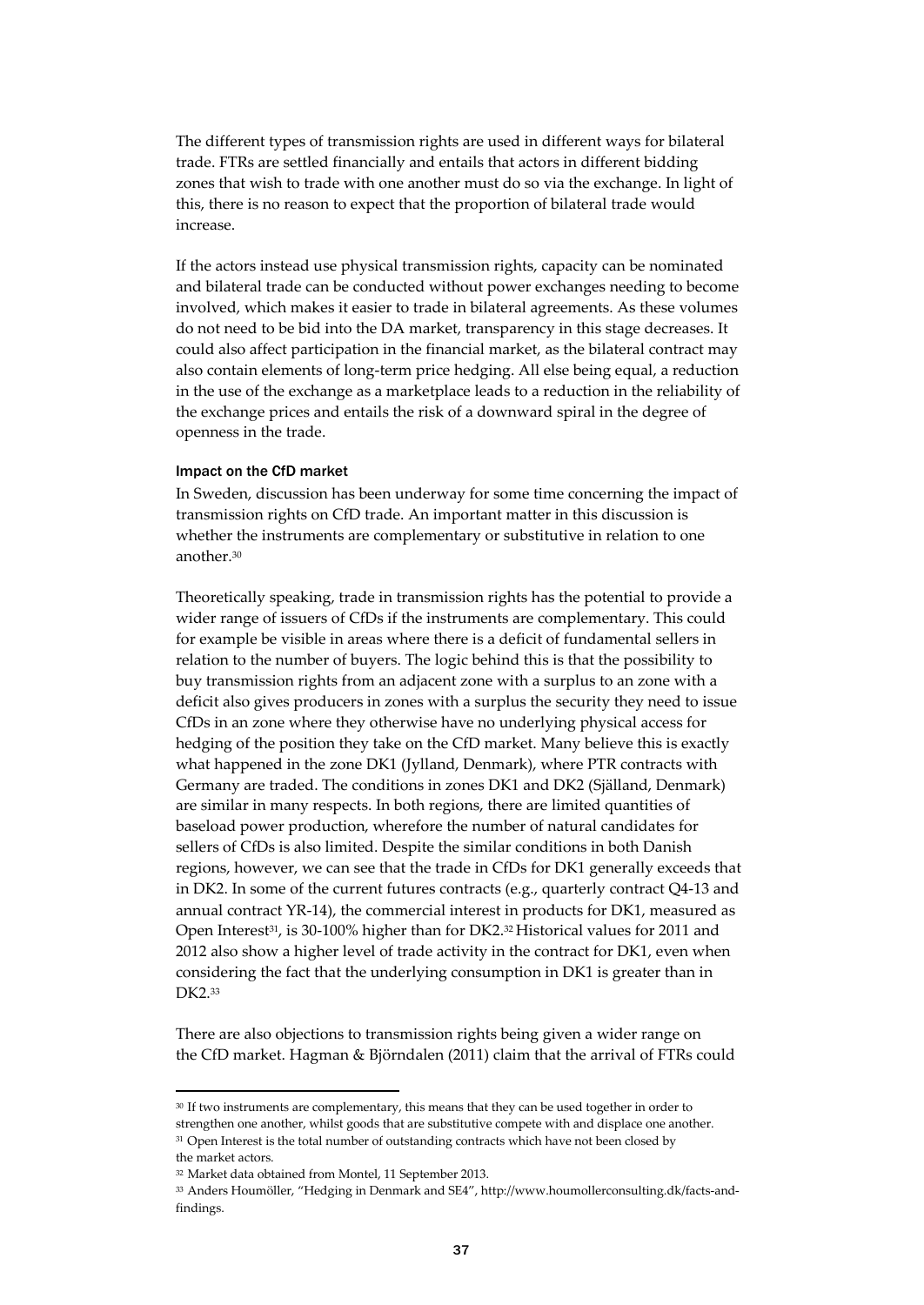The different types of transmission rights are used in different ways for bilateral trade. FTRs are settled financially and entails that actors in different bidding zones that wish to trade with one another must do so via the exchange. In light of this, there is no reason to expect that the proportion of bilateral trade would increase.

If the actors instead use physical transmission rights, capacity can be nominated and bilateral trade can be conducted without power exchanges needing to become involved, which makes it easier to trade in bilateral agreements. As these volumes do not need to be bid into the DA market, transparency in this stage decreases. It could also affect participation in the financial market, as the bilateral contract may also contain elements of long-term price hedging. All else being equal, a reduction in the use of the exchange as a marketplace leads to a reduction in the reliability of the exchange prices and entails the risk of a downward spiral in the degree of openness in the trade.

#### Impact on the CfD market

In Sweden, discussion has been underway for some time concerning the impact of transmission rights on CfD trade. An important matter in this discussion is whether the instruments are complementary or substitutive in relation to one another.[30]

Theoretically speaking, trade in transmission rights has the potential to provide a wider range of issuers of CfDs if the instruments are complementary. This could for example be visible in areas where there is a deficit of fundamental sellers in relation to the number of buyers. The logic behind this is that the possibility to buy transmission rights from an adjacent zone with a surplus to an zone with a deficit also gives producers in zones with a surplus the security they need to issue CfDs in an zone where they otherwise have no underlying physical access for hedging of the position they take on the CfD market. Many believe this is exactly what happened in the zone DK1 (Jylland, Denmark), where PTR contracts with Germany are traded. The conditions in zones DK1 and DK2 (Själland, Denmark) are similar in many respects. In both regions, there are limited quantities of baseload power production, wherefore the number of natural candidates for sellers of CfDs is also limited. Despite the similar conditions in both Danish regions, however, we can see that the trade in CfDs for DK1 generally exceeds that in DK2. In some of the current futures contracts (e.g., quarterly contract Q4-13 and annual contract YR-14), the commercial interest in products for DK1, measured as Open Interest[31], is 30-100% higher than for DK2.[32] Historical values for 2011 and 2012 also show a higher level of trade activity in the contract for DK1, even when considering the fact that the underlying consumption in DK1 is greater than in DK2.[33]

There are also objections to transmission rights being given a wider range on the CfD market. Hagman & Björndalen (2011) claim that the arrival of FTRs could

---

[30] If two instruments are complementary, this means that they can be used together in order to strengthen one another, whilst goods that are substitutive compete with and displace one another.

[31] Open Interest is the total number of outstanding contracts which have not been closed by the market actors.

[32] Market data obtained from Montel, 11 September 2013.

[33] Anders Houmöller, "Hedging in Denmark and SE4", http://www.houmollerconsulting.dk/facts-and-findings.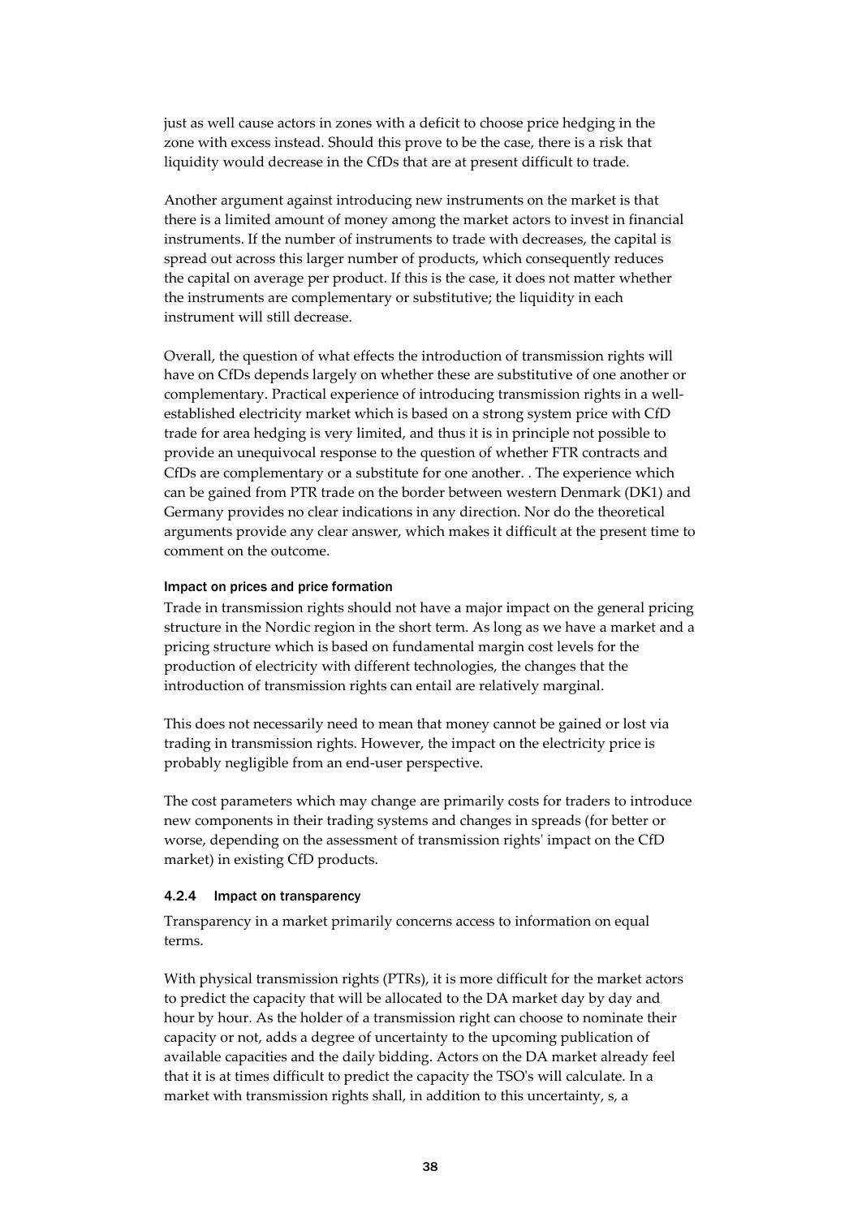just as well cause actors in zones with a deficit to choose price hedging in the zone with excess instead. Should this prove to be the case, there is a risk that liquidity would decrease in the CfDs that are at present difficult to trade.

Another argument against introducing new instruments on the market is that there is a limited amount of money among the market actors to invest in financial instruments. If the number of instruments to trade with decreases, the capital is spread out across this larger number of products, which consequently reduces the capital on average per product. If this is the case, it does not matter whether the instruments are complementary or substitutive; the liquidity in each instrument will still decrease.

Overall, the question of what effects the introduction of transmission rights will have on CfDs depends largely on whether these are substitutive of one another or complementary. Practical experience of introducing transmission rights in a well-established electricity market which is based on a strong system price with CfD trade for area hedging is very limited, and thus it is in principle not possible to provide an unequivocal response to the question of whether FTR contracts and CfDs are complementary or a substitute for one another. . The experience which can be gained from PTR trade on the border between western Denmark (DK1) and Germany provides no clear indications in any direction. Nor do the theoretical arguments provide any clear answer, which makes it difficult at the present time to comment on the outcome.

#### Impact on prices and price formation

Trade in transmission rights should not have a major impact on the general pricing structure in the Nordic region in the short term. As long as we have a market and a pricing structure which is based on fundamental margin cost levels for the production of electricity with different technologies, the changes that the introduction of transmission rights can entail are relatively marginal.

This does not necessarily need to mean that money cannot be gained or lost via trading in transmission rights. However, the impact on the electricity price is probably negligible from an end-user perspective.

The cost parameters which may change are primarily costs for traders to introduce new components in their trading systems and changes in spreads (for better or worse, depending on the assessment of transmission rights' impact on the CfD market) in existing CfD products.

### 4.2.4 Impact on transparency

Transparency in a market primarily concerns access to information on equal terms.

With physical transmission rights (PTRs), it is more difficult for the market actors to predict the capacity that will be allocated to the DA market day by day and hour by hour. As the holder of a transmission right can choose to nominate their capacity or not, adds a degree of uncertainty to the upcoming publication of available capacities and the daily bidding. Actors on the DA market already feel that it is at times difficult to predict the capacity the TSO's will calculate. In a market with transmission rights shall, in addition to this uncertainty, s, a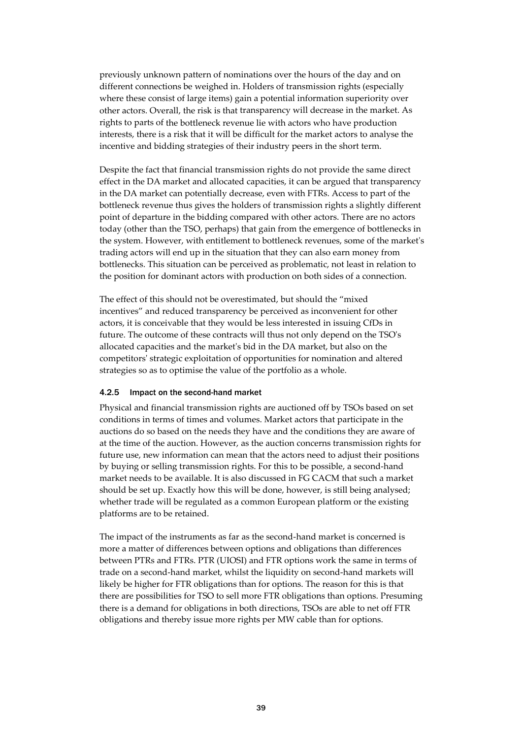previously unknown pattern of nominations over the hours of the day and on different connections be weighed in. Holders of transmission rights (especially where these consist of large items) gain a potential information superiority over other actors. Overall, the risk is that transparency will decrease in the market. As rights to parts of the bottleneck revenue lie with actors who have production interests, there is a risk that it will be difficult for the market actors to analyse the incentive and bidding strategies of their industry peers in the short term.

Despite the fact that financial transmission rights do not provide the same direct effect in the DA market and allocated capacities, it can be argued that transparency in the DA market can potentially decrease, even with FTRs. Access to part of the bottleneck revenue thus gives the holders of transmission rights a slightly different point of departure in the bidding compared with other actors. There are no actors today (other than the TSO, perhaps) that gain from the emergence of bottlenecks in the system. However, with entitlement to bottleneck revenues, some of the market's trading actors will end up in the situation that they can also earn money from bottlenecks. This situation can be perceived as problematic, not least in relation to the position for dominant actors with production on both sides of a connection.

The effect of this should not be overestimated, but should the "mixed incentives" and reduced transparency be perceived as inconvenient for other actors, it is conceivable that they would be less interested in issuing CfDs in future. The outcome of these contracts will thus not only depend on the TSO's allocated capacities and the market's bid in the DA market, but also on the competitors' strategic exploitation of opportunities for nomination and altered strategies so as to optimise the value of the portfolio as a whole.

#### 4.2.5 Impact on the second-hand market

Physical and financial transmission rights are auctioned off by TSOs based on set conditions in terms of times and volumes. Market actors that participate in the auctions do so based on the needs they have and the conditions they are aware of at the time of the auction. However, as the auction concerns transmission rights for future use, new information can mean that the actors need to adjust their positions by buying or selling transmission rights. For this to be possible, a second-hand market needs to be available. It is also discussed in FG CACM that such a market should be set up. Exactly how this will be done, however, is still being analysed; whether trade will be regulated as a common European platform or the existing platforms are to be retained.

The impact of the instruments as far as the second-hand market is concerned is more a matter of differences between options and obligations than differences between PTRs and FTRs. PTR (UIOSI) and FTR options work the same in terms of trade on a second-hand market, whilst the liquidity on second-hand markets will likely be higher for FTR obligations than for options. The reason for this is that there are possibilities for TSO to sell more FTR obligations than options. Presuming there is a demand for obligations in both directions, TSOs are able to net off FTR obligations and thereby issue more rights per MW cable than for options.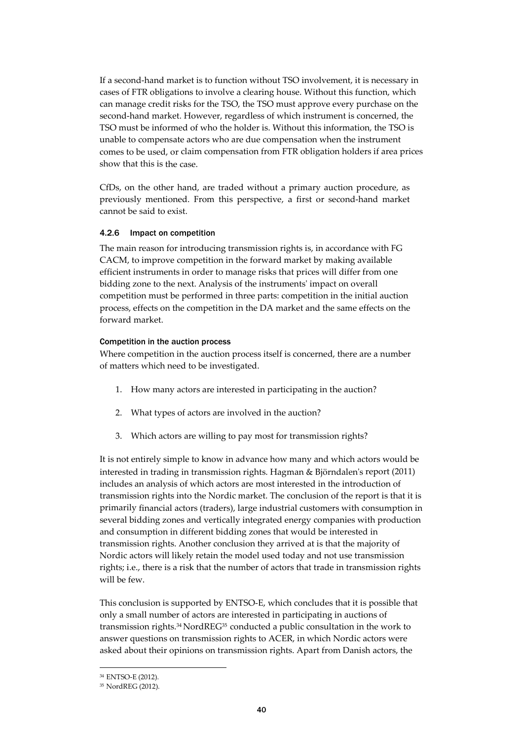If a second-hand market is to function without TSO involvement, it is necessary in cases of FTR obligations to involve a clearing house. Without this function, which can manage credit risks for the TSO, the TSO must approve every purchase on the second-hand market. However, regardless of which instrument is concerned, the TSO must be informed of who the holder is. Without this information, the TSO is unable to compensate actors who are due compensation when the instrument comes to be used, or claim compensation from FTR obligation holders if area prices show that this is the case.

CfDs, on the other hand, are traded without a primary auction procedure, as previously mentioned. From this perspective, a first or second-hand market cannot be said to exist.

### 4.2.6 Impact on competition

The main reason for introducing transmission rights is, in accordance with FG CACM, to improve competition in the forward market by making available efficient instruments in order to manage risks that prices will differ from one bidding zone to the next. Analysis of the instruments' impact on overall competition must be performed in three parts: competition in the initial auction process, effects on the competition in the DA market and the same effects on the forward market.

#### Competition in the auction process

Where competition in the auction process itself is concerned, there are a number of matters which need to be investigated.

1. How many actors are interested in participating in the auction?
2. What types of actors are involved in the auction?
3. Which actors are willing to pay most for transmission rights?

It is not entirely simple to know in advance how many and which actors would be interested in trading in transmission rights. Hagman & Björndalen's report (2011) includes an analysis of which actors are most interested in the introduction of transmission rights into the Nordic market. The conclusion of the report is that it is primarily financial actors (traders), large industrial customers with consumption in several bidding zones and vertically integrated energy companies with production and consumption in different bidding zones that would be interested in transmission rights. Another conclusion they arrived at is that the majority of Nordic actors will likely retain the model used today and not use transmission rights; i.e., there is a risk that the number of actors that trade in transmission rights will be few.

This conclusion is supported by ENTSO-E, which concludes that it is possible that only a small number of actors are interested in participating in auctions of transmission rights.[34] NordREG[35] conducted a public consultation in the work to answer questions on transmission rights to ACER, in which Nordic actors were asked about their opinions on transmission rights. Apart from Danish actors, the

[34] ENTSO-E (2012).

[35] NordREG (2012).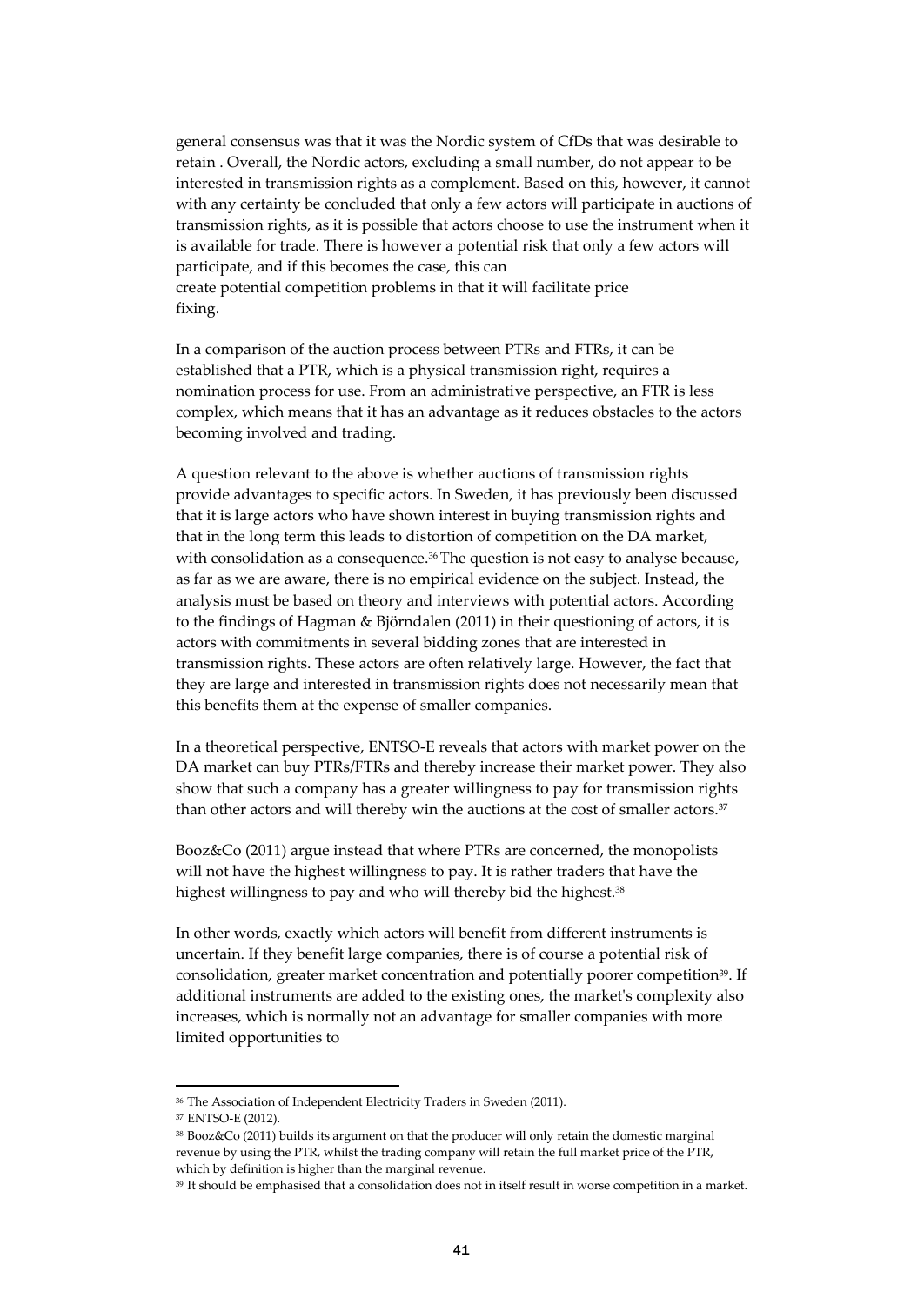general consensus was that it was the Nordic system of CfDs that was desirable to retain . Overall, the Nordic actors, excluding a small number, do not appear to be interested in transmission rights as a complement. Based on this, however, it cannot with any certainty be concluded that only a few actors will participate in auctions of transmission rights, as it is possible that actors choose to use the instrument when it is available for trade. There is however a potential risk that only a few actors will participate, and if this becomes the case, this can create potential competition problems in that it will facilitate price fixing.

In a comparison of the auction process between PTRs and FTRs, it can be established that a PTR, which is a physical transmission right, requires a nomination process for use. From an administrative perspective, an FTR is less complex, which means that it has an advantage as it reduces obstacles to the actors becoming involved and trading.

A question relevant to the above is whether auctions of transmission rights provide advantages to specific actors. In Sweden, it has previously been discussed that it is large actors who have shown interest in buying transmission rights and that in the long term this leads to distortion of competition on the DA market, with consolidation as a consequence.[36] The question is not easy to analyse because, as far as we are aware, there is no empirical evidence on the subject. Instead, the analysis must be based on theory and interviews with potential actors. According to the findings of Hagman & Björndalen (2011) in their questioning of actors, it is actors with commitments in several bidding zones that are interested in transmission rights. These actors are often relatively large. However, the fact that they are large and interested in transmission rights does not necessarily mean that this benefits them at the expense of smaller companies.

In a theoretical perspective, ENTSO-E reveals that actors with market power on the DA market can buy PTRs/FTRs and thereby increase their market power. They also show that such a company has a greater willingness to pay for transmission rights than other actors and will thereby win the auctions at the cost of smaller actors.[37]

Booz&Co (2011) argue instead that where PTRs are concerned, the monopolists will not have the highest willingness to pay. It is rather traders that have the highest willingness to pay and who will thereby bid the highest.[38]

In other words, exactly which actors will benefit from different instruments is uncertain. If they benefit large companies, there is of course a potential risk of consolidation, greater market concentration and potentially poorer competition[39]. If additional instruments are added to the existing ones, the market's complexity also increases, which is normally not an advantage for smaller companies with more limited opportunities to

---

[36] The Association of Independent Electricity Traders in Sweden (2011).

[37] ENTSO-E (2012).

[38] Booz&Co (2011) builds its argument on that the producer will only retain the domestic marginal revenue by using the PTR, whilst the trading company will retain the full market price of the PTR, which by definition is higher than the marginal revenue.

[39] It should be emphasised that a consolidation does not in itself result in worse competition in a market.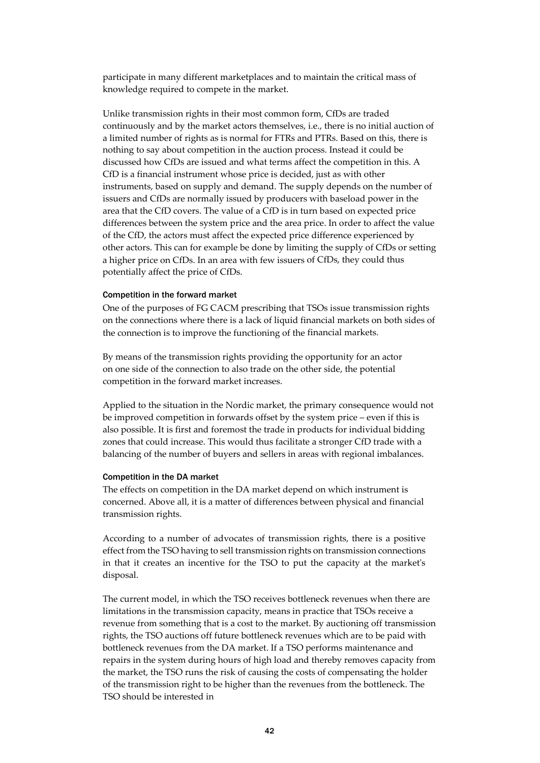participate in many different marketplaces and to maintain the critical mass of knowledge required to compete in the market.

Unlike transmission rights in their most common form, CfDs are traded continuously and by the market actors themselves, i.e., there is no initial auction of a limited number of rights as is normal for FTRs and PTRs. Based on this, there is nothing to say about competition in the auction process. Instead it could be discussed how CfDs are issued and what terms affect the competition in this. A CfD is a financial instrument whose price is decided, just as with other instruments, based on supply and demand. The supply depends on the number of issuers and CfDs are normally issued by producers with baseload power in the area that the CfD covers. The value of a CfD is in turn based on expected price differences between the system price and the area price. In order to affect the value of the CfD, the actors must affect the expected price difference experienced by other actors. This can for example be done by limiting the supply of CfDs or setting a higher price on CfDs. In an area with few issuers of CfDs, they could thus potentially affect the price of CfDs.

#### Competition in the forward market

One of the purposes of FG CACM prescribing that TSOs issue transmission rights on the connections where there is a lack of liquid financial markets on both sides of the connection is to improve the functioning of the financial markets.

By means of the transmission rights providing the opportunity for an actor on one side of the connection to also trade on the other side, the potential competition in the forward market increases.

Applied to the situation in the Nordic market, the primary consequence would not be improved competition in forwards offset by the system price – even if this is also possible. It is first and foremost the trade in products for individual bidding zones that could increase. This would thus facilitate a stronger CfD trade with a balancing of the number of buyers and sellers in areas with regional imbalances.

#### Competition in the DA market

The effects on competition in the DA market depend on which instrument is concerned. Above all, it is a matter of differences between physical and financial transmission rights.

According to a number of advocates of transmission rights, there is a positive effect from the TSO having to sell transmission rights on transmission connections in that it creates an incentive for the TSO to put the capacity at the market's disposal.

The current model, in which the TSO receives bottleneck revenues when there are limitations in the transmission capacity, means in practice that TSOs receive a revenue from something that is a cost to the market. By auctioning off transmission rights, the TSO auctions off future bottleneck revenues which are to be paid with bottleneck revenues from the DA market. If a TSO performs maintenance and repairs in the system during hours of high load and thereby removes capacity from the market, the TSO runs the risk of causing the costs of compensating the holder of the transmission right to be higher than the revenues from the bottleneck. The TSO should be interested in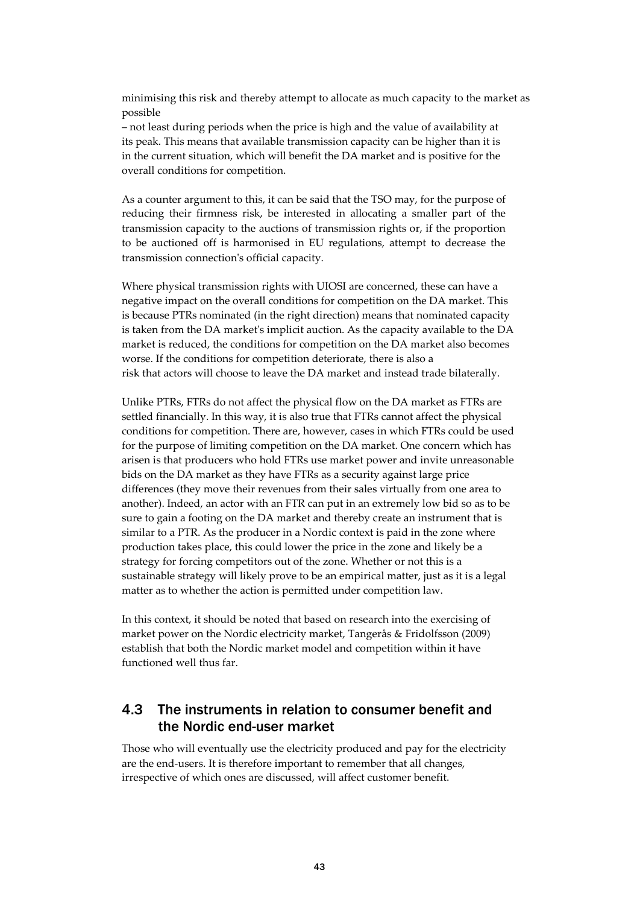minimising this risk and thereby attempt to allocate as much capacity to the market as possible – not least during periods when the price is high and the value of availability at its peak. This means that available transmission capacity can be higher than it is in the current situation, which will benefit the DA market and is positive for the overall conditions for competition.

As a counter argument to this, it can be said that the TSO may, for the purpose of reducing their firmness risk, be interested in allocating a smaller part of the transmission capacity to the auctions of transmission rights or, if the proportion to be auctioned off is harmonised in EU regulations, attempt to decrease the transmission connection's official capacity.

Where physical transmission rights with UIOSI are concerned, these can have a negative impact on the overall conditions for competition on the DA market. This is because PTRs nominated (in the right direction) means that nominated capacity is taken from the DA market's implicit auction. As the capacity available to the DA market is reduced, the conditions for competition on the DA market also becomes worse. If the conditions for competition deteriorate, there is also a risk that actors will choose to leave the DA market and instead trade bilaterally.

Unlike PTRs, FTRs do not affect the physical flow on the DA market as FTRs are settled financially. In this way, it is also true that FTRs cannot affect the physical conditions for competition. There are, however, cases in which FTRs could be used for the purpose of limiting competition on the DA market. One concern which has arisen is that producers who hold FTRs use market power and invite unreasonable bids on the DA market as they have FTRs as a security against large price differences (they move their revenues from their sales virtually from one area to another). Indeed, an actor with an FTR can put in an extremely low bid so as to be sure to gain a footing on the DA market and thereby create an instrument that is similar to a PTR. As the producer in a Nordic context is paid in the zone where production takes place, this could lower the price in the zone and likely be a strategy for forcing competitors out of the zone. Whether or not this is a sustainable strategy will likely prove to be an empirical matter, just as it is a legal matter as to whether the action is permitted under competition law.

In this context, it should be noted that based on research into the exercising of market power on the Nordic electricity market, Tangerås & Fridolfsson (2009) establish that both the Nordic market model and competition within it have functioned well thus far.

## 4.3 The instruments in relation to consumer benefit and the Nordic end-user market

Those who will eventually use the electricity produced and pay for the electricity are the end-users. It is therefore important to remember that all changes, irrespective of which ones are discussed, will affect customer benefit.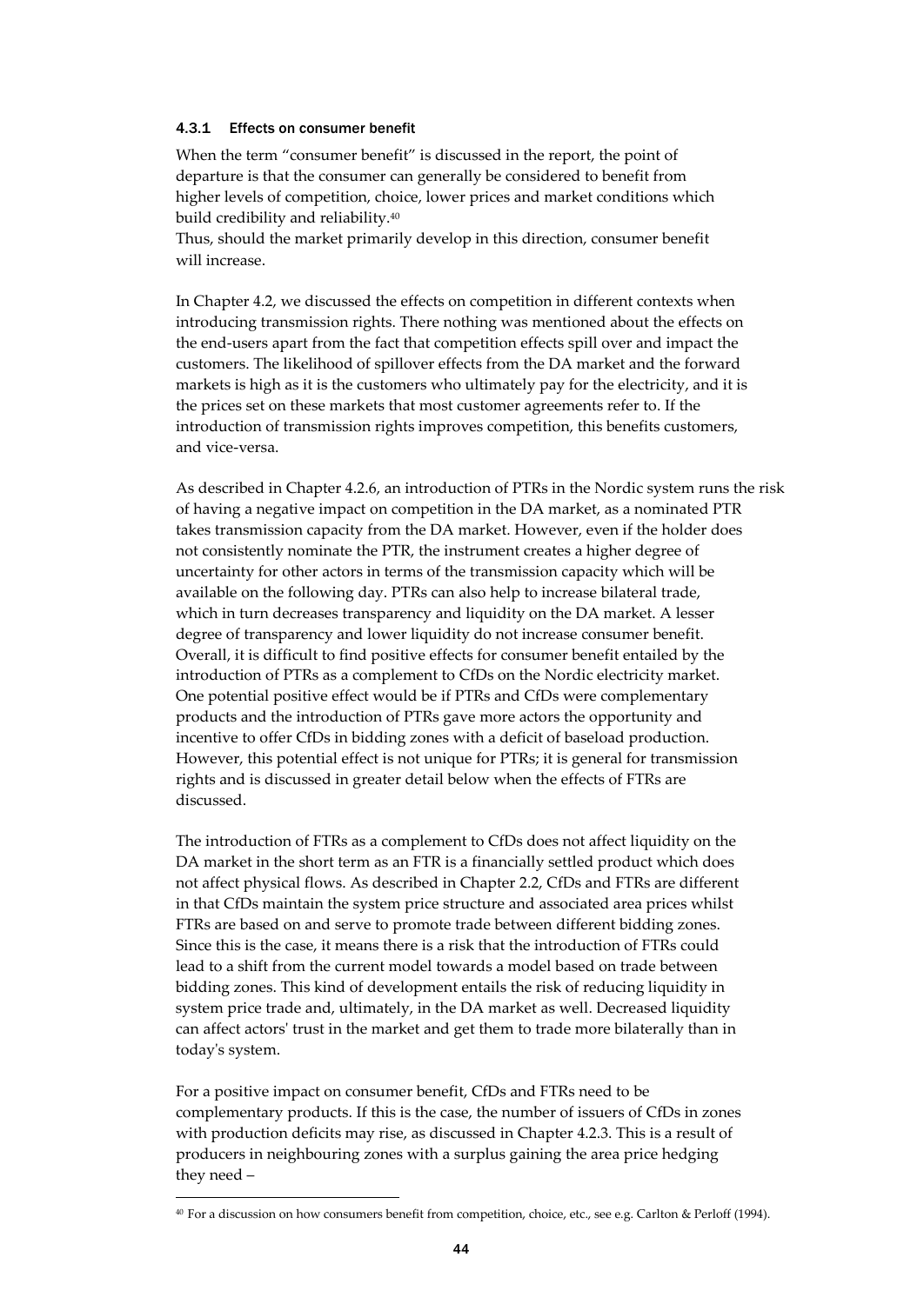### 4.3.1 Effects on consumer benefit

When the term "consumer benefit" is discussed in the report, the point of departure is that the consumer can generally be considered to benefit from higher levels of competition, choice, lower prices and market conditions which build credibility and reliability.[40]
Thus, should the market primarily develop in this direction, consumer benefit will increase.

In Chapter 4.2, we discussed the effects on competition in different contexts when introducing transmission rights. There nothing was mentioned about the effects on the end-users apart from the fact that competition effects spill over and impact the customers. The likelihood of spillover effects from the DA market and the forward markets is high as it is the customers who ultimately pay for the electricity, and it is the prices set on these markets that most customer agreements refer to. If the introduction of transmission rights improves competition, this benefits customers, and vice-versa.

As described in Chapter 4.2.6, an introduction of PTRs in the Nordic system runs the risk of having a negative impact on competition in the DA market, as a nominated PTR takes transmission capacity from the DA market. However, even if the holder does not consistently nominate the PTR, the instrument creates a higher degree of uncertainty for other actors in terms of the transmission capacity which will be available on the following day. PTRs can also help to increase bilateral trade, which in turn decreases transparency and liquidity on the DA market. A lesser degree of transparency and lower liquidity do not increase consumer benefit. Overall, it is difficult to find positive effects for consumer benefit entailed by the introduction of PTRs as a complement to CfDs on the Nordic electricity market. One potential positive effect would be if PTRs and CfDs were complementary products and the introduction of PTRs gave more actors the opportunity and incentive to offer CfDs in bidding zones with a deficit of baseload production. However, this potential effect is not unique for PTRs; it is general for transmission rights and is discussed in greater detail below when the effects of FTRs are discussed.

The introduction of FTRs as a complement to CfDs does not affect liquidity on the DA market in the short term as an FTR is a financially settled product which does not affect physical flows. As described in Chapter 2.2, CfDs and FTRs are different in that CfDs maintain the system price structure and associated area prices whilst FTRs are based on and serve to promote trade between different bidding zones. Since this is the case, it means there is a risk that the introduction of FTRs could lead to a shift from the current model towards a model based on trade between bidding zones. This kind of development entails the risk of reducing liquidity in system price trade and, ultimately, in the DA market as well. Decreased liquidity can affect actors' trust in the market and get them to trade more bilaterally than in today's system.

For a positive impact on consumer benefit, CfDs and FTRs need to be complementary products. If this is the case, the number of issuers of CfDs in zones with production deficits may rise, as discussed in Chapter 4.2.3. This is a result of producers in neighbouring zones with a surplus gaining the area price hedging they need –

[40] For a discussion on how consumers benefit from competition, choice, etc., see e.g. Carlton & Perloff (1994).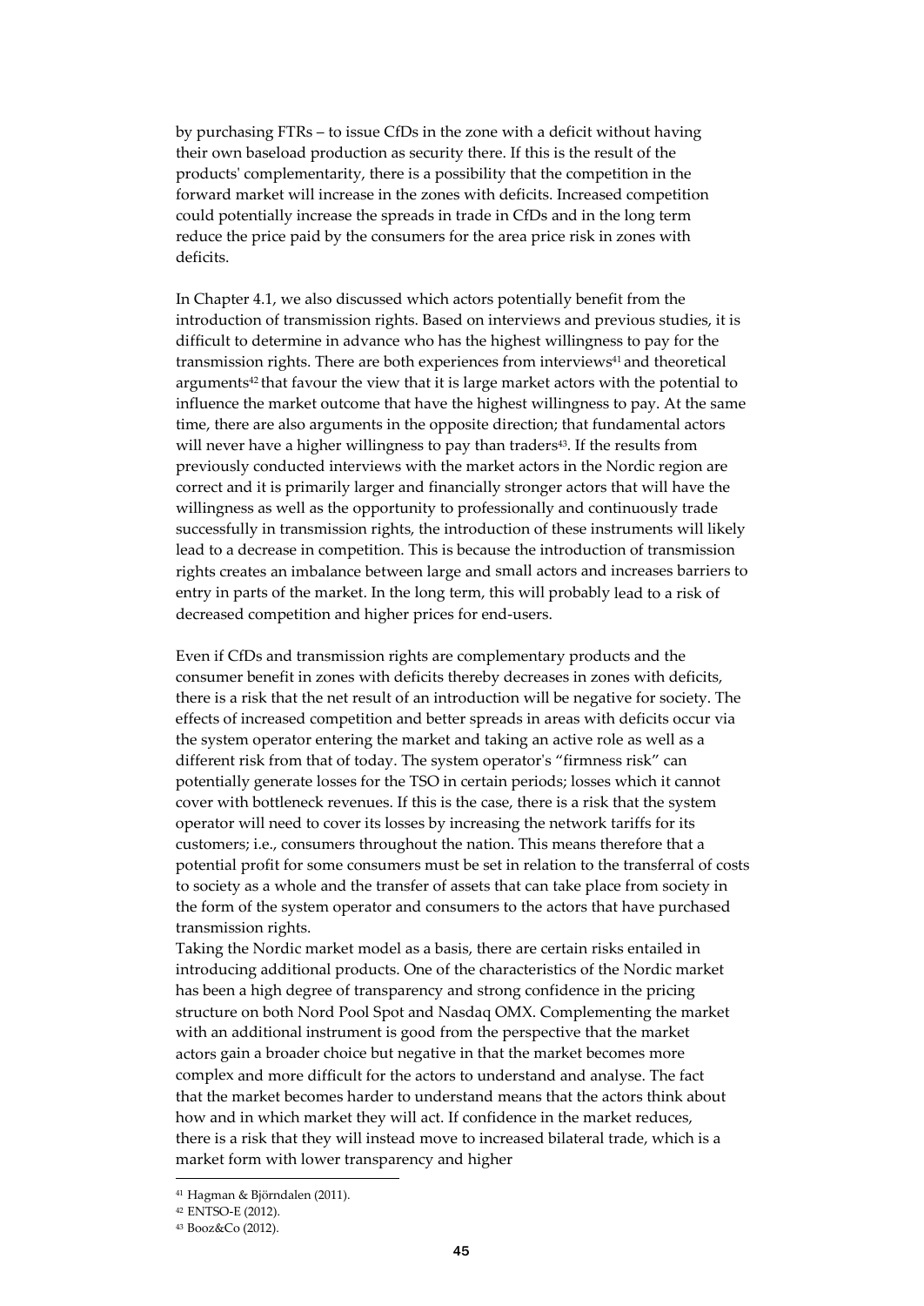by purchasing FTRs – to issue CfDs in the zone with a deficit without having their own baseload production as security there. If this is the result of the products' complementarity, there is a possibility that the competition in the forward market will increase in the zones with deficits. Increased competition could potentially increase the spreads in trade in CfDs and in the long term reduce the price paid by the consumers for the area price risk in zones with deficits.

In Chapter 4.1, we also discussed which actors potentially benefit from the introduction of transmission rights. Based on interviews and previous studies, it is difficult to determine in advance who has the highest willingness to pay for the transmission rights. There are both experiences from interviews[41] and theoretical arguments[42] that favour the view that it is large market actors with the potential to influence the market outcome that have the highest willingness to pay. At the same time, there are also arguments in the opposite direction; that fundamental actors will never have a higher willingness to pay than traders[43]. If the results from previously conducted interviews with the market actors in the Nordic region are correct and it is primarily larger and financially stronger actors that will have the willingness as well as the opportunity to professionally and continuously trade successfully in transmission rights, the introduction of these instruments will likely lead to a decrease in competition. This is because the introduction of transmission rights creates an imbalance between large and small actors and increases barriers to entry in parts of the market. In the long term, this will probably lead to a risk of decreased competition and higher prices for end-users.

Even if CfDs and transmission rights are complementary products and the consumer benefit in zones with deficits thereby decreases in zones with deficits, there is a risk that the net result of an introduction will be negative for society. The effects of increased competition and better spreads in areas with deficits occur via the system operator entering the market and taking an active role as well as a different risk from that of today. The system operator's "firmness risk" can potentially generate losses for the TSO in certain periods; losses which it cannot cover with bottleneck revenues. If this is the case, there is a risk that the system operator will need to cover its losses by increasing the network tariffs for its customers; i.e., consumers throughout the nation. This means therefore that a potential profit for some consumers must be set in relation to the transferral of costs to society as a whole and the transfer of assets that can take place from society in the form of the system operator and consumers to the actors that have purchased transmission rights.

Taking the Nordic market model as a basis, there are certain risks entailed in introducing additional products. One of the characteristics of the Nordic market has been a high degree of transparency and strong confidence in the pricing structure on both Nord Pool Spot and Nasdaq OMX. Complementing the market with an additional instrument is good from the perspective that the market actors gain a broader choice but negative in that the market becomes more complex and more difficult for the actors to understand and analyse. The fact that the market becomes harder to understand means that the actors think about how and in which market they will act. If confidence in the market reduces, there is a risk that they will instead move to increased bilateral trade, which is a market form with lower transparency and higher

[41] Hagman & Björndalen (2011).

[42] ENTSO-E (2012).

[43] Booz&Co (2012).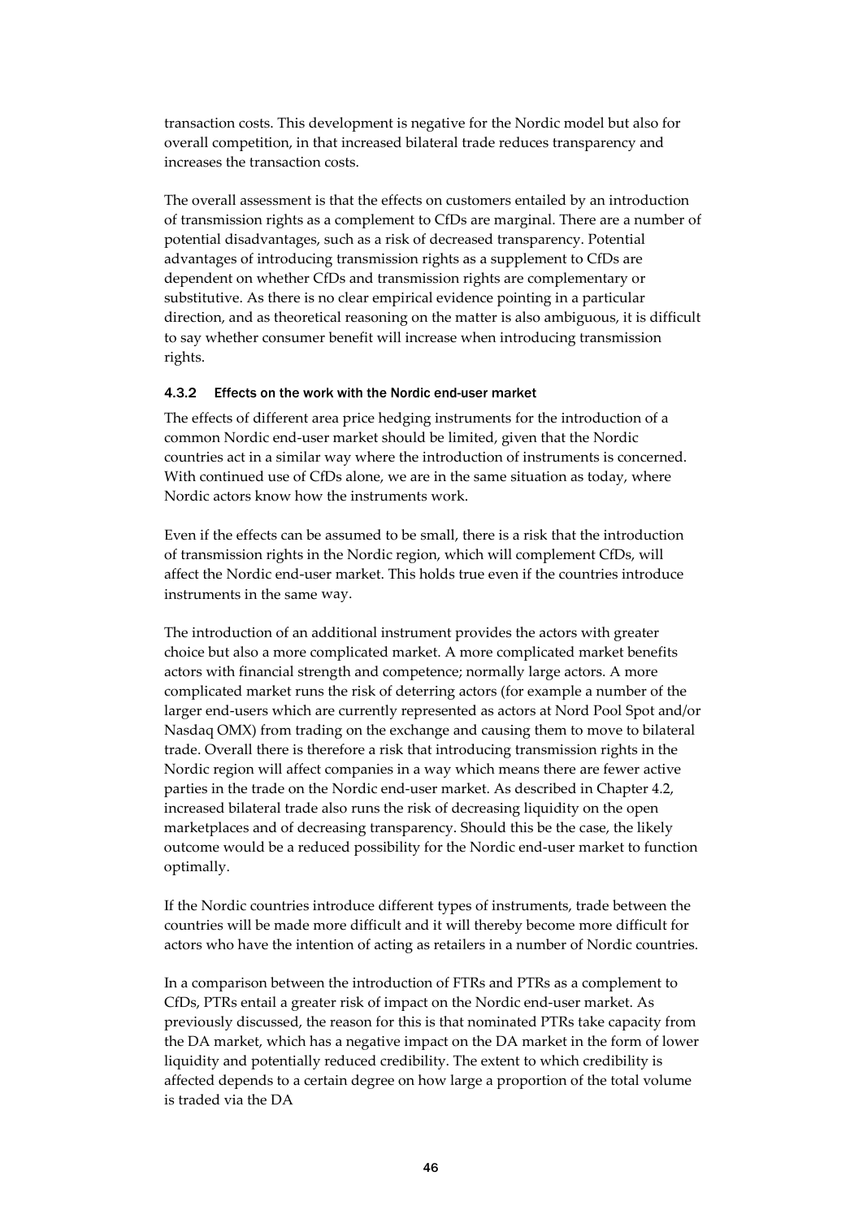transaction costs. This development is negative for the Nordic model but also for overall competition, in that increased bilateral trade reduces transparency and increases the transaction costs.

The overall assessment is that the effects on customers entailed by an introduction of transmission rights as a complement to CfDs are marginal. There are a number of potential disadvantages, such as a risk of decreased transparency. Potential advantages of introducing transmission rights as a supplement to CfDs are dependent on whether CfDs and transmission rights are complementary or substitutive. As there is no clear empirical evidence pointing in a particular direction, and as theoretical reasoning on the matter is also ambiguous, it is difficult to say whether consumer benefit will increase when introducing transmission rights.

### 4.3.2 Effects on the work with the Nordic end-user market

The effects of different area price hedging instruments for the introduction of a common Nordic end-user market should be limited, given that the Nordic countries act in a similar way where the introduction of instruments is concerned. With continued use of CfDs alone, we are in the same situation as today, where Nordic actors know how the instruments work.

Even if the effects can be assumed to be small, there is a risk that the introduction of transmission rights in the Nordic region, which will complement CfDs, will affect the Nordic end-user market. This holds true even if the countries introduce instruments in the same way.

The introduction of an additional instrument provides the actors with greater choice but also a more complicated market. A more complicated market benefits actors with financial strength and competence; normally large actors. A more complicated market runs the risk of deterring actors (for example a number of the larger end-users which are currently represented as actors at Nord Pool Spot and/or Nasdaq OMX) from trading on the exchange and causing them to move to bilateral trade. Overall there is therefore a risk that introducing transmission rights in the Nordic region will affect companies in a way which means there are fewer active parties in the trade on the Nordic end-user market. As described in Chapter 4.2, increased bilateral trade also runs the risk of decreasing liquidity on the open marketplaces and of decreasing transparency. Should this be the case, the likely outcome would be a reduced possibility for the Nordic end-user market to function optimally.

If the Nordic countries introduce different types of instruments, trade between the countries will be made more difficult and it will thereby become more difficult for actors who have the intention of acting as retailers in a number of Nordic countries.

In a comparison between the introduction of FTRs and PTRs as a complement to CfDs, PTRs entail a greater risk of impact on the Nordic end-user market. As previously discussed, the reason for this is that nominated PTRs take capacity from the DA market, which has a negative impact on the DA market in the form of lower liquidity and potentially reduced credibility. The extent to which credibility is affected depends to a certain degree on how large a proportion of the total volume is traded via the DA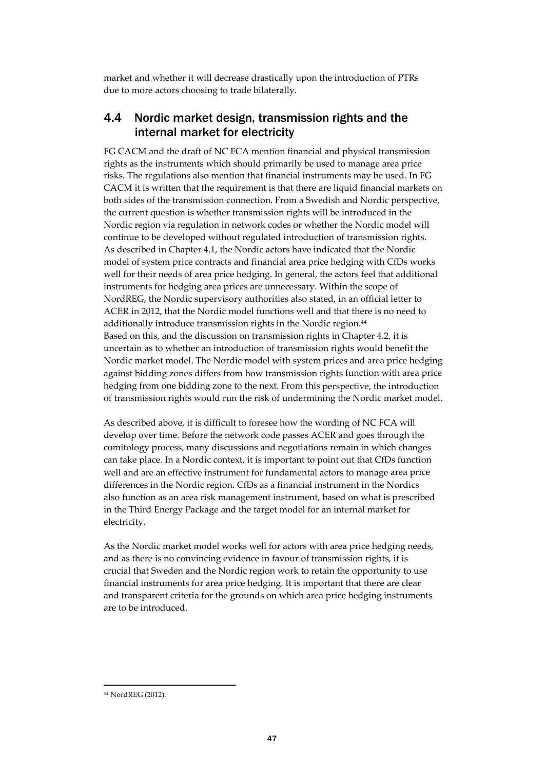market and whether it will decrease drastically upon the introduction of PTRs due to more actors choosing to trade bilaterally.

## 4.4 Nordic market design, transmission rights and the internal market for electricity

FG CACM and the draft of NC FCA mention financial and physical transmission rights as the instruments which should primarily be used to manage area price risks. The regulations also mention that financial instruments may be used. In FG CACM it is written that the requirement is that there are liquid financial markets on both sides of the transmission connection. From a Swedish and Nordic perspective, the current question is whether transmission rights will be introduced in the Nordic region via regulation in network codes or whether the Nordic model will continue to be developed without regulated introduction of transmission rights. As described in Chapter 4.1, the Nordic actors have indicated that the Nordic model of system price contracts and financial area price hedging with CfDs works well for their needs of area price hedging. In general, the actors feel that additional instruments for hedging area prices are unnecessary. Within the scope of NordREG, the Nordic supervisory authorities also stated, in an official letter to ACER in 2012, that the Nordic model functions well and that there is no need to additionally introduce transmission rights in the Nordic region.[44]
Based on this, and the discussion on transmission rights in Chapter 4.2, it is uncertain as to whether an introduction of transmission rights would benefit the Nordic market model. The Nordic model with system prices and area price hedging against bidding zones differs from how transmission rights function with area price hedging from one bidding zone to the next. From this perspective, the introduction of transmission rights would run the risk of undermining the Nordic market model.

As described above, it is difficult to foresee how the wording of NC FCA will develop over time. Before the network code passes ACER and goes through the comitology process, many discussions and negotiations remain in which changes can take place. In a Nordic context, it is important to point out that CfDs function well and are an effective instrument for fundamental actors to manage area price differences in the Nordic region. CfDs as a financial instrument in the Nordics also function as an area risk management instrument, based on what is prescribed in the Third Energy Package and the target model for an internal market for electricity.

As the Nordic market model works well for actors with area price hedging needs, and as there is no convincing evidence in favour of transmission rights, it is crucial that Sweden and the Nordic region work to retain the opportunity to use financial instruments for area price hedging. It is important that there are clear and transparent criteria for the grounds on which area price hedging instruments are to be introduced.

[44] NordREG (2012).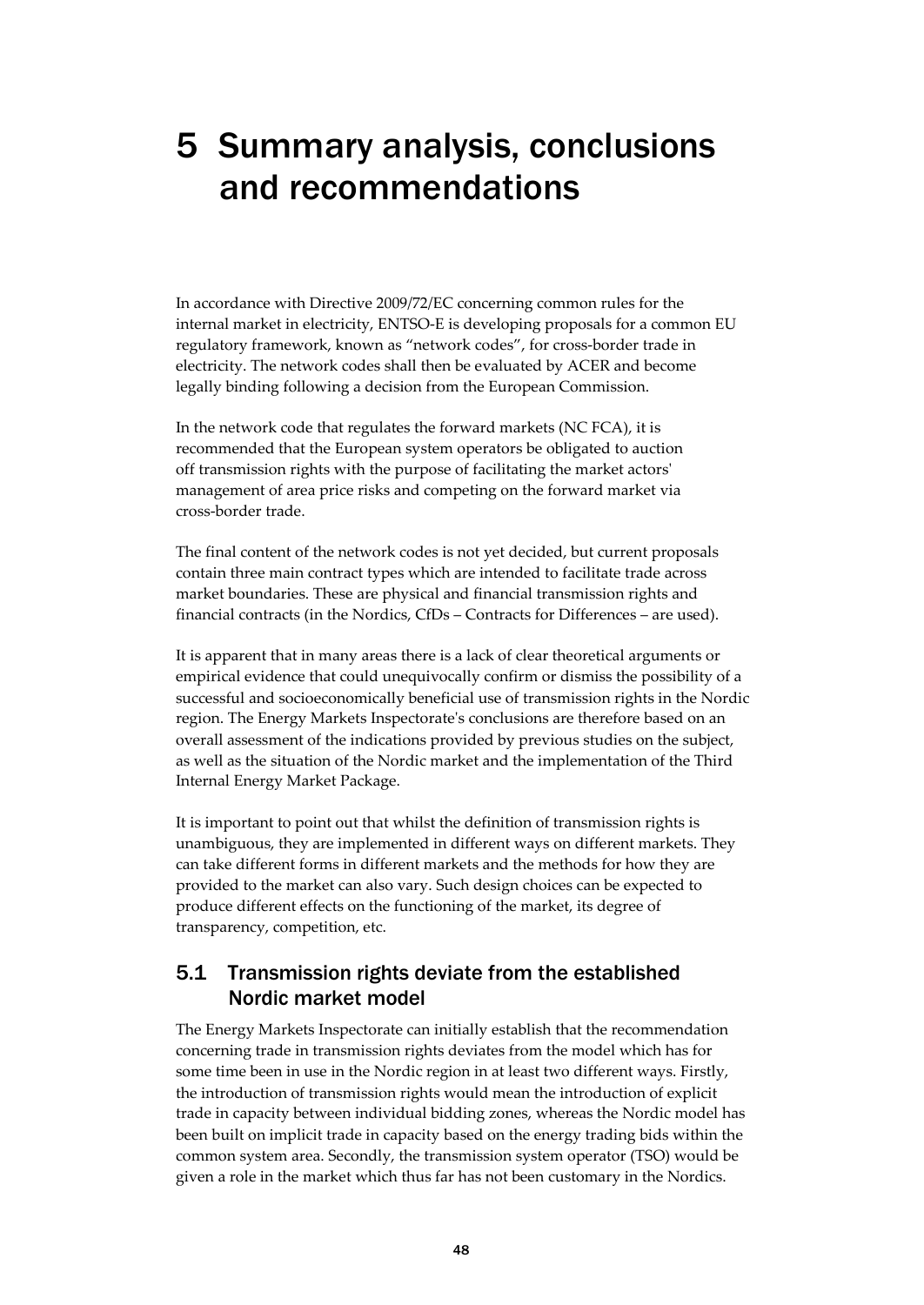# 5 Summary analysis, conclusions and recommendations

In accordance with Directive 2009/72/EC concerning common rules for the internal market in electricity, ENTSO-E is developing proposals for a common EU regulatory framework, known as "network codes", for cross-border trade in electricity. The network codes shall then be evaluated by ACER and become legally binding following a decision from the European Commission.

In the network code that regulates the forward markets (NC FCA), it is recommended that the European system operators be obligated to auction off transmission rights with the purpose of facilitating the market actors' management of area price risks and competing on the forward market via cross-border trade.

The final content of the network codes is not yet decided, but current proposals contain three main contract types which are intended to facilitate trade across market boundaries. These are physical and financial transmission rights and financial contracts (in the Nordics, CfDs – Contracts for Differences – are used).

It is apparent that in many areas there is a lack of clear theoretical arguments or empirical evidence that could unequivocally confirm or dismiss the possibility of a successful and socioeconomically beneficial use of transmission rights in the Nordic region. The Energy Markets Inspectorate's conclusions are therefore based on an overall assessment of the indications provided by previous studies on the subject, as well as the situation of the Nordic market and the implementation of the Third Internal Energy Market Package.

It is important to point out that whilst the definition of transmission rights is unambiguous, they are implemented in different ways on different markets. They can take different forms in different markets and the methods for how they are provided to the market can also vary. Such design choices can be expected to produce different effects on the functioning of the market, its degree of transparency, competition, etc.

## 5.1 Transmission rights deviate from the established Nordic market model

The Energy Markets Inspectorate can initially establish that the recommendation concerning trade in transmission rights deviates from the model which has for some time been in use in the Nordic region in at least two different ways. Firstly, the introduction of transmission rights would mean the introduction of explicit trade in capacity between individual bidding zones, whereas the Nordic model has been built on implicit trade in capacity based on the energy trading bids within the common system area. Secondly, the transmission system operator (TSO) would be given a role in the market which thus far has not been customary in the Nordics.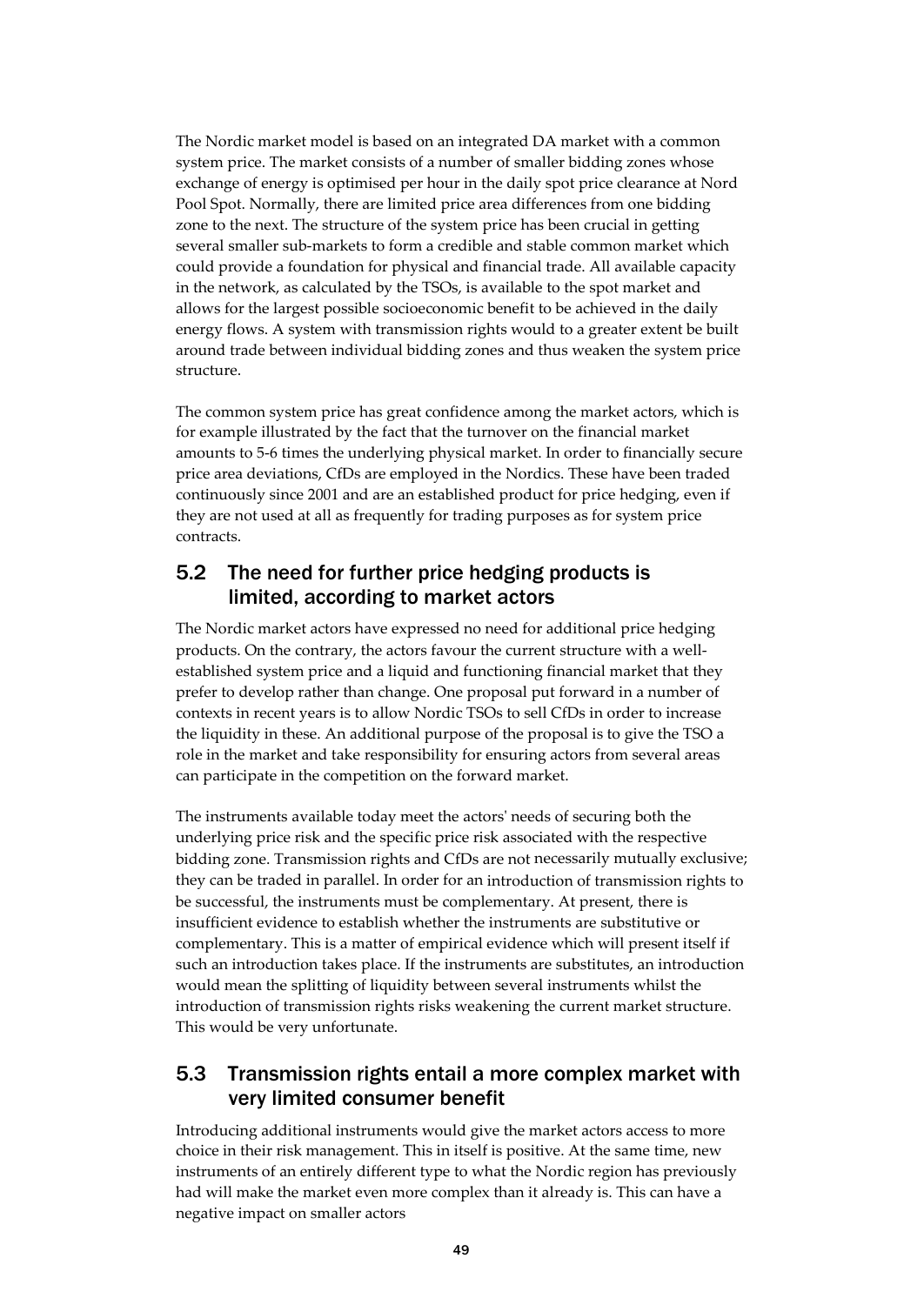The Nordic market model is based on an integrated DA market with a common system price. The market consists of a number of smaller bidding zones whose exchange of energy is optimised per hour in the daily spot price clearance at Nord Pool Spot. Normally, there are limited price area differences from one bidding zone to the next. The structure of the system price has been crucial in getting several smaller sub-markets to form a credible and stable common market which could provide a foundation for physical and financial trade. All available capacity in the network, as calculated by the TSOs, is available to the spot market and allows for the largest possible socioeconomic benefit to be achieved in the daily energy flows. A system with transmission rights would to a greater extent be built around trade between individual bidding zones and thus weaken the system price structure.

The common system price has great confidence among the market actors, which is for example illustrated by the fact that the turnover on the financial market amounts to 5-6 times the underlying physical market. In order to financially secure price area deviations, CfDs are employed in the Nordics. These have been traded continuously since 2001 and are an established product for price hedging, even if they are not used at all as frequently for trading purposes as for system price contracts.

## 5.2 The need for further price hedging products is limited, according to market actors

The Nordic market actors have expressed no need for additional price hedging products. On the contrary, the actors favour the current structure with a well-established system price and a liquid and functioning financial market that they prefer to develop rather than change. One proposal put forward in a number of contexts in recent years is to allow Nordic TSOs to sell CfDs in order to increase the liquidity in these. An additional purpose of the proposal is to give the TSO a role in the market and take responsibility for ensuring actors from several areas can participate in the competition on the forward market.

The instruments available today meet the actors' needs of securing both the underlying price risk and the specific price risk associated with the respective bidding zone. Transmission rights and CfDs are not necessarily mutually exclusive; they can be traded in parallel. In order for an introduction of transmission rights to be successful, the instruments must be complementary. At present, there is insufficient evidence to establish whether the instruments are substitutive or complementary. This is a matter of empirical evidence which will present itself if such an introduction takes place. If the instruments are substitutes, an introduction would mean the splitting of liquidity between several instruments whilst the introduction of transmission rights risks weakening the current market structure. This would be very unfortunate.

## 5.3 Transmission rights entail a more complex market with very limited consumer benefit

Introducing additional instruments would give the market actors access to more choice in their risk management. This in itself is positive. At the same time, new instruments of an entirely different type to what the Nordic region has previously had will make the market even more complex than it already is. This can have a negative impact on smaller actors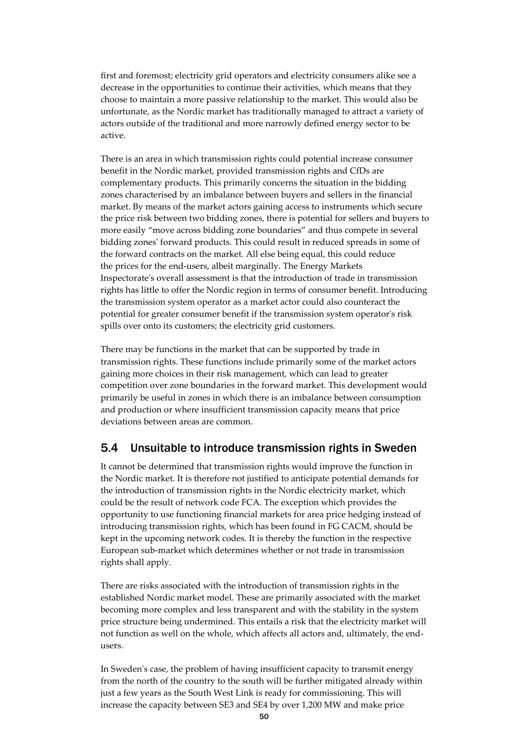first and foremost; electricity grid operators and electricity consumers alike see a decrease in the opportunities to continue their activities, which means that they choose to maintain a more passive relationship to the market. This would also be unfortunate, as the Nordic market has traditionally managed to attract a variety of actors outside of the traditional and more narrowly defined energy sector to be active.

There is an area in which transmission rights could potential increase consumer benefit in the Nordic market, provided transmission rights and CfDs are complementary products. This primarily concerns the situation in the bidding zones characterised by an imbalance between buyers and sellers in the financial market. By means of the market actors gaining access to instruments which secure the price risk between two bidding zones, there is potential for sellers and buyers to more easily "move across bidding zone boundaries" and thus compete in several bidding zones' forward products. This could result in reduced spreads in some of the forward contracts on the market. All else being equal, this could reduce the prices for the end-users, albeit marginally. The Energy Markets Inspectorate's overall assessment is that the introduction of trade in transmission rights has little to offer the Nordic region in terms of consumer benefit. Introducing the transmission system operator as a market actor could also counteract the potential for greater consumer benefit if the transmission system operator's risk spills over onto its customers; the electricity grid customers.

There may be functions in the market that can be supported by trade in transmission rights. These functions include primarily some of the market actors gaining more choices in their risk management, which can lead to greater competition over zone boundaries in the forward market. This development would primarily be useful in zones in which there is an imbalance between consumption and production or where insufficient transmission capacity means that price deviations between areas are common.

## 5.4 Unsuitable to introduce transmission rights in Sweden

It cannot be determined that transmission rights would improve the function in the Nordic market. It is therefore not justified to anticipate potential demands for the introduction of transmission rights in the Nordic electricity market, which could be the result of network code FCA. The exception which provides the opportunity to use functioning financial markets for area price hedging instead of introducing transmission rights, which has been found in FG CACM, should be kept in the upcoming network codes. It is thereby the function in the respective European sub-market which determines whether or not trade in transmission rights shall apply.

There are risks associated with the introduction of transmission rights in the established Nordic market model. These are primarily associated with the market becoming more complex and less transparent and with the stability in the system price structure being undermined. This entails a risk that the electricity market will not function as well on the whole, which affects all actors and, ultimately, the end-users.

In Sweden's case, the problem of having insufficient capacity to transmit energy from the north of the country to the south will be further mitigated already within just a few years as the South West Link is ready for commissioning. This will increase the capacity between SE3 and SE4 by over 1,200 MW and make price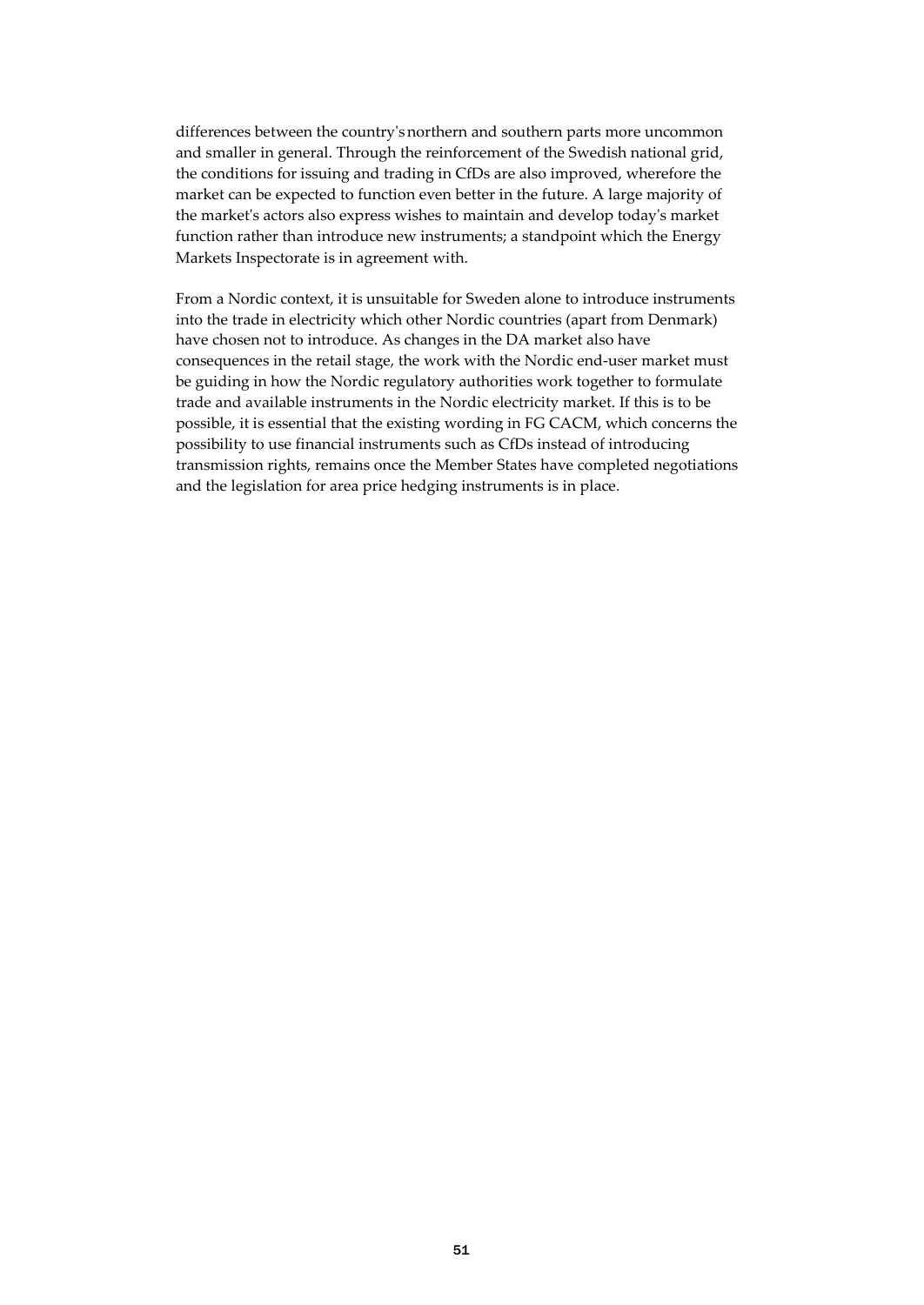differences between the country's northern and southern parts more uncommon and smaller in general. Through the reinforcement of the Swedish national grid, the conditions for issuing and trading in CfDs are also improved, wherefore the market can be expected to function even better in the future. A large majority of the market's actors also express wishes to maintain and develop today's market function rather than introduce new instruments; a standpoint which the Energy Markets Inspectorate is in agreement with.

From a Nordic context, it is unsuitable for Sweden alone to introduce instruments into the trade in electricity which other Nordic countries (apart from Denmark) have chosen not to introduce. As changes in the DA market also have consequences in the retail stage, the work with the Nordic end-user market must be guiding in how the Nordic regulatory authorities work together to formulate trade and available instruments in the Nordic electricity market. If this is to be possible, it is essential that the existing wording in FG CACM, which concerns the possibility to use financial instruments such as CfDs instead of introducing transmission rights, remains once the Member States have completed negotiations and the legislation for area price hedging instruments is in place.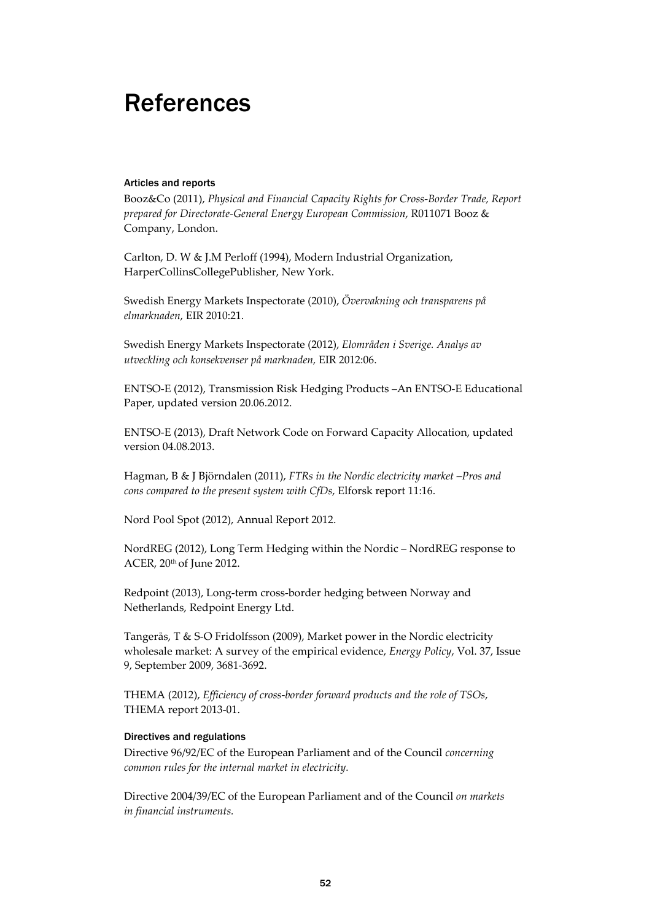# References

### Articles and reports

Booz&Co (2011), *Physical and Financial Capacity Rights for Cross-Border Trade, Report prepared for Directorate-General Energy European Commission*, R011071 Booz & Company, London.

Carlton, D. W & J.M Perloff (1994), Modern Industrial Organization, HarperCollinsCollegePublisher, New York.

Swedish Energy Markets Inspectorate (2010), *Övervakning och transparens på elmarknaden*, EIR 2010:21.

Swedish Energy Markets Inspectorate (2012), *Elområden i Sverige. Analys av utveckling och konsekvenser på marknaden,* EIR 2012:06.

ENTSO-E (2012), Transmission Risk Hedging Products –An ENTSO-E Educational Paper, updated version 20.06.2012.

ENTSO-E (2013), Draft Network Code on Forward Capacity Allocation, updated version 04.08.2013.

Hagman, B & J Björndalen (2011), *FTRs in the Nordic electricity market –Pros and cons compared to the present system with CfDs*, Elforsk report 11:16.

Nord Pool Spot (2012), Annual Report 2012.

NordREG (2012), Long Term Hedging within the Nordic – NordREG response to ACER, 20th of June 2012.

Redpoint (2013), Long-term cross-border hedging between Norway and Netherlands, Redpoint Energy Ltd.

Tangerås, T & S-O Fridolfsson (2009), Market power in the Nordic electricity wholesale market: A survey of the empirical evidence, *Energy Policy*, Vol. 37, Issue 9, September 2009, 3681-3692.

THEMA (2012), *Efficiency of cross-border forward products and the role of TSOs*, THEMA report 2013-01.

### Directives and regulations

Directive 96/92/EC of the European Parliament and of the Council *concerning common rules for the internal market in electricity.*

Directive 2004/39/EC of the European Parliament and of the Council *on markets in financial instruments.*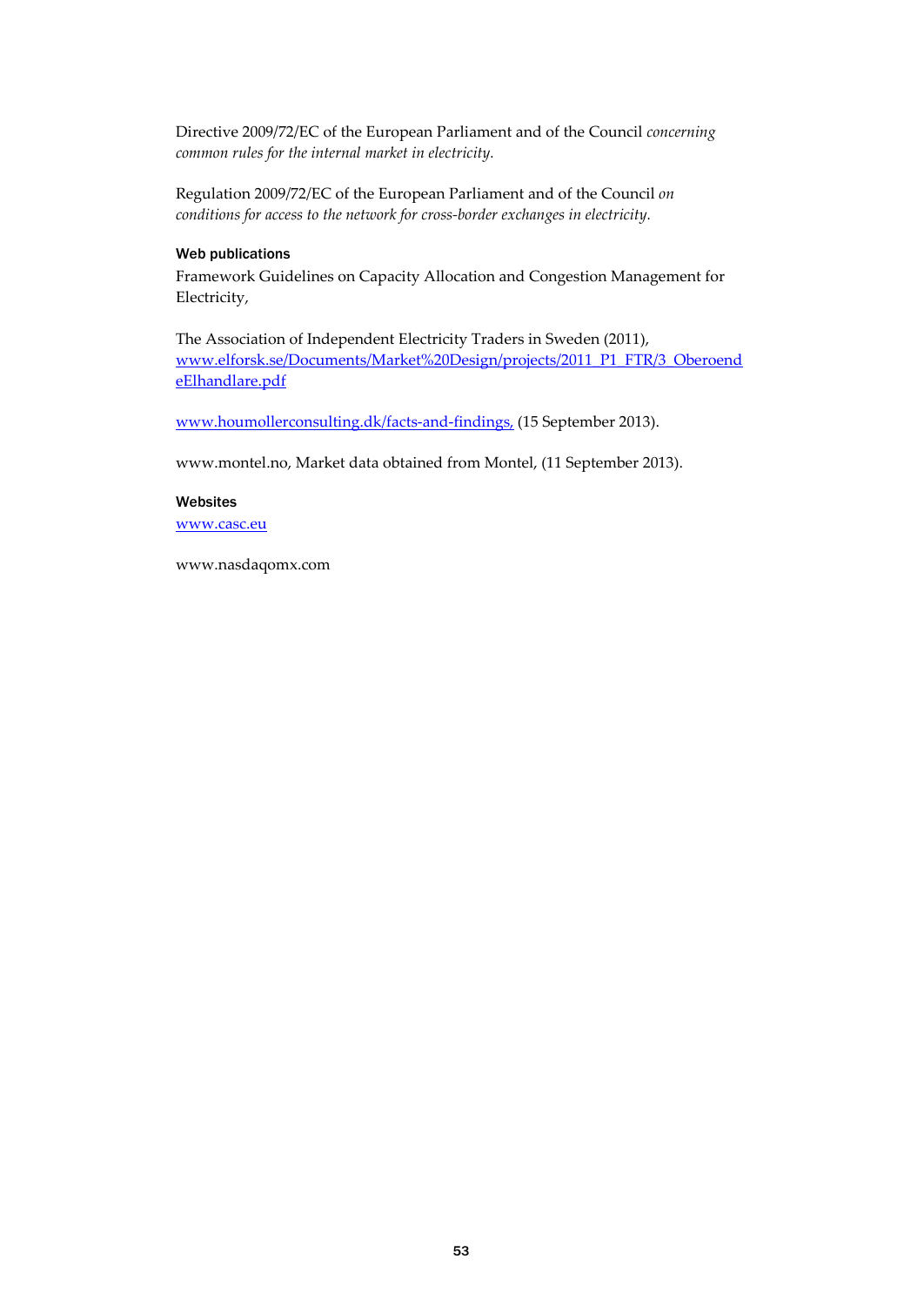Directive 2009/72/EC of the European Parliament and of the Council *concerning common rules for the internal market in electricity.*

Regulation 2009/72/EC of the European Parliament and of the Council *on conditions for access to the network for cross-border exchanges in electricity.*

#### Web publications

Framework Guidelines on Capacity Allocation and Congestion Management for Electricity,

The Association of Independent Electricity Traders in Sweden (2011), [www.elforsk.se/Documents/Market%20Design/projects/2011_P1_FTR/3_OberoendeElhandlare.pdf](www.elforsk.se/Documents/Market%20Design/projects/2011_P1_FTR/3_OberoendeElhandlare.pdf)

[www.houmollerconsulting.dk/facts-and-findings,](www.houmollerconsulting.dk/facts-and-findings) (15 September 2013).

www.montel.no, Market data obtained from Montel, (11 September 2013).

#### Websites

[www.casc.eu](www.casc.eu)

www.nasdaqomx.com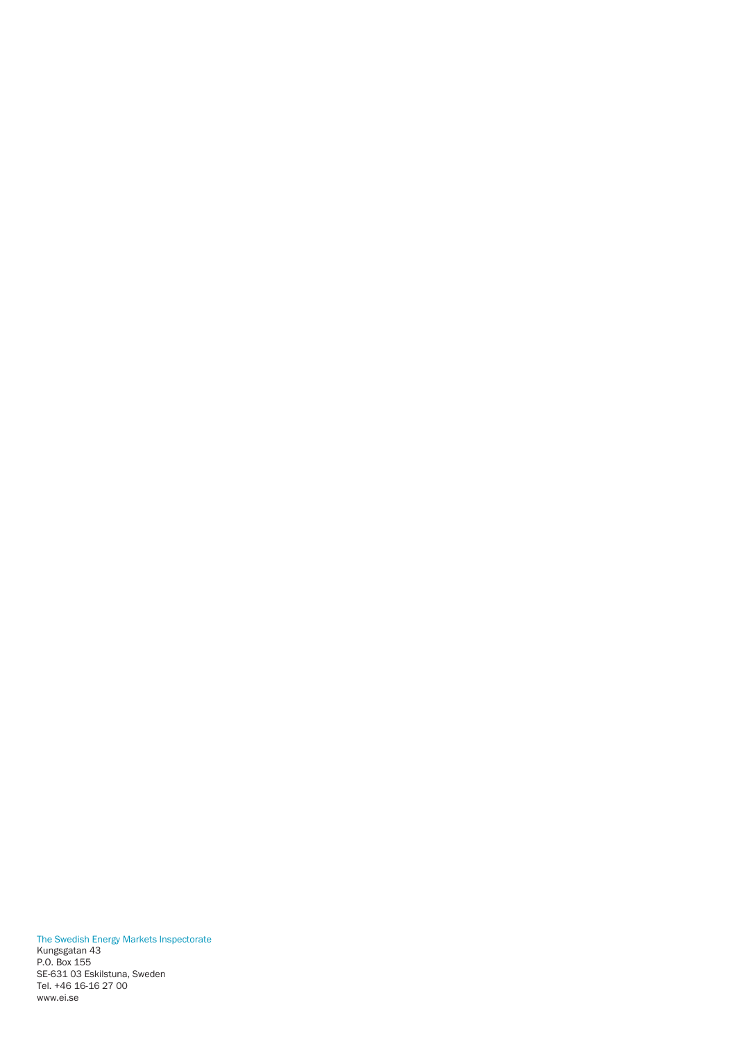The Swedish Energy Markets Inspectorate
Kungsgatan 43
P.O. Box 155
SE-631 03 Eskilstuna, Sweden
Tel. +46 16-16 27 00
www.ei.se